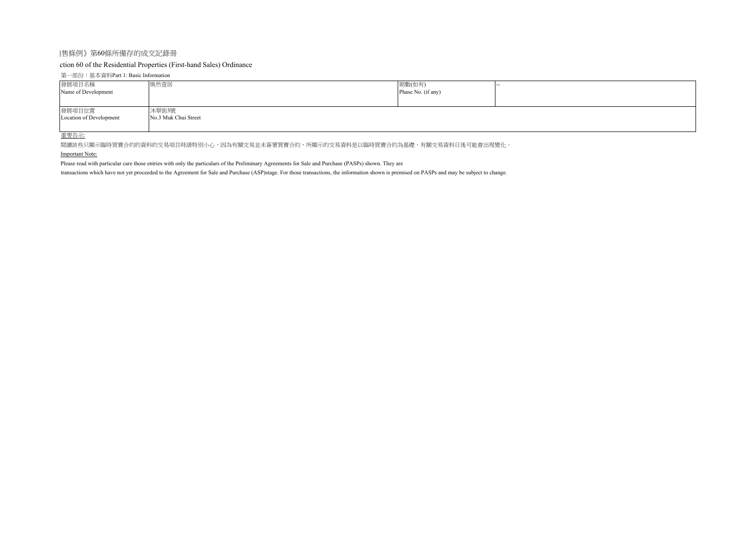# 售條例》第60條所備存的成交記錄冊

## ction 60 of the Residential Properties (First-hand Sales) Ordinance

第一部份：基本資料Part 1: Basic Information

| 發展項目名稱<br>Name of Development | 煥然壹居 | 期數(如有)<br>Phase No. (if any) | -- |
| --- | --- | --- | --- |
| 發展項目位置<br>Location of Development | 沐翠街3號<br>No.3 Muk Chui Street | | |

重要告示:

閱讀該些只顯示臨時買賣合約的資料的交易項目時請特別小心，因為有關交易並未簽署買賣合約，所顯示的交易資料是以臨時買賣合約為基礎，有關交易資料日後可能會出現變化。

Important Note:

Please read with particular care those entries with only the particulars of the Preliminary Agreements for Sale and Purchase (PASPs) shown. They are

transactions which have not yet proceeded to the Agreement for Sale and Purchase (ASP)stage. For those transactions, the information shown is premised on PASPs and may be subject to change.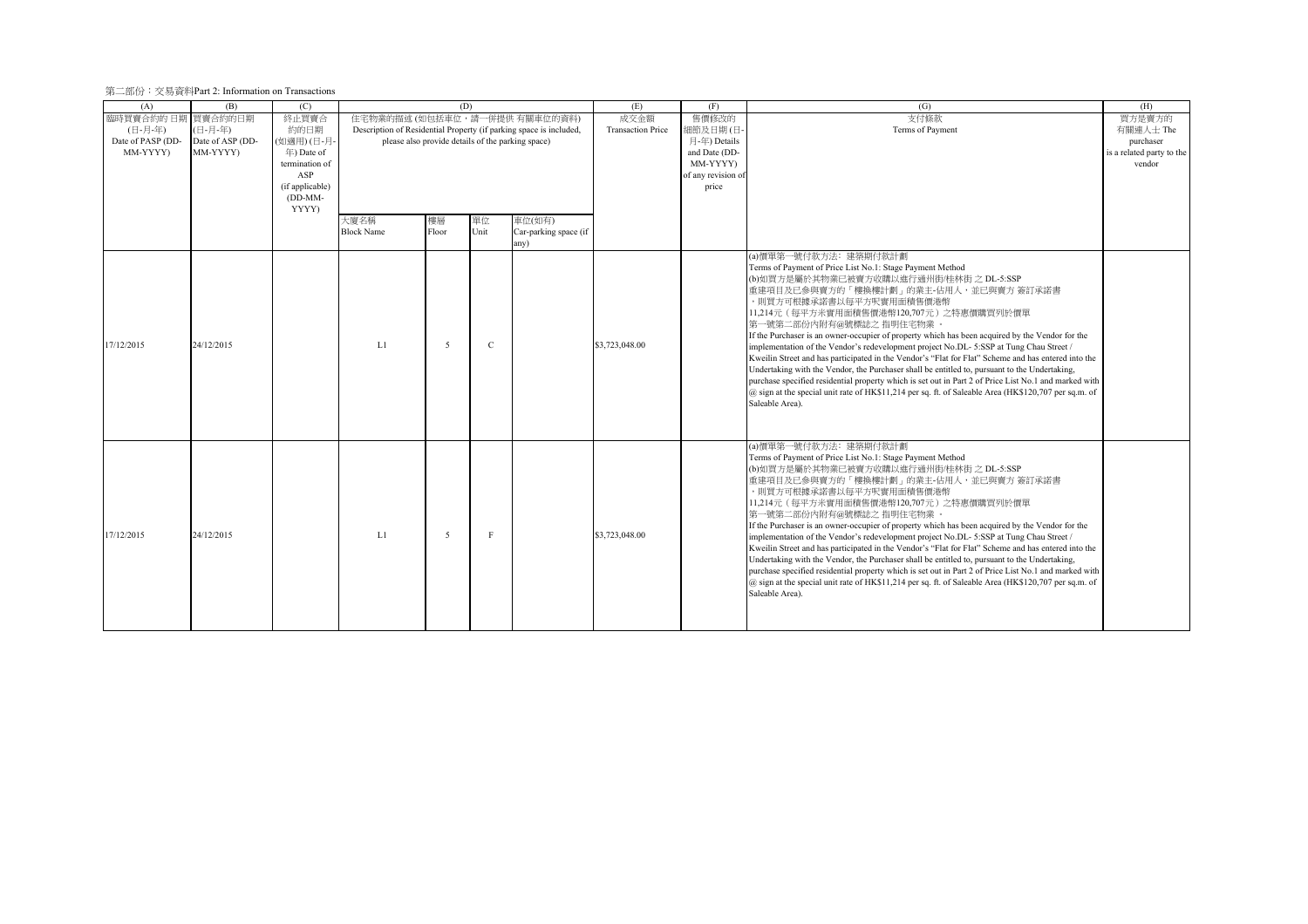第二部份：交易資料Part 2: Information on Transactions

| (A) | (B) | (C) | (D) | | | | (E) | (F) | (G) | (H) |
|---|---|---|---|---|---|---|---|---|---|---|
| 臨時買賣合約的 日期 (日-月-年) Date of PASP (DD-MM-YYYY) | 買賣合約的日期 (日-月-年) Date of ASP (DD-MM-YYYY) | 終止買賣合約的日期 (如適用) (日-月-年) Date of termination of ASP (if applicable) (DD-MM-YYYY) | 住宅物業的描述 (如包括車位，請一併提供 有關車位的資料) Description of Residential Property (if parking space is included, please also provide details of the parking space) | | | | 成交金額 Transaction Price | 售價修改的細節及日期 (日-月-年) Details and Date (DD-MM-YYYY) of any revision of price | 支付條款 Terms of Payment | 買方是賣方的有關連人士 The purchaser is a related party to the vendor |
| | | | 大廈名稱 Block Name | 樓層 Floor | 單位 Unit | 車位(如有) Car-parking space (if any) | | | | |
| 17/12/2015 | 24/12/2015 | | L1 | 5 | C | | $3,723,048.00 | | (a)價單第一號付款方法：建築期付款計劃<br>Terms of Payment of Price List No.1: Stage Payment Method<br>(b)如買方是屬於其物業已被賣方收購以進行通州街/桂林街 之 DL-5:SSP 重建項目及已參與賣方的「樓換樓計劃」的業主-佔用人，並已與賣方 簽訂承諾書，則買方可根據承諾書以每平方呎實用面積售價港幣11,214元（每平方米實用面積售價港幣120,707元）之特惠價購買列於價單第一號第二部份內附有@號標誌之 指明住宅物業 。<br>If the Purchaser is an owner-occupier of property which has been acquired by the Vendor for the implementation of the Vendor's redevelopment project No.DL- 5:SSP at Tung Chau Street / Kweilin Street and has participated in the Vendor's "Flat for Flat" Scheme and has entered into the Undertaking with the Vendor, the Purchaser shall be entitled to, pursuant to the Undertaking, purchase specified residential property which is set out in Part 2 of Price List No.1 and marked with @ sign at the special unit rate of HK$11,214 per sq. ft. of Saleable Area (HK$120,707 per sq.m. of Saleable Area). | |
| 17/12/2015 | 24/12/2015 | | L1 | 5 | F | | $3,723,048.00 | | (a)價單第一號付款方法：建築期付款計劃<br>Terms of Payment of Price List No.1: Stage Payment Method<br>(b)如買方是屬於其物業已被賣方收購以進行通州街/桂林街 之 DL-5:SSP 重建項目及已參與賣方的「樓換樓計劃」的業主-佔用人，並已與賣方 簽訂承諾書，則買方可根據承諾書以每平方呎實用面積售價港幣11,214元（每平方米實用面積售價港幣120,707元）之特惠價購買列於價單第一號第二部份內附有@號標誌之 指明住宅物業 。<br>If the Purchaser is an owner-occupier of property which has been acquired by the Vendor for the implementation of the Vendor's redevelopment project No.DL- 5:SSP at Tung Chau Street / Kweilin Street and has participated in the Vendor's "Flat for Flat" Scheme and has entered into the Undertaking with the Vendor, the Purchaser shall be entitled to, pursuant to the Undertaking, purchase specified residential property which is set out in Part 2 of Price List No.1 and marked with @ sign at the special unit rate of HK$11,214 per sq. ft. of Saleable Area (HK$120,707 per sq.m. of Saleable Area). | |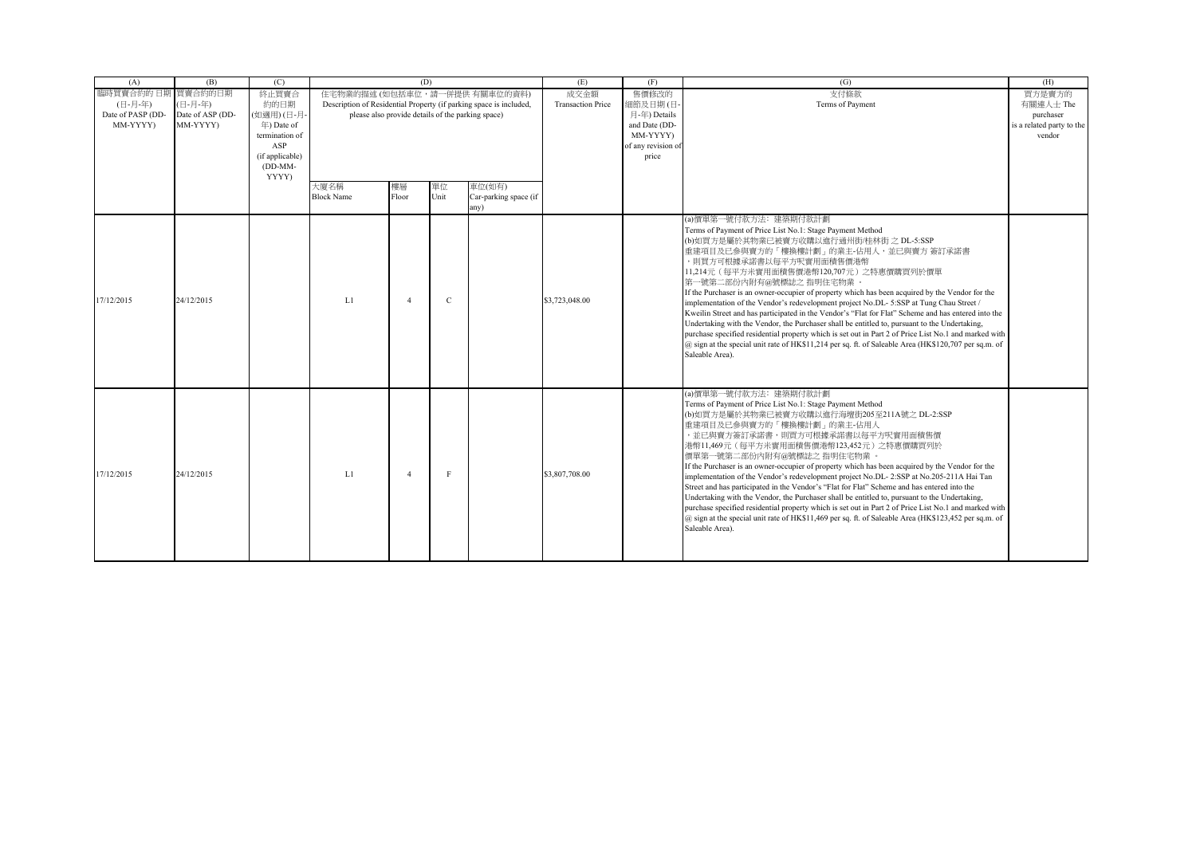| (A) | (B) | (C) | (D) | | | | (E) | (F) | (G) | (H) |
|---|---|---|---|---|---|---|---|---|---|---|
| 臨時買賣合約的 日期 (日-月-年) Date of PASP (DD-MM-YYYY) | 買賣合約的日期 (日-月-年) Date of ASP (DD-MM-YYYY) | 終止買賣合約的日期 (如適用) (日-月-年) Date of termination of ASP (if applicable) (DD-MM-YYYY) | 住宅物業的描述 (如包括車位，請一併提供 有關車位的資料) Description of Residential Property (if parking space is included, please also provide details of the parking space) | | | | 成交金額 Transaction Price | 售價修改的細節及日期 (日-月-年) Details and Date (DD-MM-YYYY) of any revision of price | 支付條款 Terms of Payment | 買方是賣方的有關連人士 The purchaser is a related party to the vendor |
| | | | 大廈名稱 Block Name | 樓層 Floor | 單位 Unit | 車位(如有) Car-parking space (if any) | | | | |
| 17/12/2015 | 24/12/2015 | | L1 | 4 | C | | $3,723,048.00 | | (a)價單第一號付款方法: 建築期付款計劃<br>Terms of Payment of Price List No.1: Stage Payment Method<br>(b)如買方是屬於其物業已被賣方收購以進行通州街/桂林街 之 DL-5:SSP 重建項目及已參與賣方的「樓換樓計劃」的業主-佔用人，並已與賣方 簽訂承諾書，則買方可根據承諾書以每平方呎實用面積售價港幣11,214元（每平方米實用面積售價港幣120,707元）之特惠價購買列於價單第一號第二部份內附有@號標誌之 指明住宅物業 。<br>If the Purchaser is an owner-occupier of property which has been acquired by the Vendor for the implementation of the Vendor's redevelopment project No.DL- 5:SSP at Tung Chau Street / Kweilin Street and has participated in the Vendor's "Flat for Flat" Scheme and has entered into the Undertaking with the Vendor, the Purchaser shall be entitled to, pursuant to the Undertaking, purchase specified residential property which is set out in Part 2 of Price List No.1 and marked with @ sign at the special unit rate of HK$11,214 per sq. ft. of Saleable Area (HK$120,707 per sq.m. of Saleable Area). | |
| 17/12/2015 | 24/12/2015 | | L1 | 4 | F | | $3,807,708.00 | | (a)價單第一號付款方法: 建築期付款計劃<br>Terms of Payment of Price List No.1: Stage Payment Method<br>(b)如買方是屬於其物業已被賣方收購以進行海壇街205至211A號之 DL-2:SSP 重建項目及已參與賣方的「樓換樓計劃」的業主-佔用人，並已與賣方簽訂承諾書，則買方可根據承諾書以每平方呎實用面積售價港幣11,469元（每平方米實用面積售價港幣123,452元）之特惠價購買列於價單第一號第二部份內附有@號標誌之 指明住宅物業 。<br>If the Purchaser is an owner-occupier of property which has been acquired by the Vendor for the implementation of the Vendor's redevelopment project No.DL- 2:SSP at No.205-211A Hai Tan Street and has participated in the Vendor's "Flat for Flat" Scheme and has entered into the Undertaking with the Vendor, the Purchaser shall be entitled to, pursuant to the Undertaking, purchase specified residential property which is set out in Part 2 of Price List No.1 and marked with @ sign at the special unit rate of HK$11,469 per sq. ft. of Saleable Area (HK$123,452 per sq.m. of Saleable Area). | |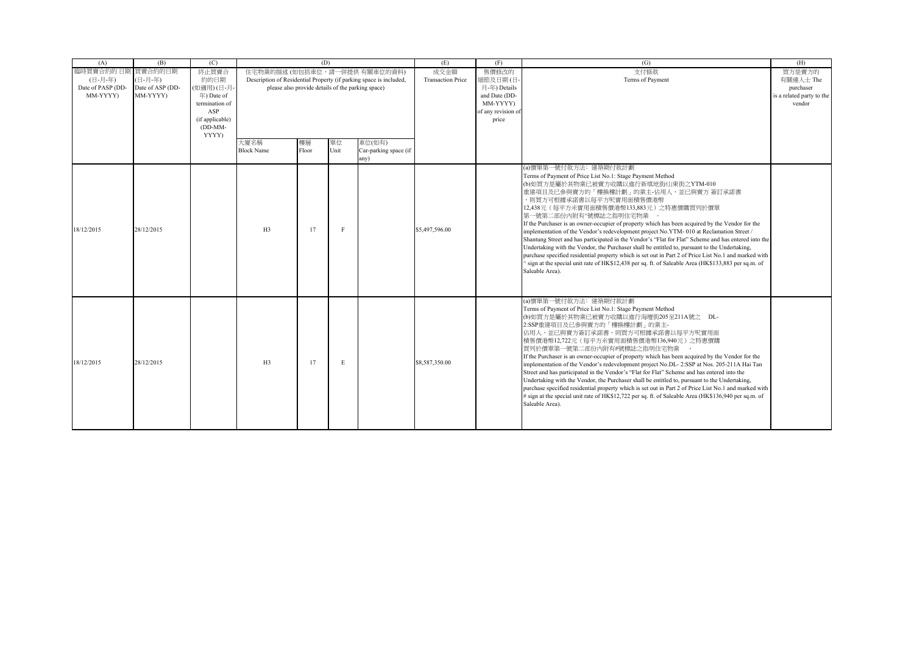| (A) | (B) | (C) | (D) | | | | (E) | (F) | (G) | (H) |
|---|---|---|---|---|---|---|---|---|---|---|
| 臨時買賣合約的 日期 (日-月-年) Date of PASP (DD-MM-YYYY) | 買賣合約的日期 (日-月-年) Date of ASP (DD-MM-YYYY) | 終止買賣合約的日期 (如適用) (日-月-年) Date of termination of ASP (if applicable) (DD-MM-YYYY) | 住宅物業的描述 (如包括車位，請一併提供 有關車位的資料) Description of Residential Property (if parking space is included, please also provide details of the parking space) | | | | 成交金額 Transaction Price | 售價修改的細節及日期 (日-月-年) Details and Date (DD-MM-YYYY) of any revision of price | 支付條款 Terms of Payment | 買方是賣方的有關連人士 The purchaser is a related party to the vendor |
| | | | 大廈名稱 Block Name | 樓層 Floor | 單位 Unit | 車位(如有) Car-parking space (if any) | | | | |
| 18/12/2015 | 28/12/2015 | | H3 | 17 | F | | $5,497,596.00 | | (a)價單第一號付款方法: 建築期付款計劃 Terms of Payment of Price List No.1: Stage Payment Method (b)如買方是屬於其物業已被賣方收購以進行新填地街/山東街之YTM-010 重建項目及已參與賣方的「樓換樓計劃」的業主-佔用人，並已與賣方 簽訂承諾書，則買方可根據承諾書以每平方呎實用面積售價港幣 12,438元（每平方米實用面積售價港幣133,883元）之特惠價購買列於價單第一號第二部份內附有^號標誌之指明住宅物業 。 If the Purchaser is an owner-occupier of property which has been acquired by the Vendor for the implementation of the Vendor's redevelopment project No.YTM- 010 at Reclamation Street / Shantung Street and has participated in the Vendor's "Flat for Flat" Scheme and has entered into the Undertaking with the Vendor, the Purchaser shall be entitled to, pursuant to the Undertaking, purchase specified residential property which is set out in Part 2 of Price List No.1 and marked with ^ sign at the special unit rate of HK$12,438 per sq. ft. of Saleable Area (HK$133,883 per sq.m. of Saleable Area). | |
| 18/12/2015 | 28/12/2015 | | H3 | 17 | E | | $8,587,350.00 | | (a)價單第一號付款方法: 建築期付款計劃 Terms of Payment of Price List No.1: Stage Payment Method (b)如買方是屬於其物業已被賣方收購以進行海壇街205至211A號之 DL-2:SSP重建項目及已參與賣方的「樓換樓計劃」的業主-佔用人，並已與賣方簽訂承諾書，則買方可根據承諾書以每平方呎實用面積售價港幣12,722元（每平方米實用面積售價港幣136,940元）之特惠價購買列於價單第一號第二部份內附有#號標誌之指明住宅物業 。 If the Purchaser is an owner-occupier of property which has been acquired by the Vendor for the implementation of the Vendor's redevelopment project No.DL- 2:SSP at Nos. 205-211A Hai Tan Street and has participated in the Vendor's "Flat for Flat" Scheme and has entered into the Undertaking with the Vendor, the Purchaser shall be entitled to, pursuant to the Undertaking, purchase specified residential property which is set out in Part 2 of Price List No.1 and marked with # sign at the special unit rate of HK$12,722 per sq. ft. of Saleable Area (HK$136,940 per sq.m. of Saleable Area). | |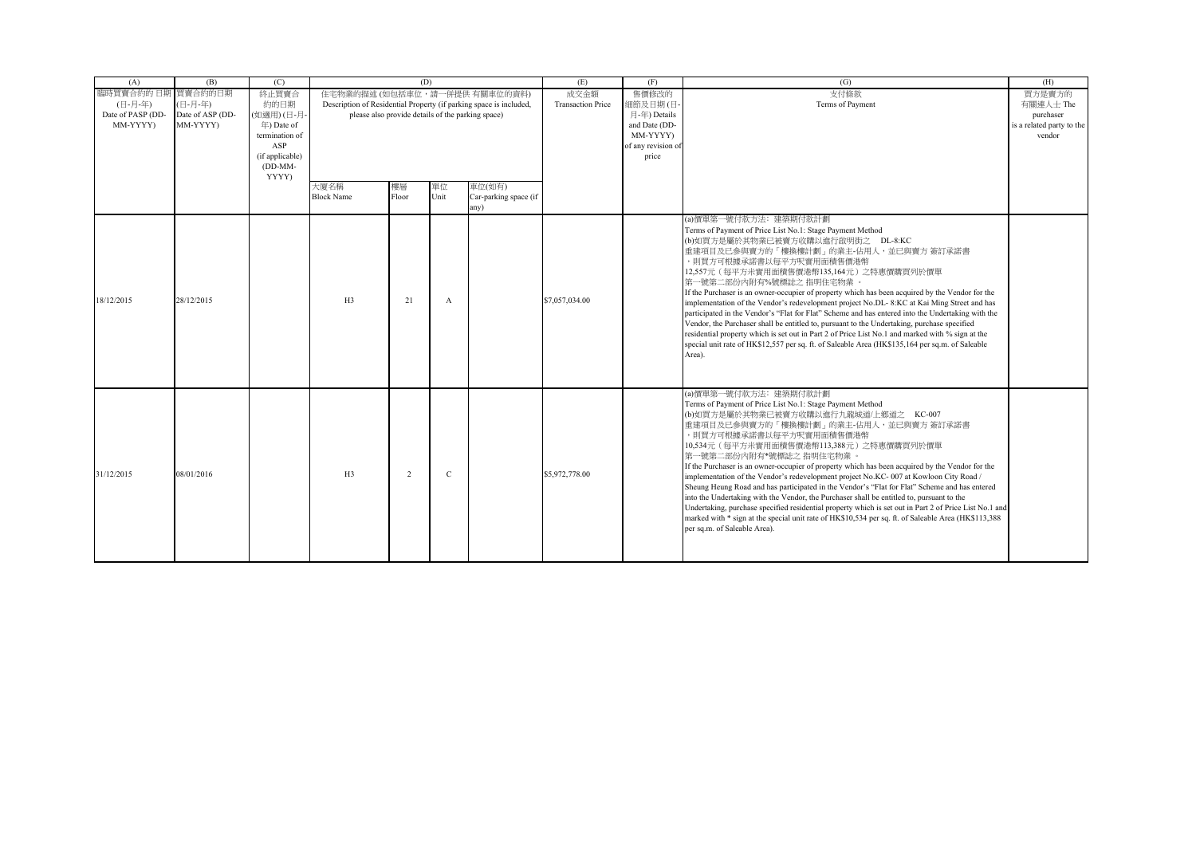| (A) | (B) | (C) | (D) | | | | (E) | (F) | (G) | (H) |
|---|---|---|---|---|---|---|---|---|---|---|
| 臨時買賣合約的 日期 (日-月-年) Date of PASP (DD-MM-YYYY) | 買賣合約的日期 (日-月-年) Date of ASP (DD-MM-YYYY) | 終止買賣合約的日期 (如適用) (日-月-年) Date of termination of ASP (if applicable) (DD-MM-YYYY) | 住宅物業的描述 (如包括車位，請一併提供 有關車位的資料) Description of Residential Property (if parking space is included, please also provide details of the parking space) | | | | 成交金額 Transaction Price | 售價修改的細節及日期 (日-月-年) Details and Date (DD-MM-YYYY) of any revision of price | 支付條款 Terms of Payment | 買方是賣方的有關連人士 The purchaser is a related party to the vendor |
| | | | 大廈名稱 Block Name | 樓層 Floor | 單位 Unit | 車位(如有) Car-parking space (if any) | | | | |
| 18/12/2015 | 28/12/2015 | | H3 | 21 | A | | $7,057,034.00 | | (a)價單第一號付款方法: 建築期付款計劃 Terms of Payment of Price List No.1: Stage Payment Method (b)如買方是屬於其物業已被賣方收購以進行啟明街之 DL-8:KC 重建項目及已參與賣方的「樓換樓計劃」的業主-佔用人，並已與賣方 簽訂承諾書 ，則買方可根據承諾書以每平方呎實用面積售價港幣 12,557元（每平方米實用面積售價港幣135,164元）之特惠價購買列於價單 第一號第二部份內附有%號標誌之 指明住宅物業 。 If the Purchaser is an owner-occupier of property which has been acquired by the Vendor for the implementation of the Vendor's redevelopment project No.DL- 8:KC at Kai Ming Street and has participated in the Vendor's "Flat for Flat" Scheme and has entered into the Undertaking with the Vendor, the Purchaser shall be entitled to, pursuant to the Undertaking, purchase specified residential property which is set out in Part 2 of Price List No.1 and marked with % sign at the special unit rate of HK$12,557 per sq. ft. of Saleable Area (HK$135,164 per sq.m. of Saleable Area). | |
| 31/12/2015 | 08/01/2016 | | H3 | 2 | C | | $5,972,778.00 | | (a)價單第一號付款方法: 建築期付款計劃 Terms of Payment of Price List No.1: Stage Payment Method (b)如買方是屬於其物業已被賣方收購以進行九龍城道/上鄉道之 KC-007 重建項目及已參與賣方的「樓換樓計劃」的業主-佔用人，並已與賣方 簽訂承諾書 ，則買方可根據承諾書以每平方呎實用面積售價港幣 10,534元（每平方米實用面積售價港幣113,388元）之特惠價購買列於價單 第一號第二部份內附有*號標誌之 指明住宅物業 。 If the Purchaser is an owner-occupier of property which has been acquired by the Vendor for the implementation of the Vendor's redevelopment project No.KC- 007 at Kowloon City Road / Sheung Heung Road and has participated in the Vendor's "Flat for Flat" Scheme and has entered into the Undertaking with the Vendor, the Purchaser shall be entitled to, pursuant to the Undertaking, purchase specified residential property which is set out in Part 2 of Price List No.1 and marked with * sign at the special unit rate of HK$10,534 per sq. ft. of Saleable Area (HK$113,388 per sq.m. of Saleable Area). | |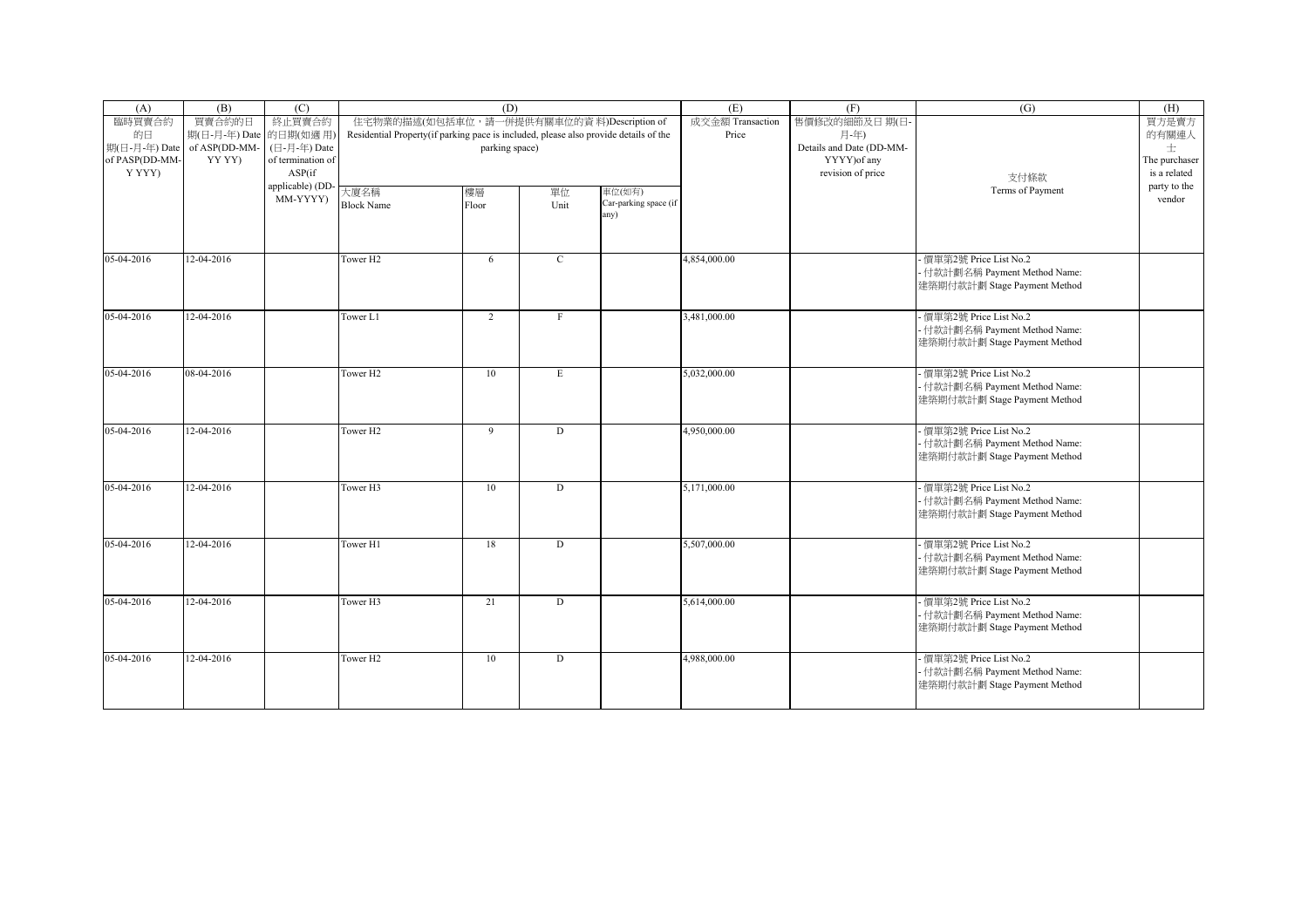| (A) | (B) | (C) | (D) | | | | (E) | (F) | (G) | (H) |
|---|---|---|---|---|---|---|---|---|---|---|
| 臨時買賣合約的日期(日-月-年) Date of PASP(DD-MM-YYYY) | 買賣合約的日期(日-月-年) Date of ASP(DD-MM-YYYY) | 終止買賣合約的日期(如適用)(日-月-年) Date of termination of ASP(if applicable) (DD-MM-YYYY) | 住宅物業的描述(如包括車位，請一併提供有關車位的資料)Description of Residential Property(if parking pace is included, please also provide details of the parking space) | | | | 成交金額 Transaction Price | 售價修改的細節及日期(日-月-年) Details and Date (DD-MM-YYYY)of any revision of price | 支付條款 Terms of Payment | 買方是賣方的有關連人士 The purchaser is a related party to the vendor |
| | | | 大廈名稱 Block Name | 樓層 Floor | 單位 Unit | 車位(如有) Car-parking space (if any) | | | | |
| 05-04-2016 | 12-04-2016 | | Tower H2 | 6 | C | | 4,854,000.00 | | - 價單第2號 Price List No.2<br>- 付款計劃名稱 Payment Method Name: 建築期付款計劃 Stage Payment Method | |
| 05-04-2016 | 12-04-2016 | | Tower L1 | 2 | F | | 3,481,000.00 | | - 價單第2號 Price List No.2<br>- 付款計劃名稱 Payment Method Name: 建築期付款計劃 Stage Payment Method | |
| 05-04-2016 | 08-04-2016 | | Tower H2 | 10 | E | | 5,032,000.00 | | - 價單第2號 Price List No.2<br>- 付款計劃名稱 Payment Method Name: 建築期付款計劃 Stage Payment Method | |
| 05-04-2016 | 12-04-2016 | | Tower H2 | 9 | D | | 4,950,000.00 | | - 價單第2號 Price List No.2<br>- 付款計劃名稱 Payment Method Name: 建築期付款計劃 Stage Payment Method | |
| 05-04-2016 | 12-04-2016 | | Tower H3 | 10 | D | | 5,171,000.00 | | - 價單第2號 Price List No.2<br>- 付款計劃名稱 Payment Method Name: 建築期付款計劃 Stage Payment Method | |
| 05-04-2016 | 12-04-2016 | | Tower H1 | 18 | D | | 5,507,000.00 | | - 價單第2號 Price List No.2<br>- 付款計劃名稱 Payment Method Name: 建築期付款計劃 Stage Payment Method | |
| 05-04-2016 | 12-04-2016 | | Tower H3 | 21 | D | | 5,614,000.00 | | - 價單第2號 Price List No.2<br>- 付款計劃名稱 Payment Method Name: 建築期付款計劃 Stage Payment Method | |
| 05-04-2016 | 12-04-2016 | | Tower H2 | 10 | D | | 4,988,000.00 | | - 價單第2號 Price List No.2<br>- 付款計劃名稱 Payment Method Name: 建築期付款計劃 Stage Payment Method | |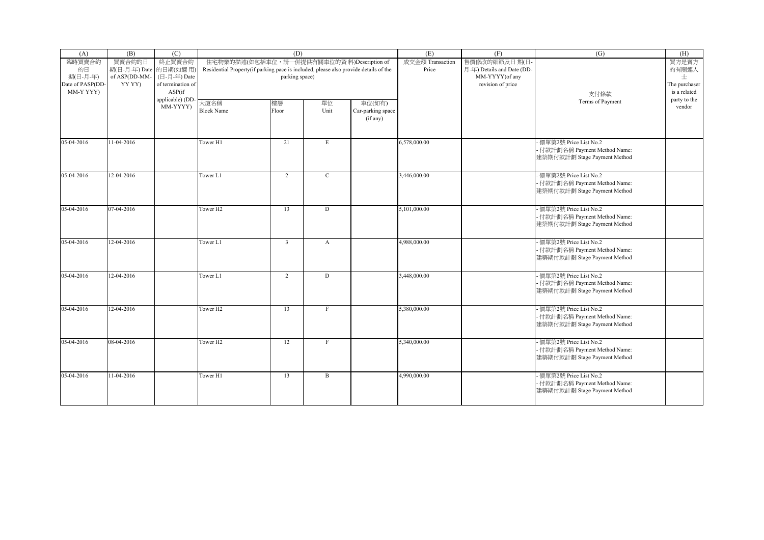| (A) | (B) | (C) | (D) | | | | (E) | (F) | (G) | (H) |
|---|---|---|---|---|---|---|---|---|---|---|
| 臨時買賣合約的日期(日-月-年) Date of PASP(DD-MM-YYYY) | 買賣合約的日期(日-月-年) Date of ASP(DD-MM-YYYY) | 終止買賣合約的日期(如適用)(日-月-年) Date of termination of ASP(if applicable) (DD-MM-YYYY) | 住宅物業的描述(如包括車位，請一併提供有關車位的資料)Description of Residential Property(if parking pace is included, please also provide details of the parking space) | | | | 成交金額 Transaction Price | 售價修改的細節及日期(日-月-年) Details and Date (DD-MM-YYYY)of any revision of price | 支付條款 Terms of Payment | 買方是賣方的有關連人士 The purchaser is a related party to the vendor |
| | | | 大廈名稱 Block Name | 樓層 Floor | 單位 Unit | 車位(如有) Car-parking space (if any) | | | | |
| 05-04-2016 | 11-04-2016 | | Tower H1 | 21 | E | | 6,578,000.00 | | - 價單第2號 Price List No.2<br>- 付款計劃名稱 Payment Method Name: 建築期付款計劃 Stage Payment Method | |
| 05-04-2016 | 12-04-2016 | | Tower L1 | 2 | C | | 3,446,000.00 | | - 價單第2號 Price List No.2<br>- 付款計劃名稱 Payment Method Name: 建築期付款計劃 Stage Payment Method | |
| 05-04-2016 | 07-04-2016 | | Tower H2 | 13 | D | | 5,101,000.00 | | - 價單第2號 Price List No.2<br>- 付款計劃名稱 Payment Method Name: 建築期付款計劃 Stage Payment Method | |
| 05-04-2016 | 12-04-2016 | | Tower L1 | 3 | A | | 4,988,000.00 | | - 價單第2號 Price List No.2<br>- 付款計劃名稱 Payment Method Name: 建築期付款計劃 Stage Payment Method | |
| 05-04-2016 | 12-04-2016 | | Tower L1 | 2 | D | | 3,448,000.00 | | - 價單第2號 Price List No.2<br>- 付款計劃名稱 Payment Method Name: 建築期付款計劃 Stage Payment Method | |
| 05-04-2016 | 12-04-2016 | | Tower H2 | 13 | F | | 5,380,000.00 | | - 價單第2號 Price List No.2<br>- 付款計劃名稱 Payment Method Name: 建築期付款計劃 Stage Payment Method | |
| 05-04-2016 | 08-04-2016 | | Tower H2 | 12 | F | | 5,340,000.00 | | - 價單第2號 Price List No.2<br>- 付款計劃名稱 Payment Method Name: 建築期付款計劃 Stage Payment Method | |
| 05-04-2016 | 11-04-2016 | | Tower H1 | 13 | B | | 4,990,000.00 | | - 價單第2號 Price List No.2<br>- 付款計劃名稱 Payment Method Name: 建築期付款計劃 Stage Payment Method | |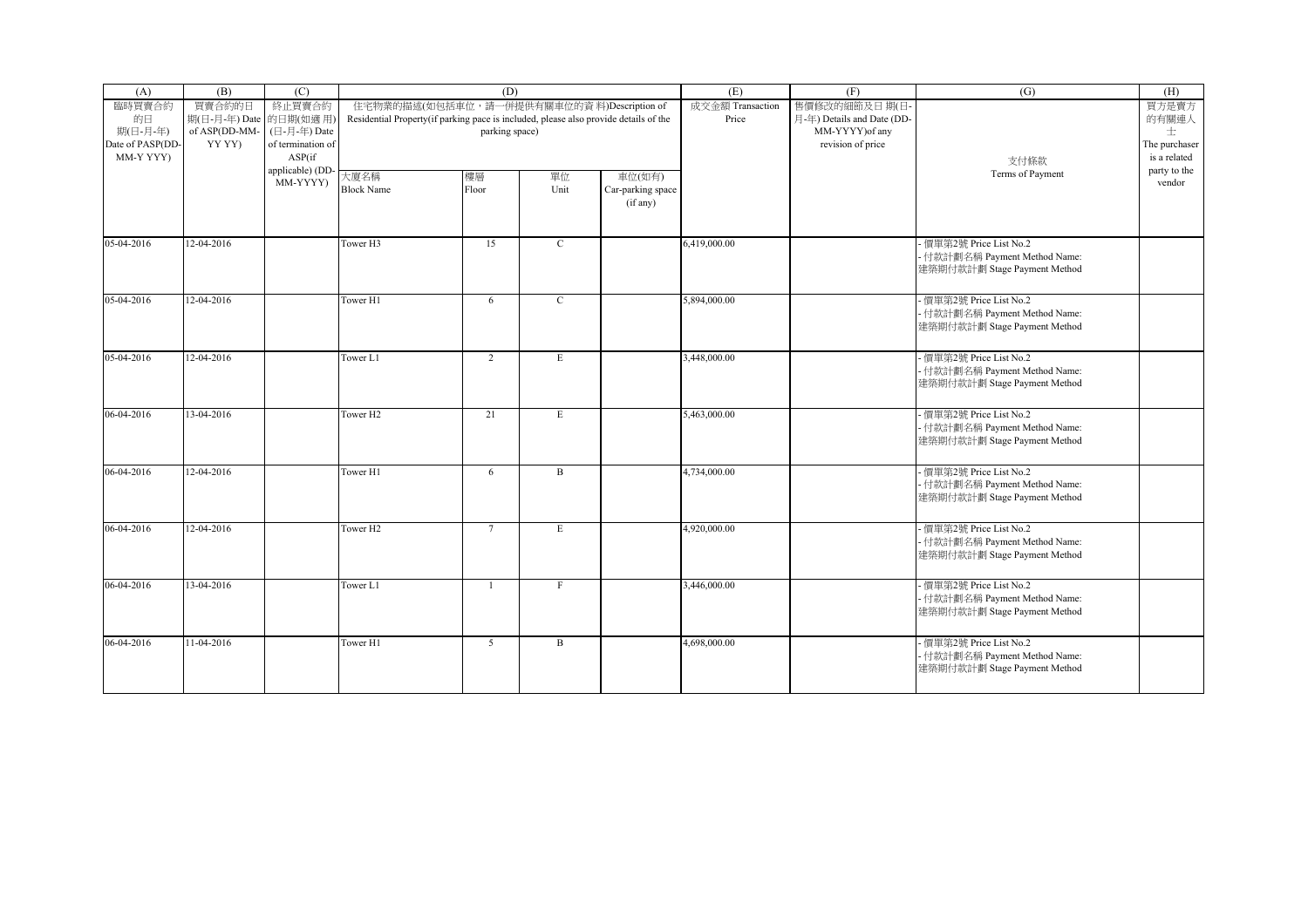| (A) | (B) | (C) | (D) | | | | (E) | (F) | (G) | (H) |
|---|---|---|---|---|---|---|---|---|---|---|
| 臨時買賣合約的日期(日-月-年) Date of PASP(DD-MM-Y YYY) | 買賣合約的日期(日-月-年) Date of ASP(DD-MM-YY YY) | 終止買賣合約的日期(如適用)(日-月-年) Date of termination of ASP(if applicable) (DD-MM-YYYY) | 住宅物業的描述(如包括車位，請一併提供有關車位的資料)Description of Residential Property(if parking pace is included, please also provide details of the parking space) | | | | 成交金額 Transaction Price | 售價修改的細節及日期(日-月-年) Details and Date (DD-MM-YYYY)of any revision of price | 支付條款 Terms of Payment | 買方是賣方的有關連人士 The purchaser is a related party to the vendor |
| | | | 大廈名稱 Block Name | 樓層 Floor | 單位 Unit | 車位(如有) Car-parking space (if any) | | | | |
| 05-04-2016 | 12-04-2016 | | Tower H3 | 15 | C | | 6,419,000.00 | | - 價單第2號 Price List No.2<br>- 付款計劃名稱 Payment Method Name:<br>建築期付款計劃 Stage Payment Method | |
| 05-04-2016 | 12-04-2016 | | Tower H1 | 6 | C | | 5,894,000.00 | | - 價單第2號 Price List No.2<br>- 付款計劃名稱 Payment Method Name:<br>建築期付款計劃 Stage Payment Method | |
| 05-04-2016 | 12-04-2016 | | Tower L1 | 2 | E | | 3,448,000.00 | | - 價單第2號 Price List No.2<br>- 付款計劃名稱 Payment Method Name:<br>建築期付款計劃 Stage Payment Method | |
| 06-04-2016 | 13-04-2016 | | Tower H2 | 21 | E | | 5,463,000.00 | | - 價單第2號 Price List No.2<br>- 付款計劃名稱 Payment Method Name:<br>建築期付款計劃 Stage Payment Method | |
| 06-04-2016 | 12-04-2016 | | Tower H1 | 6 | B | | 4,734,000.00 | | - 價單第2號 Price List No.2<br>- 付款計劃名稱 Payment Method Name:<br>建築期付款計劃 Stage Payment Method | |
| 06-04-2016 | 12-04-2016 | | Tower H2 | 7 | E | | 4,920,000.00 | | - 價單第2號 Price List No.2<br>- 付款計劃名稱 Payment Method Name:<br>建築期付款計劃 Stage Payment Method | |
| 06-04-2016 | 13-04-2016 | | Tower L1 | 1 | F | | 3,446,000.00 | | - 價單第2號 Price List No.2<br>- 付款計劃名稱 Payment Method Name:<br>建築期付款計劃 Stage Payment Method | |
| 06-04-2016 | 11-04-2016 | | Tower H1 | 5 | B | | 4,698,000.00 | | - 價單第2號 Price List No.2<br>- 付款計劃名稱 Payment Method Name:<br>建築期付款計劃 Stage Payment Method | |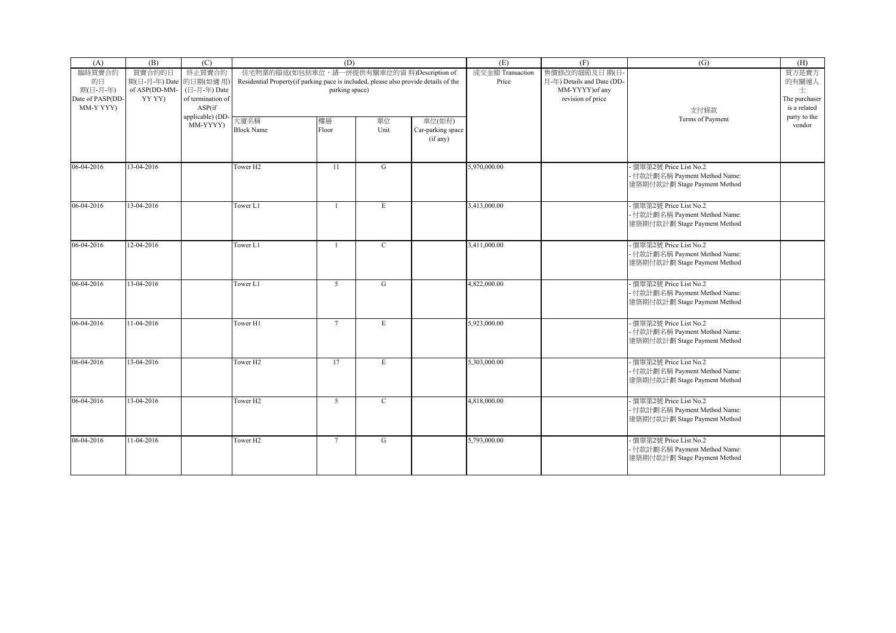| (A) | (B) | (C) | (D) | | | | (E) | (F) | (G) | (H) |
|---|---|---|---|---|---|---|---|---|---|---|
| 臨時買賣合約的日期(日-月-年) Date of PASP(DD-MM-YYYY) | 買賣合約的日期(日-月-年) Date of ASP(DD-MM-YYYY) | 終止買賣合約的日期(如適用)(日-月-年) Date of termination of ASP(if applicable) (DD-MM-YYYY) | 住宅物業的描述(如包括車位，請一併提供有關車位的資料)Description of Residential Property(if parking pace is included, please also provide details of the parking space) | | | | 成交金額 Transaction Price | 售價修改的細節及日期(日-月-年) Details and Date (DD-MM-YYYY)of any revision of price | 支付條款 Terms of Payment | 買方是賣方的有關連人士 The purchaser is a related party to the vendor |
| | | | 大廈名稱 Block Name | 樓層 Floor | 單位 Unit | 車位(如有) Car-parking space (if any) | | | | |
| 06-04-2016 | 13-04-2016 | | Tower H2 | 11 | G | | 5,970,000.00 | | - 價單第2號 Price List No.2<br>- 付款計劃名稱 Payment Method Name:<br>建築期付款計劃 Stage Payment Method | |
| 06-04-2016 | 13-04-2016 | | Tower L1 | 1 | E | | 3,413,000.00 | | - 價單第2號 Price List No.2<br>- 付款計劃名稱 Payment Method Name:<br>建築期付款計劃 Stage Payment Method | |
| 06-04-2016 | 12-04-2016 | | Tower L1 | 1 | C | | 3,411,000.00 | | - 價單第2號 Price List No.2<br>- 付款計劃名稱 Payment Method Name:<br>建築期付款計劃 Stage Payment Method | |
| 06-04-2016 | 13-04-2016 | | Tower L1 | 5 | G | | 4,822,000.00 | | - 價單第2號 Price List No.2<br>- 付款計劃名稱 Payment Method Name:<br>建築期付款計劃 Stage Payment Method | |
| 06-04-2016 | 11-04-2016 | | Tower H1 | 7 | E | | 5,923,000.00 | | - 價單第2號 Price List No.2<br>- 付款計劃名稱 Payment Method Name:<br>建築期付款計劃 Stage Payment Method | |
| 06-04-2016 | 13-04-2016 | | Tower H2 | 17 | E | | 5,303,000.00 | | - 價單第2號 Price List No.2<br>- 付款計劃名稱 Payment Method Name:<br>建築期付款計劃 Stage Payment Method | |
| 06-04-2016 | 13-04-2016 | | Tower H2 | 5 | C | | 4,818,000.00 | | - 價單第2號 Price List No.2<br>- 付款計劃名稱 Payment Method Name:<br>建築期付款計劃 Stage Payment Method | |
| 06-04-2016 | 11-04-2016 | | Tower H2 | 7 | G | | 5,793,000.00 | | - 價單第2號 Price List No.2<br>- 付款計劃名稱 Payment Method Name:<br>建築期付款計劃 Stage Payment Method | |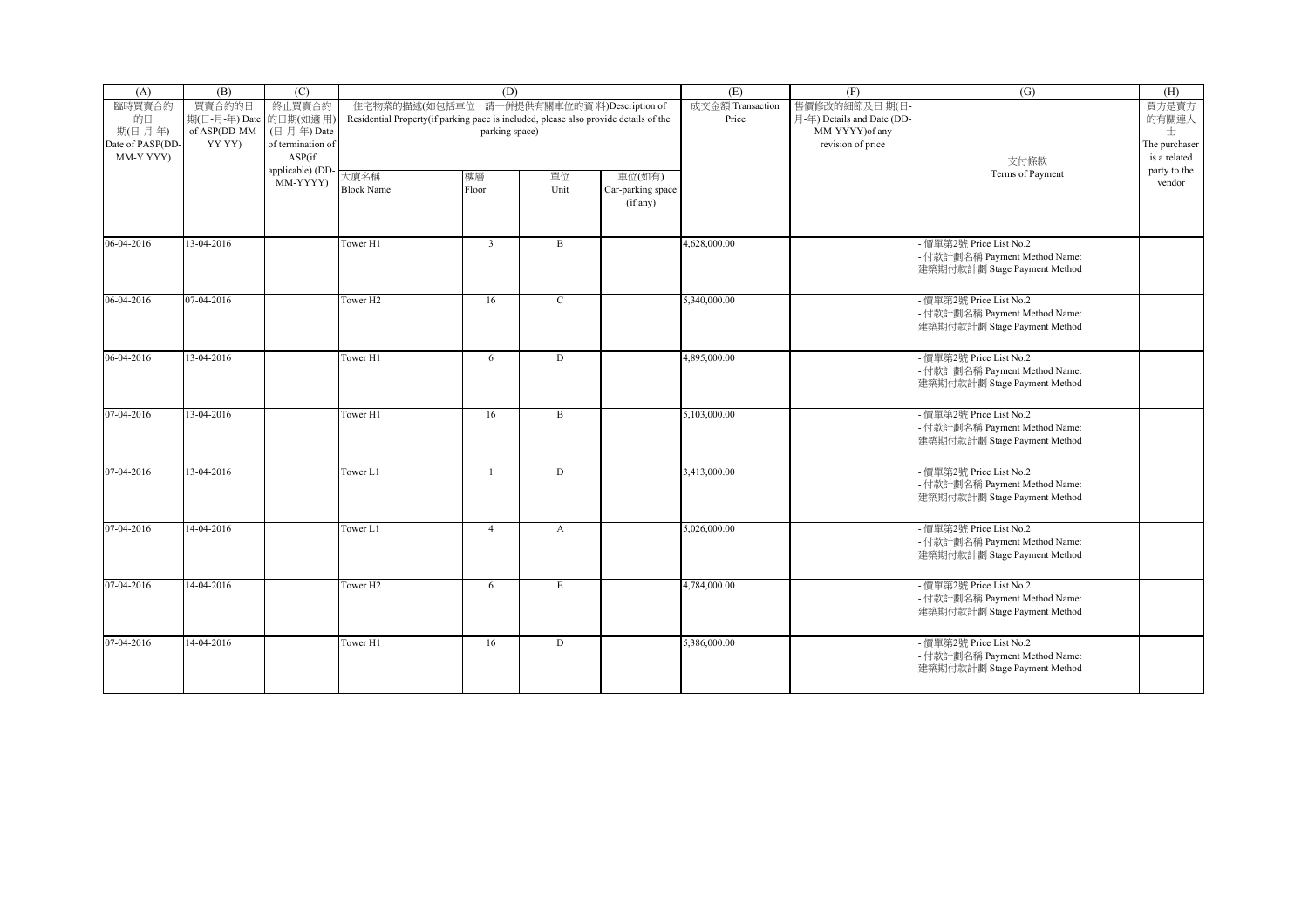| (A) | (B) | (C) | (D) | | | | (E) | (F) | (G) | (H) |
|---|---|---|---|---|---|---|---|---|---|---|
| 臨時買賣合約的日期(日-月-年) Date of PASP(DD-MM-YYYY) | 買賣合約的日期(日-月-年) Date of ASP(DD-MM-YYYY) | 終止買賣合約的日期(如適用)(日-月-年) Date of termination of ASP(if applicable) (DD-MM-YYYY) | 住宅物業的描述(如包括車位，請一併提供有關車位的資料)Description of Residential Property(if parking pace is included, please also provide details of the parking space) | | | | 成交金額 Transaction Price | 售價修改的細節及日期(日-月-年) Details and Date (DD-MM-YYYY)of any revision of price | 支付條款 Terms of Payment | 買方是賣方的有關連人士 The purchaser is a related party to the vendor |
| | | | 大廈名稱 Block Name | 樓層 Floor | 單位 Unit | 車位(如有) Car-parking space (if any) | | | | |
| 06-04-2016 | 13-04-2016 | | Tower H1 | 3 | B | | 4,628,000.00 | | - 價單第2號 Price List No.2<br>- 付款計劃名稱 Payment Method Name: 建築期付款計劃 Stage Payment Method | |
| 06-04-2016 | 07-04-2016 | | Tower H2 | 16 | C | | 5,340,000.00 | | - 價單第2號 Price List No.2<br>- 付款計劃名稱 Payment Method Name: 建築期付款計劃 Stage Payment Method | |
| 06-04-2016 | 13-04-2016 | | Tower H1 | 6 | D | | 4,895,000.00 | | - 價單第2號 Price List No.2<br>- 付款計劃名稱 Payment Method Name: 建築期付款計劃 Stage Payment Method | |
| 07-04-2016 | 13-04-2016 | | Tower H1 | 16 | B | | 5,103,000.00 | | - 價單第2號 Price List No.2<br>- 付款計劃名稱 Payment Method Name: 建築期付款計劃 Stage Payment Method | |
| 07-04-2016 | 13-04-2016 | | Tower L1 | 1 | D | | 3,413,000.00 | | - 價單第2號 Price List No.2<br>- 付款計劃名稱 Payment Method Name: 建築期付款計劃 Stage Payment Method | |
| 07-04-2016 | 14-04-2016 | | Tower L1 | 4 | A | | 5,026,000.00 | | - 價單第2號 Price List No.2<br>- 付款計劃名稱 Payment Method Name: 建築期付款計劃 Stage Payment Method | |
| 07-04-2016 | 14-04-2016 | | Tower H2 | 6 | E | | 4,784,000.00 | | - 價單第2號 Price List No.2<br>- 付款計劃名稱 Payment Method Name: 建築期付款計劃 Stage Payment Method | |
| 07-04-2016 | 14-04-2016 | | Tower H1 | 16 | D | | 5,386,000.00 | | - 價單第2號 Price List No.2<br>- 付款計劃名稱 Payment Method Name: 建築期付款計劃 Stage Payment Method | |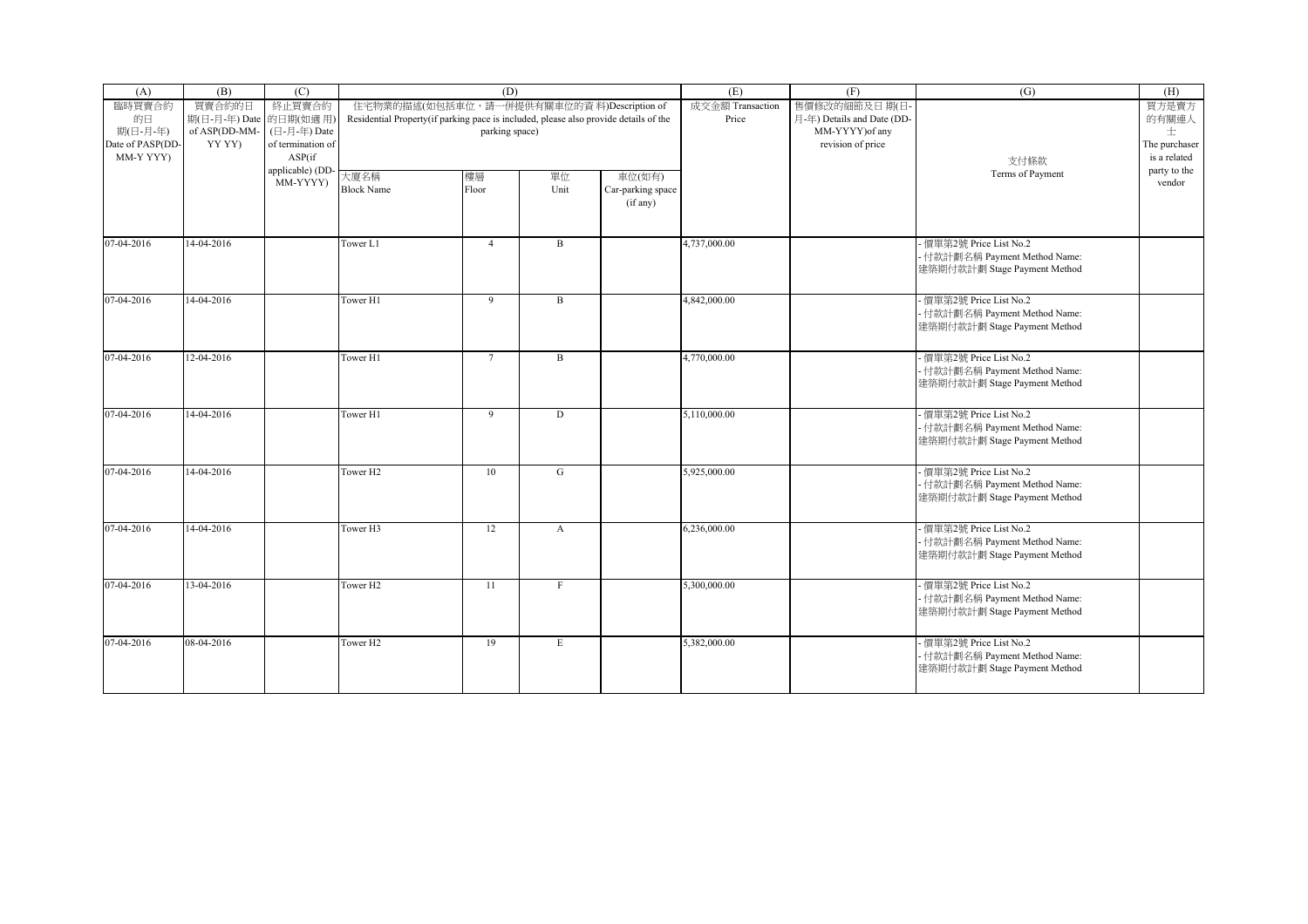| (A) | (B) | (C) | (D) | | | | (E) | (F) | (G) | (H) |
|---|---|---|---|---|---|---|---|---|---|---|
| 臨時買賣合約的日期(日-月-年) Date of PASP(DD-MM-Y YYY) | 買賣合約的日期(日-月-年) Date of ASP(DD-MM-YY YY) | 終止買賣合約的日期(如適用)(日-月-年) Date of termination of ASP(if applicable) (DD-MM-YYYY) | 住宅物業的描述(如包括車位，請一併提供有關車位的資料)Description of Residential Property(if parking pace is included, please also provide details of the parking space) | | | | 成交金額 Transaction Price | 售價修改的細節及日期(日-月-年) Details and Date (DD-MM-YYYY)of any revision of price | 支付條款 Terms of Payment | 買方是賣方的有關連人士 The purchaser is a related party to the vendor |
| | | | 大廈名稱 Block Name | 樓層 Floor | 單位 Unit | 車位(如有) Car-parking space (if any) | | | | |
| 07-04-2016 | 14-04-2016 | | Tower L1 | 4 | B | | 4,737,000.00 | | - 價單第2號 Price List No.2<br>- 付款計劃名稱 Payment Method Name: 建築期付款計劃 Stage Payment Method | |
| 07-04-2016 | 14-04-2016 | | Tower H1 | 9 | B | | 4,842,000.00 | | - 價單第2號 Price List No.2<br>- 付款計劃名稱 Payment Method Name: 建築期付款計劃 Stage Payment Method | |
| 07-04-2016 | 12-04-2016 | | Tower H1 | 7 | B | | 4,770,000.00 | | - 價單第2號 Price List No.2<br>- 付款計劃名稱 Payment Method Name: 建築期付款計劃 Stage Payment Method | |
| 07-04-2016 | 14-04-2016 | | Tower H1 | 9 | D | | 5,110,000.00 | | - 價單第2號 Price List No.2<br>- 付款計劃名稱 Payment Method Name: 建築期付款計劃 Stage Payment Method | |
| 07-04-2016 | 14-04-2016 | | Tower H2 | 10 | G | | 5,925,000.00 | | - 價單第2號 Price List No.2<br>- 付款計劃名稱 Payment Method Name: 建築期付款計劃 Stage Payment Method | |
| 07-04-2016 | 14-04-2016 | | Tower H3 | 12 | A | | 6,236,000.00 | | - 價單第2號 Price List No.2<br>- 付款計劃名稱 Payment Method Name: 建築期付款計劃 Stage Payment Method | |
| 07-04-2016 | 13-04-2016 | | Tower H2 | 11 | F | | 5,300,000.00 | | - 價單第2號 Price List No.2<br>- 付款計劃名稱 Payment Method Name: 建築期付款計劃 Stage Payment Method | |
| 07-04-2016 | 08-04-2016 | | Tower H2 | 19 | E | | 5,382,000.00 | | - 價單第2號 Price List No.2<br>- 付款計劃名稱 Payment Method Name: 建築期付款計劃 Stage Payment Method | |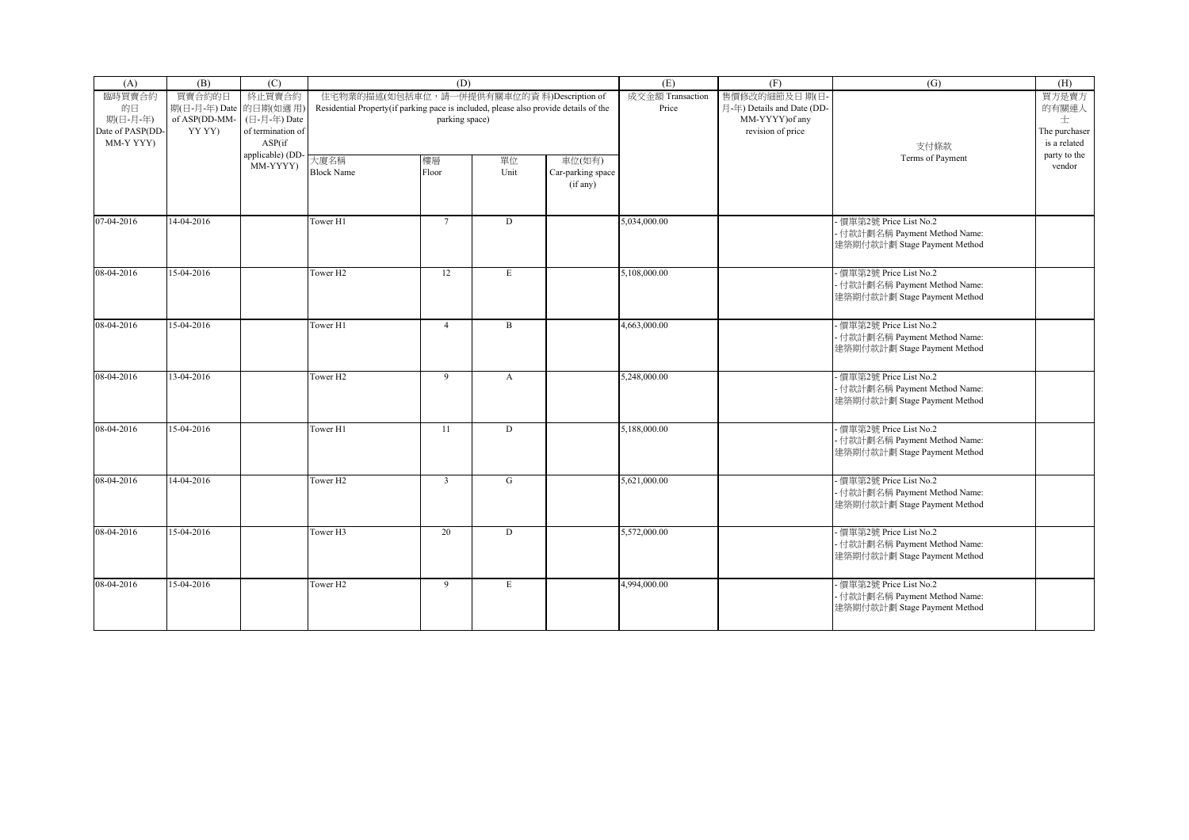| (A) | (B) | (C) | (D) | | | | (E) | (F) | (G) | (H) |
|---|---|---|---|---|---|---|---|---|---|---|
| 臨時買賣合約的日期(日-月-年) Date of PASP(DD-MM-YYYY) | 買賣合約的日期(日-月-年) Date of ASP(DD-MM-YYYY) | 終止買賣合約的日期(如適用)(日-月-年) Date of termination of ASP(if applicable) (DD-MM-YYYY) | 住宅物業的描述(如包括車位，請一併提供有關車位的資料)Description of Residential Property(if parking pace is included, please also provide details of the parking space) | | | | 成交金額 Transaction Price | 售價修改的細節及日期(日-月-年) Details and Date (DD-MM-YYYY)of any revision of price | 支付條款 Terms of Payment | 買方是賣方的有關連人士 The purchaser is a related party to the vendor |
| | | | 大廈名稱 Block Name | 樓層 Floor | 單位 Unit | 車位(如有) Car-parking space (if any) | | | | |
| 07-04-2016 | 14-04-2016 | | Tower H1 | 7 | D | | 5,034,000.00 | | - 價單第2號 Price List No.2<br>- 付款計劃名稱 Payment Method Name: 建築期付款計劃 Stage Payment Method | |
| 08-04-2016 | 15-04-2016 | | Tower H2 | 12 | E | | 5,108,000.00 | | - 價單第2號 Price List No.2<br>- 付款計劃名稱 Payment Method Name: 建築期付款計劃 Stage Payment Method | |
| 08-04-2016 | 15-04-2016 | | Tower H1 | 4 | B | | 4,663,000.00 | | - 價單第2號 Price List No.2<br>- 付款計劃名稱 Payment Method Name: 建築期付款計劃 Stage Payment Method | |
| 08-04-2016 | 13-04-2016 | | Tower H2 | 9 | A | | 5,248,000.00 | | - 價單第2號 Price List No.2<br>- 付款計劃名稱 Payment Method Name: 建築期付款計劃 Stage Payment Method | |
| 08-04-2016 | 15-04-2016 | | Tower H1 | 11 | D | | 5,188,000.00 | | - 價單第2號 Price List No.2<br>- 付款計劃名稱 Payment Method Name: 建築期付款計劃 Stage Payment Method | |
| 08-04-2016 | 14-04-2016 | | Tower H2 | 3 | G | | 5,621,000.00 | | - 價單第2號 Price List No.2<br>- 付款計劃名稱 Payment Method Name: 建築期付款計劃 Stage Payment Method | |
| 08-04-2016 | 15-04-2016 | | Tower H3 | 20 | D | | 5,572,000.00 | | - 價單第2號 Price List No.2<br>- 付款計劃名稱 Payment Method Name: 建築期付款計劃 Stage Payment Method | |
| 08-04-2016 | 15-04-2016 | | Tower H2 | 9 | E | | 4,994,000.00 | | - 價單第2號 Price List No.2<br>- 付款計劃名稱 Payment Method Name: 建築期付款計劃 Stage Payment Method | |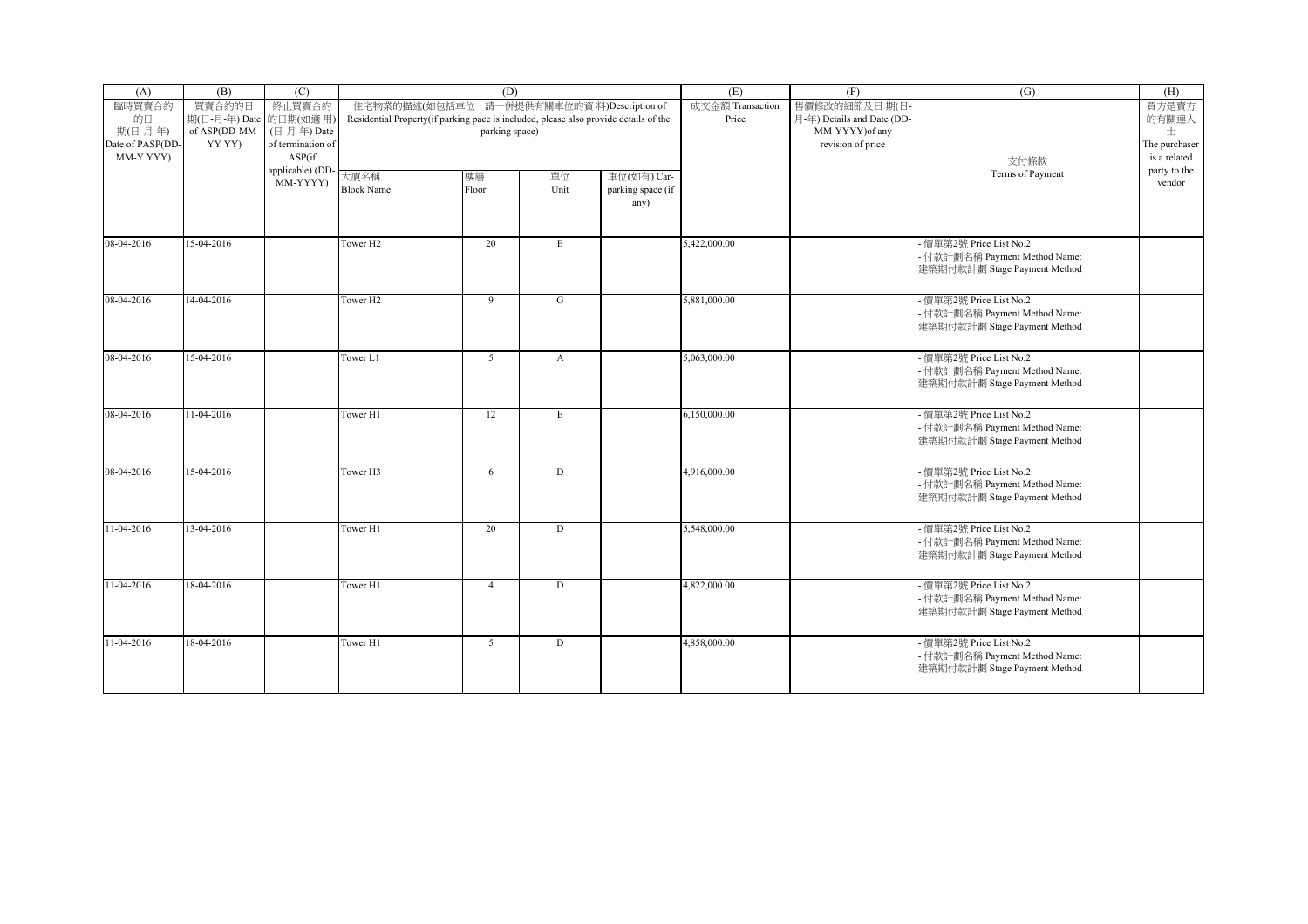| (A) | (B) | (C) | (D) | | | | (E) | (F) | (G) | (H) |
|---|---|---|---|---|---|---|---|---|---|---|
| 臨時買賣合約的日期(日-月-年) Date of PASP(DD-MM-YYYY) | 買賣合約的日期(日-月-年) Date of ASP(DD-MM-YYYY) | 終止買賣合約的日期(如適用)(日-月-年) Date of termination of ASP(if applicable) (DD-MM-YYYY) | 住宅物業的描述(如包括車位，請一併提供有關車位的資料)Description of Residential Property(if parking pace is included, please also provide details of the parking space) | | | | 成交金額 Transaction Price | 售價修改的細節及日期(日-月-年) Details and Date (DD-MM-YYYY)of any revision of price | 支付條款 Terms of Payment | 買方是賣方的有關連人士 The purchaser is a related party to the vendor |
| | | | 大廈名稱 Block Name | 樓層 Floor | 單位 Unit | 車位(如有) Car-parking space (if any) | | | | |
| 08-04-2016 | 15-04-2016 | | Tower H2 | 20 | E | | 5,422,000.00 | | - 價單第2號 Price List No.2<br>- 付款計劃名稱 Payment Method Name: 建築期付款計劃 Stage Payment Method | |
| 08-04-2016 | 14-04-2016 | | Tower H2 | 9 | G | | 5,881,000.00 | | - 價單第2號 Price List No.2<br>- 付款計劃名稱 Payment Method Name: 建築期付款計劃 Stage Payment Method | |
| 08-04-2016 | 15-04-2016 | | Tower L1 | 5 | A | | 5,063,000.00 | | - 價單第2號 Price List No.2<br>- 付款計劃名稱 Payment Method Name: 建築期付款計劃 Stage Payment Method | |
| 08-04-2016 | 11-04-2016 | | Tower H1 | 12 | E | | 6,150,000.00 | | - 價單第2號 Price List No.2<br>- 付款計劃名稱 Payment Method Name: 建築期付款計劃 Stage Payment Method | |
| 08-04-2016 | 15-04-2016 | | Tower H3 | 6 | D | | 4,916,000.00 | | - 價單第2號 Price List No.2<br>- 付款計劃名稱 Payment Method Name: 建築期付款計劃 Stage Payment Method | |
| 11-04-2016 | 13-04-2016 | | Tower H1 | 20 | D | | 5,548,000.00 | | - 價單第2號 Price List No.2<br>- 付款計劃名稱 Payment Method Name: 建築期付款計劃 Stage Payment Method | |
| 11-04-2016 | 18-04-2016 | | Tower H1 | 4 | D | | 4,822,000.00 | | - 價單第2號 Price List No.2<br>- 付款計劃名稱 Payment Method Name: 建築期付款計劃 Stage Payment Method | |
| 11-04-2016 | 18-04-2016 | | Tower H1 | 5 | D | | 4,858,000.00 | | - 價單第2號 Price List No.2<br>- 付款計劃名稱 Payment Method Name: 建築期付款計劃 Stage Payment Method | |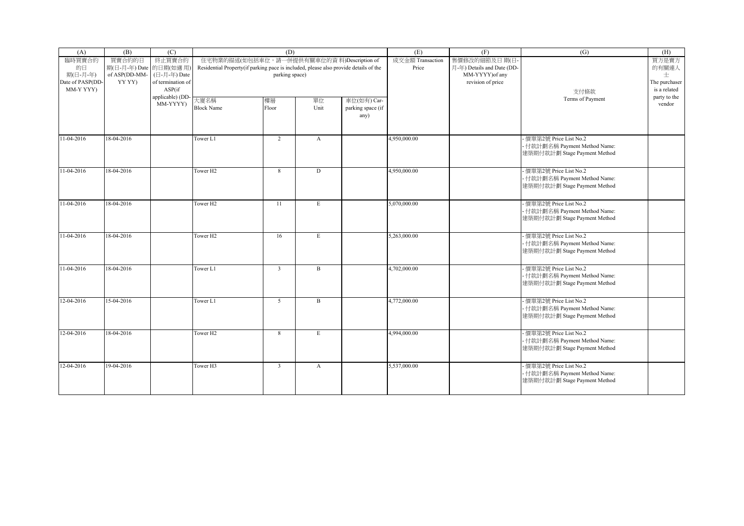| (A) | (B) | (C) | (D) | | | | (E) | (F) | (G) | (H) |
|---|---|---|---|---|---|---|---|---|---|---|
| 臨時買賣合約的日期(日-月-年) Date of PASP(DD-MM-Y YYY) | 買賣合約的日期(日-月-年) Date of ASP(DD-MM-YY YY) | 終止買賣合約的日期(如適用)(日-月-年) Date of termination of ASP(if applicable) (DD-MM-YYYY) | 住宅物業的描述(如包括車位，請一併提供有關車位的資料)Description of Residential Property(if parking pace is included, please also provide details of the parking space) | | | | 成交金額 Transaction Price | 售價修改的細節及日期(日-月-年) Details and Date (DD-MM-YYYY)of any revision of price | 支付條款 Terms of Payment | 買方是賣方的有關連人士 The purchaser is a related party to the vendor |
| | | | 大廈名稱 Block Name | 樓層 Floor | 單位 Unit | 車位(如有) Car-parking space (if any) | | | | |
| 11-04-2016 | 18-04-2016 | | Tower L1 | 2 | A | | 4,950,000.00 | | - 價單第2號 Price List No.2<br>- 付款計劃名稱 Payment Method Name:<br>建築期付款計劃 Stage Payment Method | |
| 11-04-2016 | 18-04-2016 | | Tower H2 | 8 | D | | 4,950,000.00 | | - 價單第2號 Price List No.2<br>- 付款計劃名稱 Payment Method Name:<br>建築期付款計劃 Stage Payment Method | |
| 11-04-2016 | 18-04-2016 | | Tower H2 | 11 | E | | 5,070,000.00 | | - 價單第2號 Price List No.2<br>- 付款計劃名稱 Payment Method Name:<br>建築期付款計劃 Stage Payment Method | |
| 11-04-2016 | 18-04-2016 | | Tower H2 | 16 | E | | 5,263,000.00 | | - 價單第2號 Price List No.2<br>- 付款計劃名稱 Payment Method Name:<br>建築期付款計劃 Stage Payment Method | |
| 11-04-2016 | 18-04-2016 | | Tower L1 | 3 | B | | 4,702,000.00 | | - 價單第2號 Price List No.2<br>- 付款計劃名稱 Payment Method Name:<br>建築期付款計劃 Stage Payment Method | |
| 12-04-2016 | 15-04-2016 | | Tower L1 | 5 | B | | 4,772,000.00 | | - 價單第2號 Price List No.2<br>- 付款計劃名稱 Payment Method Name:<br>建築期付款計劃 Stage Payment Method | |
| 12-04-2016 | 18-04-2016 | | Tower H2 | 8 | E | | 4,994,000.00 | | - 價單第2號 Price List No.2<br>- 付款計劃名稱 Payment Method Name:<br>建築期付款計劃 Stage Payment Method | |
| 12-04-2016 | 19-04-2016 | | Tower H3 | 3 | A | | 5,537,000.00 | | - 價單第2號 Price List No.2<br>- 付款計劃名稱 Payment Method Name:<br>建築期付款計劃 Stage Payment Method | |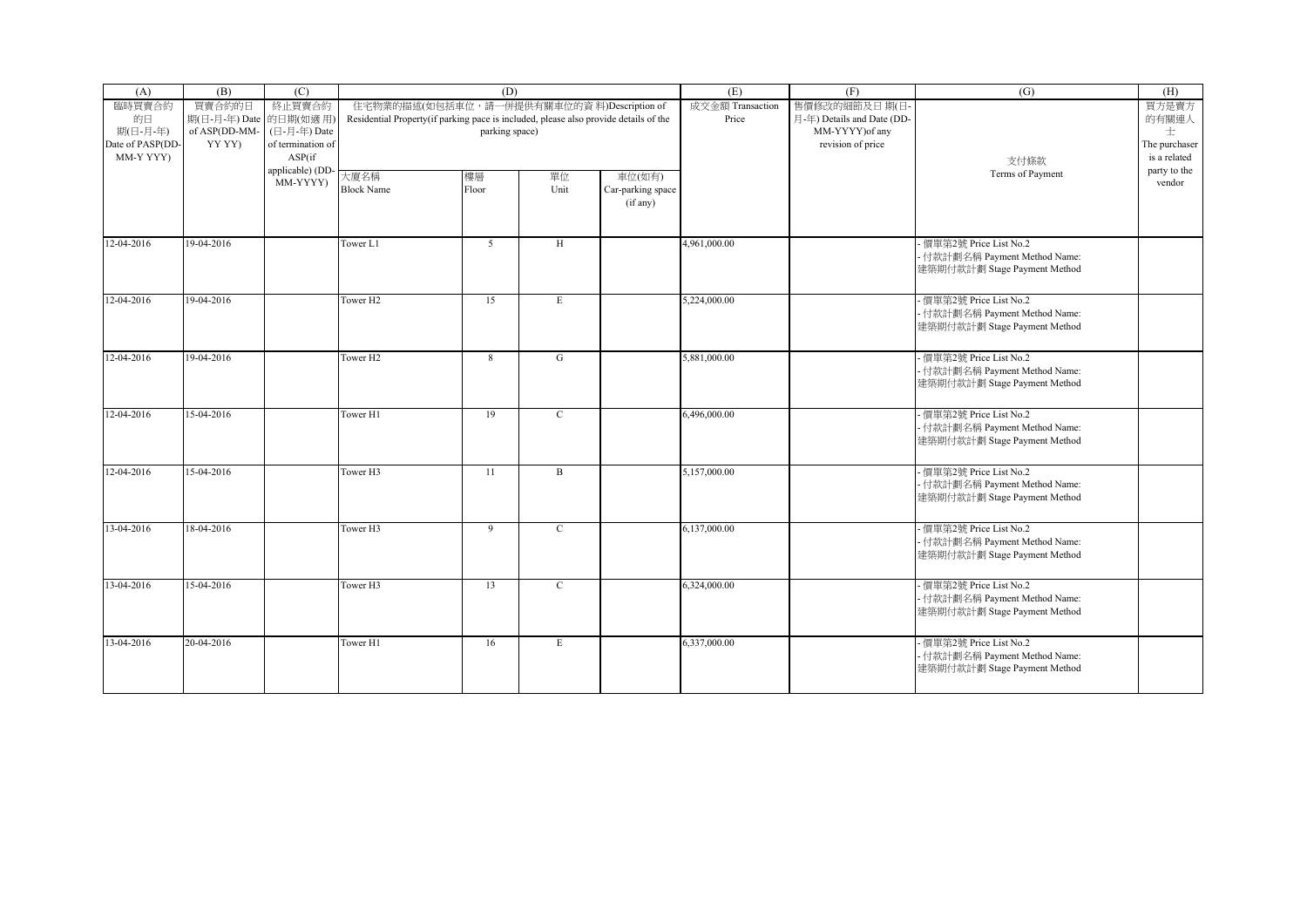| (A) | (B) | (C) | (D) | | | | (E) | (F) | (G) | (H) |
|---|---|---|---|---|---|---|---|---|---|---|
| 臨時買賣合約的日期(日-月-年) Date of PASP(DD-MM-Y YYY) | 買賣合約的日期(日-月-年) Date of ASP(DD-MM-YY YY) | 終止買賣合約的日期(如適用)(日-月-年) Date of termination of ASP(if applicable) (DD-MM-YYYY) | 住宅物業的描述(如包括車位，請一併提供有關車位的資料)Description of Residential Property(if parking pace is included, please also provide details of the parking space) | | | | 成交金額 Transaction Price | 售價修改的細節及日期(日-月-年) Details and Date (DD-MM-YYYY)of any revision of price | 支付條款 Terms of Payment | 買方是賣方的有關連人士 The purchaser is a related party to the vendor |
| | | | 大廈名稱 Block Name | 樓層 Floor | 單位 Unit | 車位(如有) Car-parking space (if any) | | | | |
| 12-04-2016 | 19-04-2016 | | Tower L1 | 5 | H | | 4,961,000.00 | | - 價單第2號 Price List No.2<br>- 付款計劃名稱 Payment Method Name:<br>建築期付款計劃 Stage Payment Method | |
| 12-04-2016 | 19-04-2016 | | Tower H2 | 15 | E | | 5,224,000.00 | | - 價單第2號 Price List No.2<br>- 付款計劃名稱 Payment Method Name:<br>建築期付款計劃 Stage Payment Method | |
| 12-04-2016 | 19-04-2016 | | Tower H2 | 8 | G | | 5,881,000.00 | | - 價單第2號 Price List No.2<br>- 付款計劃名稱 Payment Method Name:<br>建築期付款計劃 Stage Payment Method | |
| 12-04-2016 | 15-04-2016 | | Tower H1 | 19 | C | | 6,496,000.00 | | - 價單第2號 Price List No.2<br>- 付款計劃名稱 Payment Method Name:<br>建築期付款計劃 Stage Payment Method | |
| 12-04-2016 | 15-04-2016 | | Tower H3 | 11 | B | | 5,157,000.00 | | - 價單第2號 Price List No.2<br>- 付款計劃名稱 Payment Method Name:<br>建築期付款計劃 Stage Payment Method | |
| 13-04-2016 | 18-04-2016 | | Tower H3 | 9 | C | | 6,137,000.00 | | - 價單第2號 Price List No.2<br>- 付款計劃名稱 Payment Method Name:<br>建築期付款計劃 Stage Payment Method | |
| 13-04-2016 | 15-04-2016 | | Tower H3 | 13 | C | | 6,324,000.00 | | - 價單第2號 Price List No.2<br>- 付款計劃名稱 Payment Method Name:<br>建築期付款計劃 Stage Payment Method | |
| 13-04-2016 | 20-04-2016 | | Tower H1 | 16 | E | | 6,337,000.00 | | - 價單第2號 Price List No.2<br>- 付款計劃名稱 Payment Method Name:<br>建築期付款計劃 Stage Payment Method | |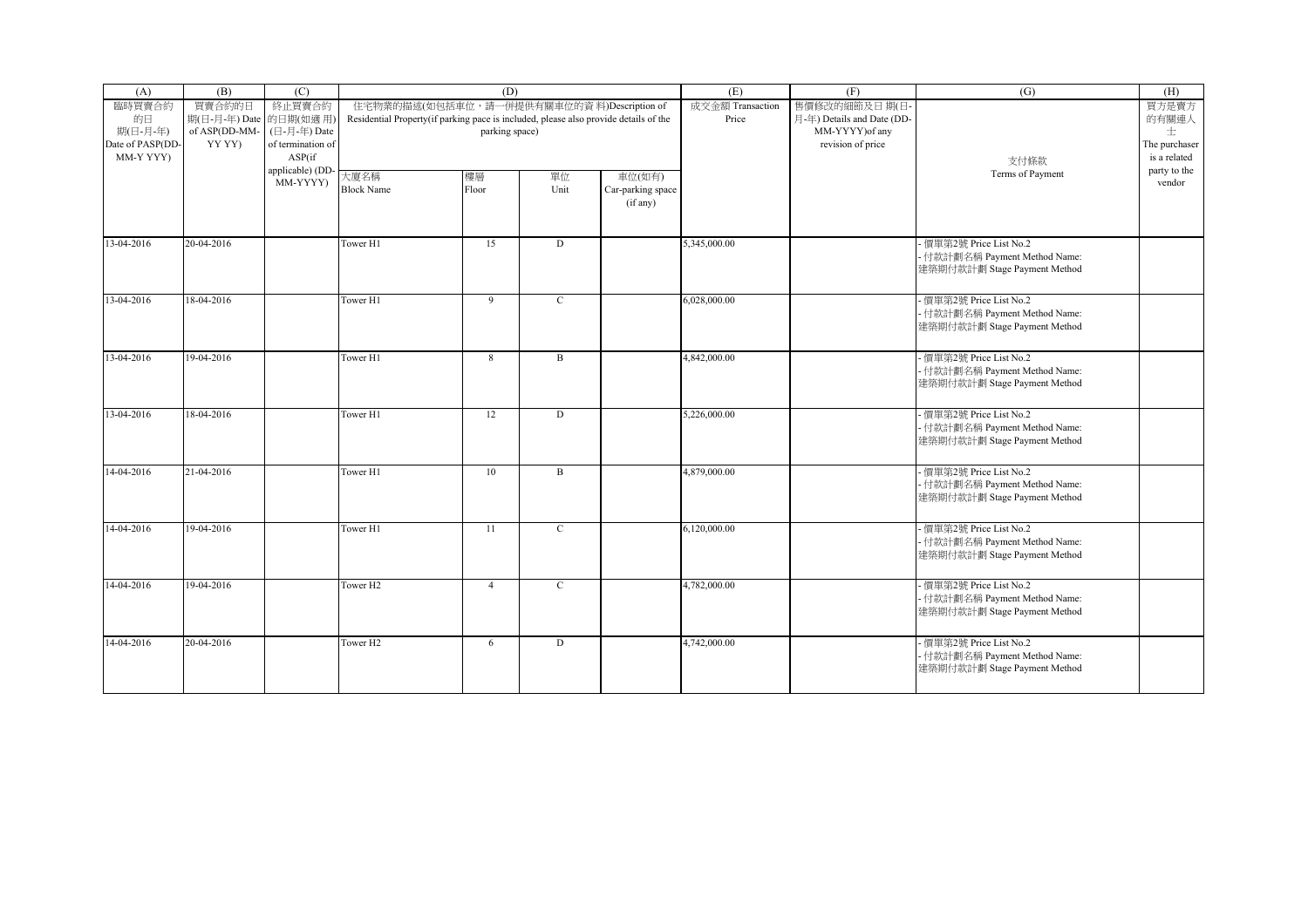| (A) | (B) | (C) | (D) | | | | (E) | (F) | (G) | (H) |
|---|---|---|---|---|---|---|---|---|---|---|
| 臨時買賣合約的日期(日-月-年) Date of PASP(DD-MM-YYYY) | 買賣合約的日期(日-月-年) Date of ASP(DD-MM-YYYY) | 終止買賣合約的日期(如適用)(日-月-年) Date of termination of ASP(if applicable) (DD-MM-YYYY) | 住宅物業的描述(如包括車位，請一併提供有關車位的資料)Description of Residential Property(if parking pace is included, please also provide details of the parking space) | | | | 成交金額 Transaction Price | 售價修改的細節及日期(日-月-年) Details and Date (DD-MM-YYYY)of any revision of price | 支付條款 Terms of Payment | 買方是賣方的有關連人士 The purchaser is a related party to the vendor |
| | | | 大廈名稱 Block Name | 樓層 Floor | 單位 Unit | 車位(如有) Car-parking space (if any) | | | | |
| 13-04-2016 | 20-04-2016 | | Tower H1 | 15 | D | | 5,345,000.00 | | - 價單第2號 Price List No.2<br>- 付款計劃名稱 Payment Method Name: 建築期付款計劃 Stage Payment Method | |
| 13-04-2016 | 18-04-2016 | | Tower H1 | 9 | C | | 6,028,000.00 | | - 價單第2號 Price List No.2<br>- 付款計劃名稱 Payment Method Name: 建築期付款計劃 Stage Payment Method | |
| 13-04-2016 | 19-04-2016 | | Tower H1 | 8 | B | | 4,842,000.00 | | - 價單第2號 Price List No.2<br>- 付款計劃名稱 Payment Method Name: 建築期付款計劃 Stage Payment Method | |
| 13-04-2016 | 18-04-2016 | | Tower H1 | 12 | D | | 5,226,000.00 | | - 價單第2號 Price List No.2<br>- 付款計劃名稱 Payment Method Name: 建築期付款計劃 Stage Payment Method | |
| 14-04-2016 | 21-04-2016 | | Tower H1 | 10 | B | | 4,879,000.00 | | - 價單第2號 Price List No.2<br>- 付款計劃名稱 Payment Method Name: 建築期付款計劃 Stage Payment Method | |
| 14-04-2016 | 19-04-2016 | | Tower H1 | 11 | C | | 6,120,000.00 | | - 價單第2號 Price List No.2<br>- 付款計劃名稱 Payment Method Name: 建築期付款計劃 Stage Payment Method | |
| 14-04-2016 | 19-04-2016 | | Tower H2 | 4 | C | | 4,782,000.00 | | - 價單第2號 Price List No.2<br>- 付款計劃名稱 Payment Method Name: 建築期付款計劃 Stage Payment Method | |
| 14-04-2016 | 20-04-2016 | | Tower H2 | 6 | D | | 4,742,000.00 | | - 價單第2號 Price List No.2<br>- 付款計劃名稱 Payment Method Name: 建築期付款計劃 Stage Payment Method | |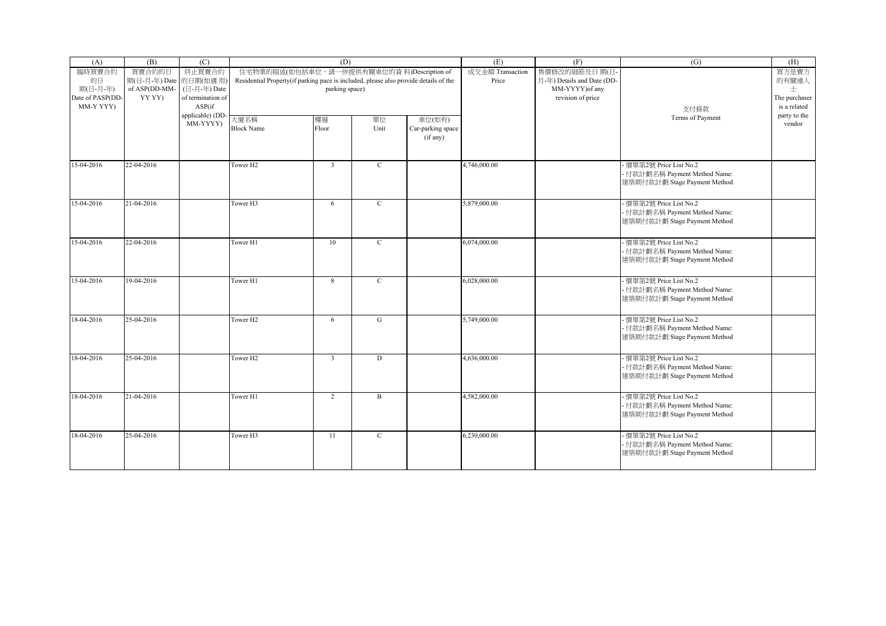| (A) | (B) | (C) | (D) | | | | (E) | (F) | (G) | (H) |
|---|---|---|---|---|---|---|---|---|---|---|
| 臨時買賣合約的日期(日-月-年) Date of PASP(DD-MM-YYYY) | 買賣合約的日期(日-月-年) Date of ASP(DD-MM-YYYY) | 終止買賣合約的日期(如適用)(日-月-年) Date of termination of ASP(if applicable) (DD-MM-YYYY) | 住宅物業的描述(如包括車位，請一併提供有關車位的資料)Description of Residential Property(if parking pace is included, please also provide details of the parking space) | | | | 成交金額 Transaction Price | 售價修改的細節及日期(日-月-年) Details and Date (DD-MM-YYYY)of any revision of price | 支付條款 Terms of Payment | 買方是賣方的有關連人士 The purchaser is a related party to the vendor |
| | | | 大廈名稱 Block Name | 樓層 Floor | 單位 Unit | 車位(如有) Car-parking space (if any) | | | | |
| 15-04-2016 | 22-04-2016 | | Tower H2 | 3 | C | | 4,746,000.00 | | - 價單第2號 Price List No.2<br>- 付款計劃名稱 Payment Method Name: 建築期付款計劃 Stage Payment Method | |
| 15-04-2016 | 21-04-2016 | | Tower H3 | 6 | C | | 5,879,000.00 | | - 價單第2號 Price List No.2<br>- 付款計劃名稱 Payment Method Name: 建築期付款計劃 Stage Payment Method | |
| 15-04-2016 | 22-04-2016 | | Tower H1 | 10 | C | | 6,074,000.00 | | - 價單第2號 Price List No.2<br>- 付款計劃名稱 Payment Method Name: 建築期付款計劃 Stage Payment Method | |
| 15-04-2016 | 19-04-2016 | | Tower H1 | 8 | C | | 6,028,000.00 | | - 價單第2號 Price List No.2<br>- 付款計劃名稱 Payment Method Name: 建築期付款計劃 Stage Payment Method | |
| 18-04-2016 | 25-04-2016 | | Tower H2 | 6 | G | | 5,749,000.00 | | - 價單第2號 Price List No.2<br>- 付款計劃名稱 Payment Method Name: 建築期付款計劃 Stage Payment Method | |
| 18-04-2016 | 25-04-2016 | | Tower H2 | 3 | D | | 4,636,000.00 | | - 價單第2號 Price List No.2<br>- 付款計劃名稱 Payment Method Name: 建築期付款計劃 Stage Payment Method | |
| 18-04-2016 | 21-04-2016 | | Tower H1 | 2 | B | | 4,582,000.00 | | - 價單第2號 Price List No.2<br>- 付款計劃名稱 Payment Method Name: 建築期付款計劃 Stage Payment Method | |
| 18-04-2016 | 25-04-2016 | | Tower H3 | 11 | C | | 6,230,000.00 | | - 價單第2號 Price List No.2<br>- 付款計劃名稱 Payment Method Name: 建築期付款計劃 Stage Payment Method | |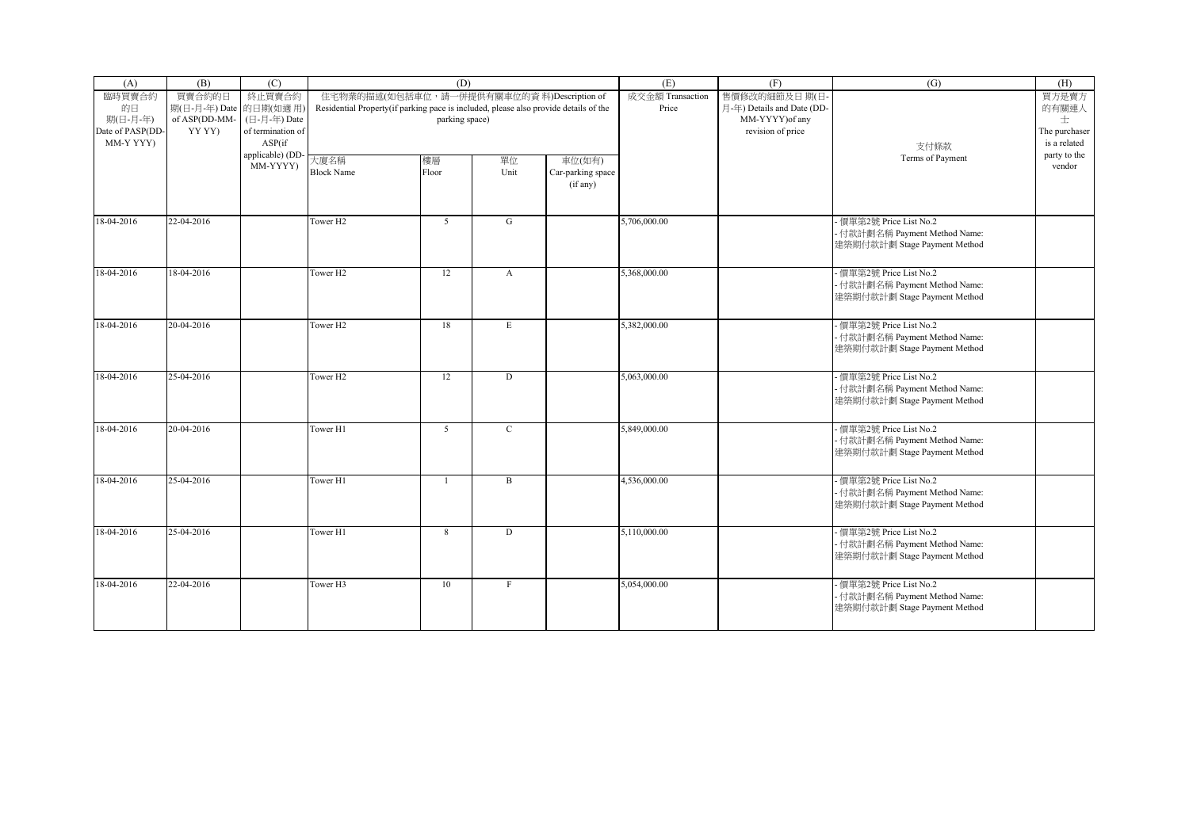| (A) | (B) | (C) | (D) | | | | (E) | (F) | (G) | (H) |
|---|---|---|---|---|---|---|---|---|---|---|
| 臨時買賣合約的日期(日-月-年) Date of PASP(DD-MM-YYYY) | 買賣合約的日期(日-月-年) Date of ASP(DD-MM-YYYY) | 終止買賣合約的日期(如適用)(日-月-年) Date of termination of ASP(if applicable) (DD-MM-YYYY) | 住宅物業的描述(如包括車位，請一併提供有關車位的資料)Description of Residential Property(if parking pace is included, please also provide details of the parking space) | | | | 成交金額 Transaction Price | 售價修改的細節及日期(日-月-年) Details and Date (DD-MM-YYYY)of any revision of price | 支付條款 Terms of Payment | 買方是賣方的有關連人士 The purchaser is a related party to the vendor |
| | | | 大廈名稱 Block Name | 樓層 Floor | 單位 Unit | 車位(如有) Car-parking space (if any) | | | | |
| 18-04-2016 | 22-04-2016 | | Tower H2 | 5 | G | | 5,706,000.00 | | - 價單第2號 Price List No.2<br>- 付款計劃名稱 Payment Method Name:<br>建築期付款計劃 Stage Payment Method | |
| 18-04-2016 | 18-04-2016 | | Tower H2 | 12 | A | | 5,368,000.00 | | - 價單第2號 Price List No.2<br>- 付款計劃名稱 Payment Method Name:<br>建築期付款計劃 Stage Payment Method | |
| 18-04-2016 | 20-04-2016 | | Tower H2 | 18 | E | | 5,382,000.00 | | - 價單第2號 Price List No.2<br>- 付款計劃名稱 Payment Method Name:<br>建築期付款計劃 Stage Payment Method | |
| 18-04-2016 | 25-04-2016 | | Tower H2 | 12 | D | | 5,063,000.00 | | - 價單第2號 Price List No.2<br>- 付款計劃名稱 Payment Method Name:<br>建築期付款計劃 Stage Payment Method | |
| 18-04-2016 | 20-04-2016 | | Tower H1 | 5 | C | | 5,849,000.00 | | - 價單第2號 Price List No.2<br>- 付款計劃名稱 Payment Method Name:<br>建築期付款計劃 Stage Payment Method | |
| 18-04-2016 | 25-04-2016 | | Tower H1 | 1 | B | | 4,536,000.00 | | - 價單第2號 Price List No.2<br>- 付款計劃名稱 Payment Method Name:<br>建築期付款計劃 Stage Payment Method | |
| 18-04-2016 | 25-04-2016 | | Tower H1 | 8 | D | | 5,110,000.00 | | - 價單第2號 Price List No.2<br>- 付款計劃名稱 Payment Method Name:<br>建築期付款計劃 Stage Payment Method | |
| 18-04-2016 | 22-04-2016 | | Tower H3 | 10 | F | | 5,054,000.00 | | - 價單第2號 Price List No.2<br>- 付款計劃名稱 Payment Method Name:<br>建築期付款計劃 Stage Payment Method | |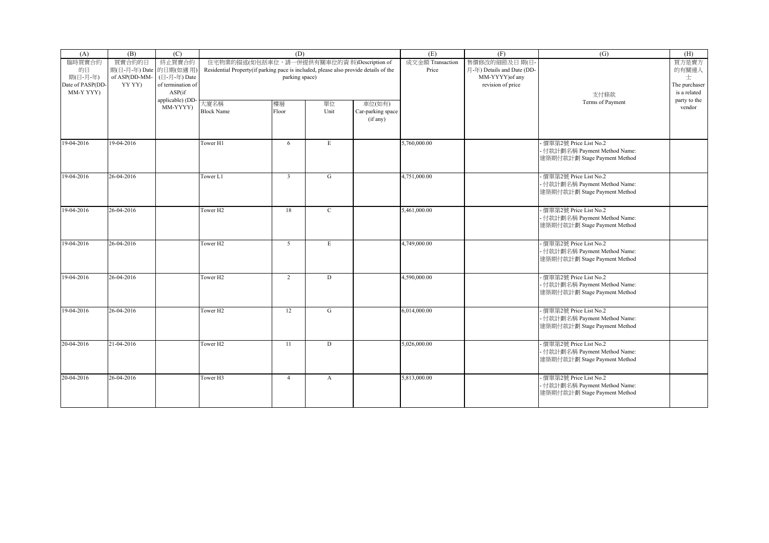| (A) | (B) | (C) | (D) | | | | (E) | (F) | (G) | (H) |
|---|---|---|---|---|---|---|---|---|---|---|
| 臨時買賣合約的日期(日-月-年) Date of PASP(DD-MM-YYYY) | 買賣合約的日期(日-月-年) Date of ASP(DD-MM-YYYY) | 終止買賣合約的日期(如適用)(日-月-年) Date of termination of ASP(if applicable) (DD-MM-YYYY) | 住宅物業的描述(如包括車位，請一併提供有關車位的資料)Description of Residential Property(if parking pace is included, please also provide details of the parking space) | | | | 成交金額 Transaction Price | 售價修改的細節及日期(日-月-年) Details and Date (DD-MM-YYYY)of any revision of price | 支付條款 Terms of Payment | 買方是賣方的有關連人士 The purchaser is a related party to the vendor |
| | | | 大廈名稱 Block Name | 樓層 Floor | 單位 Unit | 車位(如有) Car-parking space (if any) | | | | |
| 19-04-2016 | 19-04-2016 | | Tower H1 | 6 | E | | 5,760,000.00 | | - 價單第2號 Price List No.2<br>- 付款計劃名稱 Payment Method Name: 建築期付款計劃 Stage Payment Method | |
| 19-04-2016 | 26-04-2016 | | Tower L1 | 3 | G | | 4,751,000.00 | | - 價單第2號 Price List No.2<br>- 付款計劃名稱 Payment Method Name: 建築期付款計劃 Stage Payment Method | |
| 19-04-2016 | 26-04-2016 | | Tower H2 | 18 | C | | 5,461,000.00 | | - 價單第2號 Price List No.2<br>- 付款計劃名稱 Payment Method Name: 建築期付款計劃 Stage Payment Method | |
| 19-04-2016 | 26-04-2016 | | Tower H2 | 5 | E | | 4,749,000.00 | | - 價單第2號 Price List No.2<br>- 付款計劃名稱 Payment Method Name: 建築期付款計劃 Stage Payment Method | |
| 19-04-2016 | 26-04-2016 | | Tower H2 | 2 | D | | 4,590,000.00 | | - 價單第2號 Price List No.2<br>- 付款計劃名稱 Payment Method Name: 建築期付款計劃 Stage Payment Method | |
| 19-04-2016 | 26-04-2016 | | Tower H2 | 12 | G | | 6,014,000.00 | | - 價單第2號 Price List No.2<br>- 付款計劃名稱 Payment Method Name: 建築期付款計劃 Stage Payment Method | |
| 20-04-2016 | 21-04-2016 | | Tower H2 | 11 | D | | 5,026,000.00 | | - 價單第2號 Price List No.2<br>- 付款計劃名稱 Payment Method Name: 建築期付款計劃 Stage Payment Method | |
| 20-04-2016 | 26-04-2016 | | Tower H3 | 4 | A | | 5,813,000.00 | | - 價單第2號 Price List No.2<br>- 付款計劃名稱 Payment Method Name: 建築期付款計劃 Stage Payment Method | |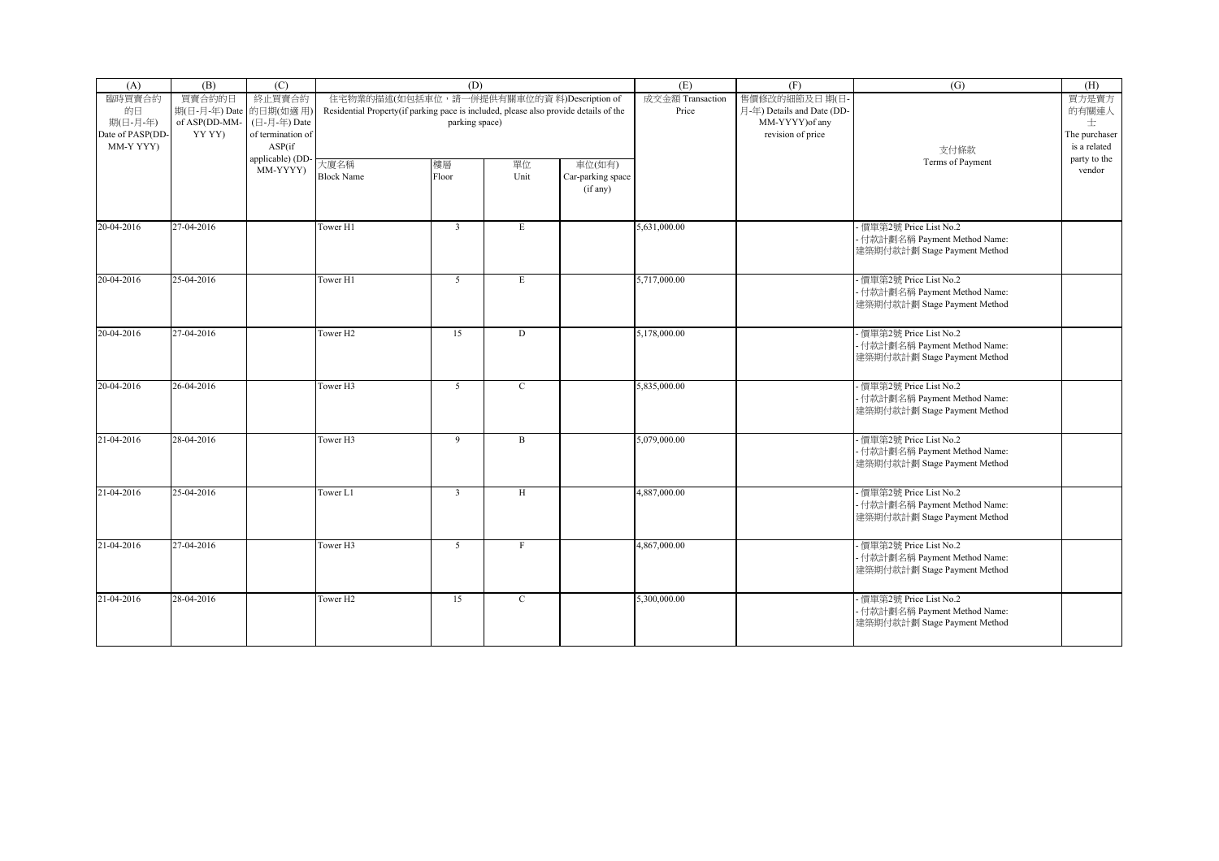| (A) | (B) | (C) | (D) | | | | (E) | (F) | (G) | (H) |
|---|---|---|---|---|---|---|---|---|---|---|
| 臨時買賣合約的日期(日-月-年) Date of PASP(DD-MM-YYYY) | 買賣合約的日期(日-月-年) Date of ASP(DD-MM-YYYY) | 終止買賣合約的日期(如適用)(日-月-年) Date of termination of ASP(if applicable)(DD-MM-YYYY) | 住宅物業的描述(如包括車位，請一併提供有關車位的資料)Description of Residential Property(if parking pace is included, please also provide details of the parking space) | | | | 成交金額 Transaction Price | 售價修改的細節及日期(日-月-年) Details and Date (DD-MM-YYYY)of any revision of price | 支付條款 Terms of Payment | 買方是賣方的有關連人士 The purchaser is a related party to the vendor |
| | | | 大廈名稱 Block Name | 樓層 Floor | 單位 Unit | 車位(如有) Car-parking space (if any) | | | | |
| 20-04-2016 | 27-04-2016 | | Tower H1 | 3 | E | | 5,631,000.00 | | - 價單第2號 Price List No.2<br>- 付款計劃名稱 Payment Method Name: 建築期付款計劃 Stage Payment Method | |
| 20-04-2016 | 25-04-2016 | | Tower H1 | 5 | E | | 5,717,000.00 | | - 價單第2號 Price List No.2<br>- 付款計劃名稱 Payment Method Name: 建築期付款計劃 Stage Payment Method | |
| 20-04-2016 | 27-04-2016 | | Tower H2 | 15 | D | | 5,178,000.00 | | - 價單第2號 Price List No.2<br>- 付款計劃名稱 Payment Method Name: 建築期付款計劃 Stage Payment Method | |
| 20-04-2016 | 26-04-2016 | | Tower H3 | 5 | C | | 5,835,000.00 | | - 價單第2號 Price List No.2<br>- 付款計劃名稱 Payment Method Name: 建築期付款計劃 Stage Payment Method | |
| 21-04-2016 | 28-04-2016 | | Tower H3 | 9 | B | | 5,079,000.00 | | - 價單第2號 Price List No.2<br>- 付款計劃名稱 Payment Method Name: 建築期付款計劃 Stage Payment Method | |
| 21-04-2016 | 25-04-2016 | | Tower L1 | 3 | H | | 4,887,000.00 | | - 價單第2號 Price List No.2<br>- 付款計劃名稱 Payment Method Name: 建築期付款計劃 Stage Payment Method | |
| 21-04-2016 | 27-04-2016 | | Tower H3 | 5 | F | | 4,867,000.00 | | - 價單第2號 Price List No.2<br>- 付款計劃名稱 Payment Method Name: 建築期付款計劃 Stage Payment Method | |
| 21-04-2016 | 28-04-2016 | | Tower H2 | 15 | C | | 5,300,000.00 | | - 價單第2號 Price List No.2<br>- 付款計劃名稱 Payment Method Name: 建築期付款計劃 Stage Payment Method | |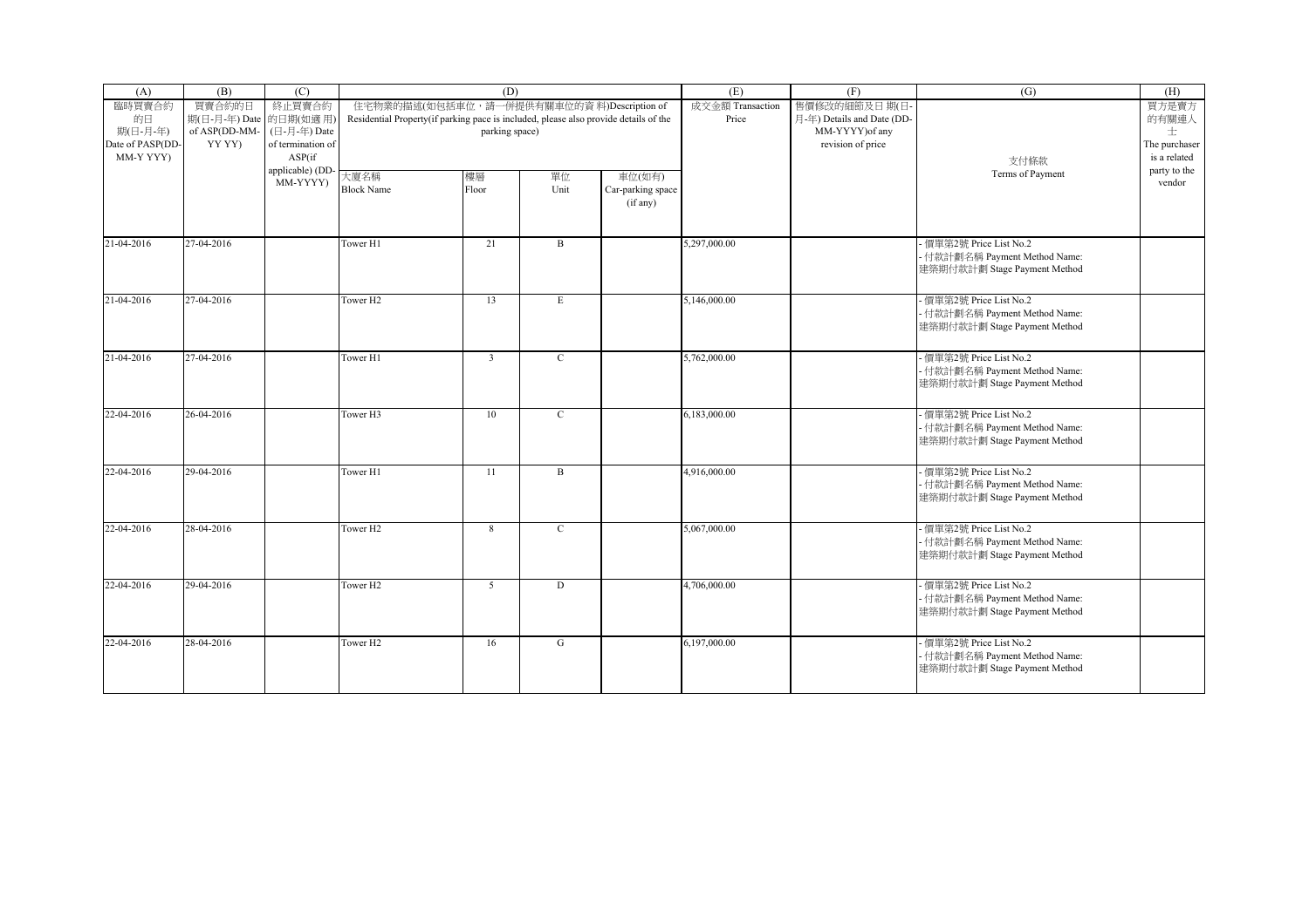| (A) | (B) | (C) | (D) | | | | (E) | (F) | (G) | (H) |
|---|---|---|---|---|---|---|---|---|---|---|
| 臨時買賣合約的日期(日-月-年) Date of PASP(DD-MM-YYYY) | 買賣合約的日期(日-月-年) Date of ASP(DD-MM-YYYY) | 終止買賣合約的日期(如適用)(日-月-年) Date of termination of ASP(if applicable) (DD-MM-YYYY) | 住宅物業的描述(如包括車位，請一併提供有關車位的資料)Description of Residential Property(if parking pace is included, please also provide details of the parking space) | | | | 成交金額 Transaction Price | 售價修改的細節及日期(日-月-年) Details and Date (DD-MM-YYYY)of any revision of price | 支付條款 Terms of Payment | 買方是賣方的有關連人士 The purchaser is a related party to the vendor |
| | | | 大廈名稱 Block Name | 樓層 Floor | 單位 Unit | 車位(如有) Car-parking space (if any) | | | | |
| 21-04-2016 | 27-04-2016 | | Tower H1 | 21 | B | | 5,297,000.00 | | - 價單第2號 Price List No.2<br>- 付款計劃名稱 Payment Method Name: 建築期付款計劃 Stage Payment Method | |
| 21-04-2016 | 27-04-2016 | | Tower H2 | 13 | E | | 5,146,000.00 | | - 價單第2號 Price List No.2<br>- 付款計劃名稱 Payment Method Name: 建築期付款計劃 Stage Payment Method | |
| 21-04-2016 | 27-04-2016 | | Tower H1 | 3 | C | | 5,762,000.00 | | - 價單第2號 Price List No.2<br>- 付款計劃名稱 Payment Method Name: 建築期付款計劃 Stage Payment Method | |
| 22-04-2016 | 26-04-2016 | | Tower H3 | 10 | C | | 6,183,000.00 | | - 價單第2號 Price List No.2<br>- 付款計劃名稱 Payment Method Name: 建築期付款計劃 Stage Payment Method | |
| 22-04-2016 | 29-04-2016 | | Tower H1 | 11 | B | | 4,916,000.00 | | - 價單第2號 Price List No.2<br>- 付款計劃名稱 Payment Method Name: 建築期付款計劃 Stage Payment Method | |
| 22-04-2016 | 28-04-2016 | | Tower H2 | 8 | C | | 5,067,000.00 | | - 價單第2號 Price List No.2<br>- 付款計劃名稱 Payment Method Name: 建築期付款計劃 Stage Payment Method | |
| 22-04-2016 | 29-04-2016 | | Tower H2 | 5 | D | | 4,706,000.00 | | - 價單第2號 Price List No.2<br>- 付款計劃名稱 Payment Method Name: 建築期付款計劃 Stage Payment Method | |
| 22-04-2016 | 28-04-2016 | | Tower H2 | 16 | G | | 6,197,000.00 | | - 價單第2號 Price List No.2<br>- 付款計劃名稱 Payment Method Name: 建築期付款計劃 Stage Payment Method | |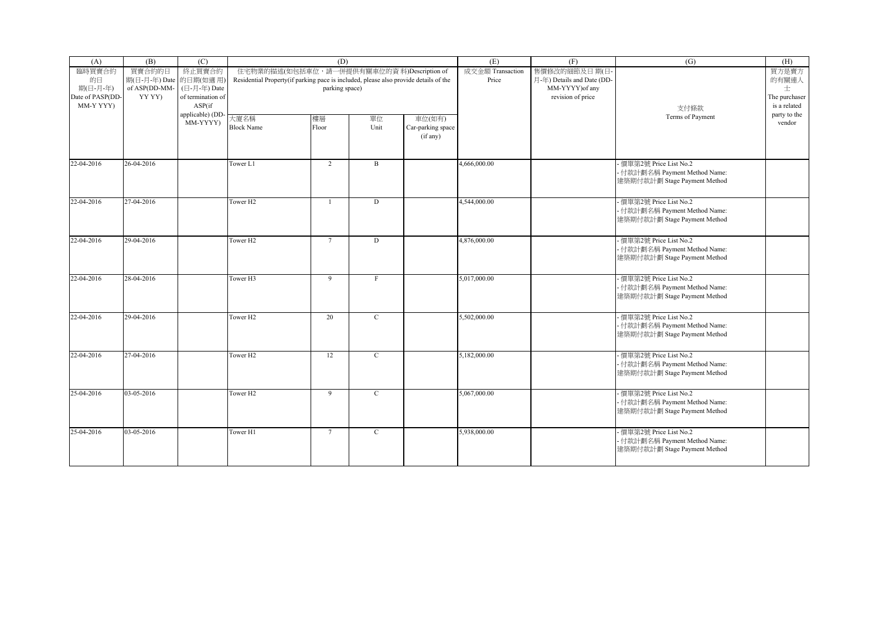| (A) | (B) | (C) | (D) | | | | (E) | (F) | (G) | (H) |
|---|---|---|---|---|---|---|---|---|---|---|
| 臨時買賣合約的日期(日-月-年) Date of PASP(DD-MM-Y YYY) | 買賣合約的日期(日-月-年) Date of ASP(DD-MM-YY YY) | 終止買賣合約的日期(如適用)(日-月-年) Date of termination of ASP(if applicable) (DD-MM-YYYY) | 住宅物業的描述(如包括車位，請一併提供有關車位的資料)Description of Residential Property(if parking pace is included, please also provide details of the parking space) | | | | 成交金額 Transaction Price | 售價修改的細節及日期(日-月-年) Details and Date (DD-MM-YYYY)of any revision of price | 支付條款 Terms of Payment | 買方是賣方的有關連人士 The purchaser is a related party to the vendor |
| | | | 大廈名稱 Block Name | 樓層 Floor | 單位 Unit | 車位(如有) Car-parking space (if any) | | | | |
| 22-04-2016 | 26-04-2016 | | Tower L1 | 2 | B | | 4,666,000.00 | | - 價單第2號 Price List No.2<br>- 付款計劃名稱 Payment Method Name: 建築期付款計劃 Stage Payment Method | |
| 22-04-2016 | 27-04-2016 | | Tower H2 | 1 | D | | 4,544,000.00 | | - 價單第2號 Price List No.2<br>- 付款計劃名稱 Payment Method Name: 建築期付款計劃 Stage Payment Method | |
| 22-04-2016 | 29-04-2016 | | Tower H2 | 7 | D | | 4,876,000.00 | | - 價單第2號 Price List No.2<br>- 付款計劃名稱 Payment Method Name: 建築期付款計劃 Stage Payment Method | |
| 22-04-2016 | 28-04-2016 | | Tower H3 | 9 | F | | 5,017,000.00 | | - 價單第2號 Price List No.2<br>- 付款計劃名稱 Payment Method Name: 建築期付款計劃 Stage Payment Method | |
| 22-04-2016 | 29-04-2016 | | Tower H2 | 20 | C | | 5,502,000.00 | | - 價單第2號 Price List No.2<br>- 付款計劃名稱 Payment Method Name: 建築期付款計劃 Stage Payment Method | |
| 22-04-2016 | 27-04-2016 | | Tower H2 | 12 | C | | 5,182,000.00 | | - 價單第2號 Price List No.2<br>- 付款計劃名稱 Payment Method Name: 建築期付款計劃 Stage Payment Method | |
| 25-04-2016 | 03-05-2016 | | Tower H2 | 9 | C | | 5,067,000.00 | | - 價單第2號 Price List No.2<br>- 付款計劃名稱 Payment Method Name: 建築期付款計劃 Stage Payment Method | |
| 25-04-2016 | 03-05-2016 | | Tower H1 | 7 | C | | 5,938,000.00 | | - 價單第2號 Price List No.2<br>- 付款計劃名稱 Payment Method Name: 建築期付款計劃 Stage Payment Method | |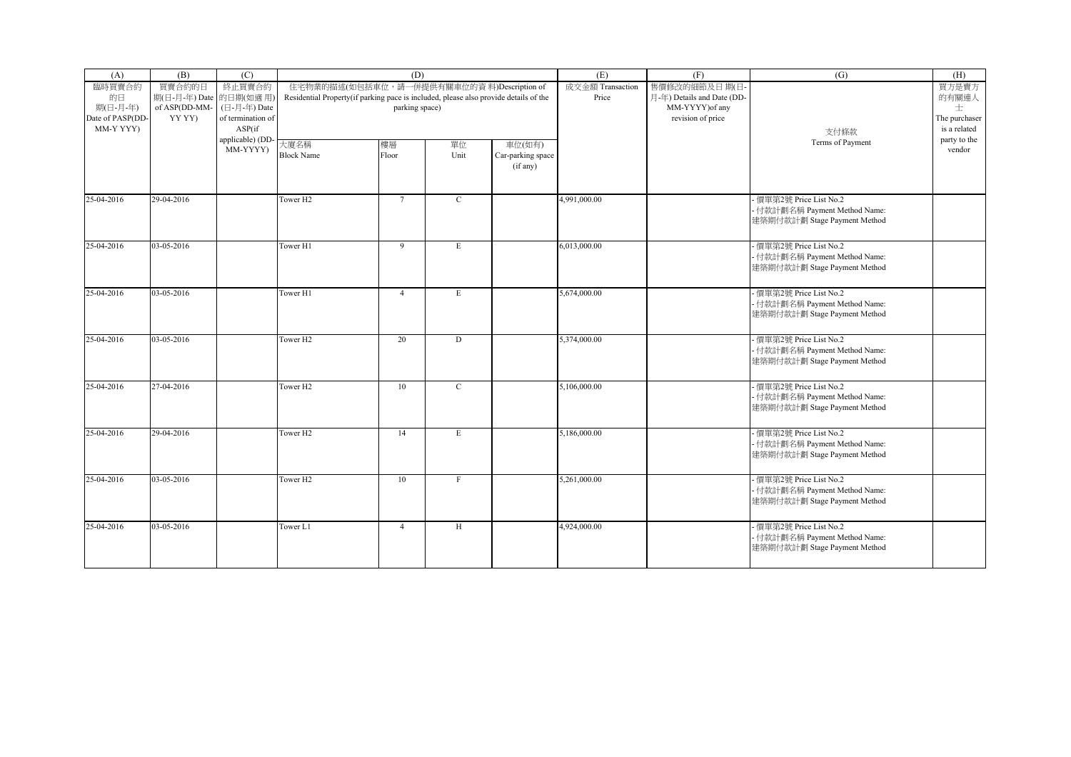| (A) | (B) | (C) | (D) | | | | (E) | (F) | (G) | (H) |
|---|---|---|---|---|---|---|---|---|---|---|
| 臨時買賣合約的日期(日-月-年) Date of PASP(DD-MM-Y YYY) | 買賣合約的日期(日-月-年) Date of ASP(DD-MM-YY YY) | 終止買賣合約的日期(如適用)(日-月-年) Date of termination of ASP(if applicable) (DD-MM-YYYY) | 住宅物業的描述(如包括車位，請一併提供有關車位的資料)Description of Residential Property(if parking pace is included, please also provide details of the parking space) | | | | 成交金額 Transaction Price | 售價修改的細節及日期(日-月-年) Details and Date (DD-MM-YYYY)of any revision of price | 支付條款 Terms of Payment | 買方是賣方的有關連人士 The purchaser is a related party to the vendor |
| | | | 大廈名稱 Block Name | 樓層 Floor | 單位 Unit | 車位(如有) Car-parking space (if any) | | | | |
| 25-04-2016 | 29-04-2016 | | Tower H2 | 7 | C | | 4,991,000.00 | | - 價單第2號 Price List No.2<br>- 付款計劃名稱 Payment Method Name:<br>建築期付款計劃 Stage Payment Method | |
| 25-04-2016 | 03-05-2016 | | Tower H1 | 9 | E | | 6,013,000.00 | | - 價單第2號 Price List No.2<br>- 付款計劃名稱 Payment Method Name:<br>建築期付款計劃 Stage Payment Method | |
| 25-04-2016 | 03-05-2016 | | Tower H1 | 4 | E | | 5,674,000.00 | | - 價單第2號 Price List No.2<br>- 付款計劃名稱 Payment Method Name:<br>建築期付款計劃 Stage Payment Method | |
| 25-04-2016 | 03-05-2016 | | Tower H2 | 20 | D | | 5,374,000.00 | | - 價單第2號 Price List No.2<br>- 付款計劃名稱 Payment Method Name:<br>建築期付款計劃 Stage Payment Method | |
| 25-04-2016 | 27-04-2016 | | Tower H2 | 10 | C | | 5,106,000.00 | | - 價單第2號 Price List No.2<br>- 付款計劃名稱 Payment Method Name:<br>建築期付款計劃 Stage Payment Method | |
| 25-04-2016 | 29-04-2016 | | Tower H2 | 14 | E | | 5,186,000.00 | | - 價單第2號 Price List No.2<br>- 付款計劃名稱 Payment Method Name:<br>建築期付款計劃 Stage Payment Method | |
| 25-04-2016 | 03-05-2016 | | Tower H2 | 10 | F | | 5,261,000.00 | | - 價單第2號 Price List No.2<br>- 付款計劃名稱 Payment Method Name:<br>建築期付款計劃 Stage Payment Method | |
| 25-04-2016 | 03-05-2016 | | Tower L1 | 4 | H | | 4,924,000.00 | | - 價單第2號 Price List No.2<br>- 付款計劃名稱 Payment Method Name:<br>建築期付款計劃 Stage Payment Method | |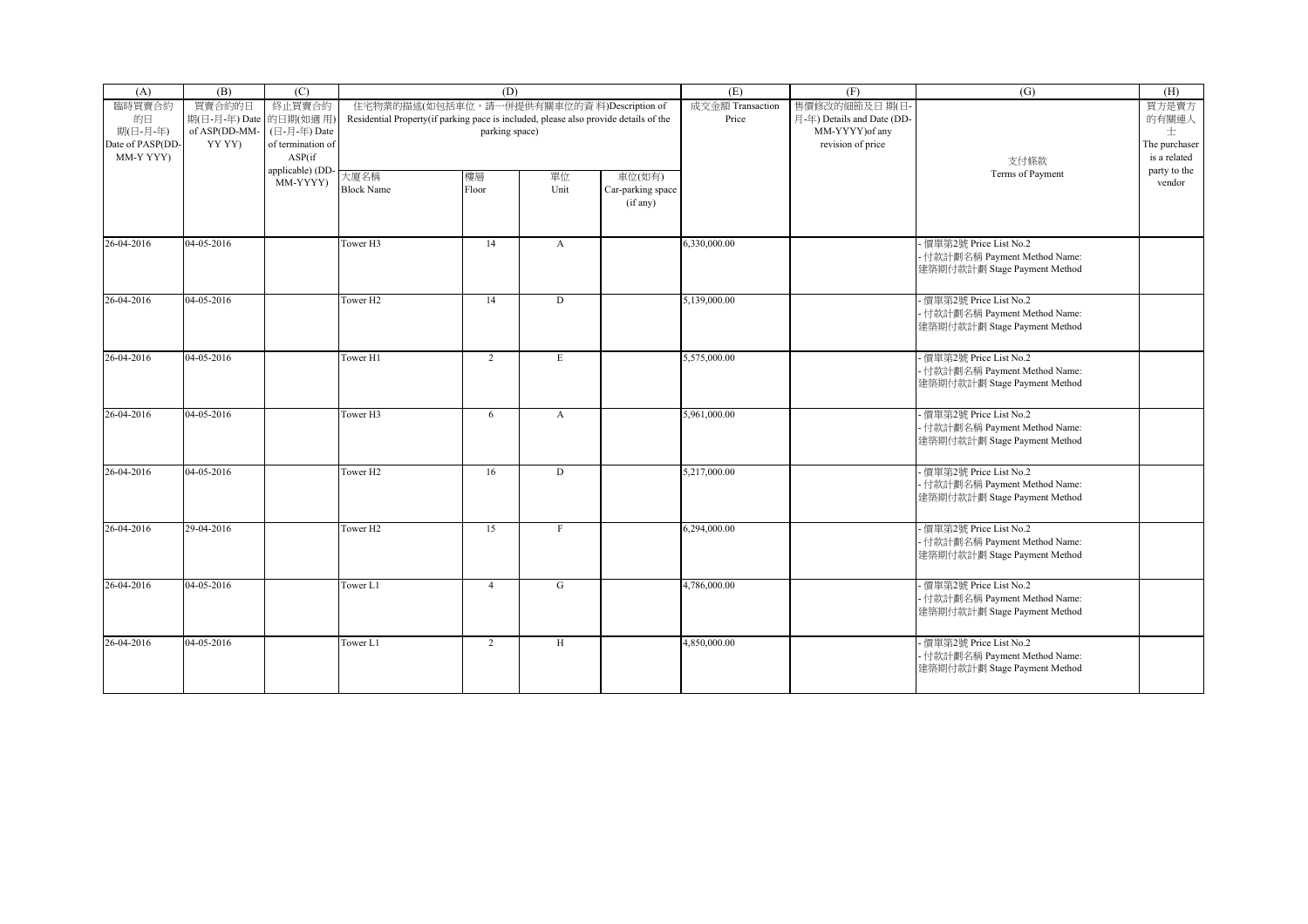| (A) | (B) | (C) | (D) | | | | (E) | (F) | (G) | (H) |
|---|---|---|---|---|---|---|---|---|---|---|
| 臨時買賣合約的日期(日-月-年) Date of PASP(DD-MM-Y YYY) | 買賣合約的日期(日-月-年) Date of ASP(DD-MM-YY YY) | 終止買賣合約的日期(如適用)(日-月-年) Date of termination of ASP(if applicable) (DD-MM-YYYY) | 住宅物業的描述(如包括車位，請一併提供有關車位的資料)Description of Residential Property(if parking pace is included, please also provide details of the parking space) | | | | 成交金額 Transaction Price | 售價修改的細節及日期(日-月-年) Details and Date (DD-MM-YYYY)of any revision of price | 支付條款 Terms of Payment | 買方是賣方的有關連人士 The purchaser is a related party to the vendor |
| | | | 大廈名稱 Block Name | 樓層 Floor | 單位 Unit | 車位(如有) Car-parking space (if any) | | | | |
| 26-04-2016 | 04-05-2016 | | Tower H3 | 14 | A | | 6,330,000.00 | | - 價單第2號 Price List No.2<br>- 付款計劃名稱 Payment Method Name: 建築期付款計劃 Stage Payment Method | |
| 26-04-2016 | 04-05-2016 | | Tower H2 | 14 | D | | 5,139,000.00 | | - 價單第2號 Price List No.2<br>- 付款計劃名稱 Payment Method Name: 建築期付款計劃 Stage Payment Method | |
| 26-04-2016 | 04-05-2016 | | Tower H1 | 2 | E | | 5,575,000.00 | | - 價單第2號 Price List No.2<br>- 付款計劃名稱 Payment Method Name: 建築期付款計劃 Stage Payment Method | |
| 26-04-2016 | 04-05-2016 | | Tower H3 | 6 | A | | 5,961,000.00 | | - 價單第2號 Price List No.2<br>- 付款計劃名稱 Payment Method Name: 建築期付款計劃 Stage Payment Method | |
| 26-04-2016 | 04-05-2016 | | Tower H2 | 16 | D | | 5,217,000.00 | | - 價單第2號 Price List No.2<br>- 付款計劃名稱 Payment Method Name: 建築期付款計劃 Stage Payment Method | |
| 26-04-2016 | 29-04-2016 | | Tower H2 | 15 | F | | 6,294,000.00 | | - 價單第2號 Price List No.2<br>- 付款計劃名稱 Payment Method Name: 建築期付款計劃 Stage Payment Method | |
| 26-04-2016 | 04-05-2016 | | Tower L1 | 4 | G | | 4,786,000.00 | | - 價單第2號 Price List No.2<br>- 付款計劃名稱 Payment Method Name: 建築期付款計劃 Stage Payment Method | |
| 26-04-2016 | 04-05-2016 | | Tower L1 | 2 | H | | 4,850,000.00 | | - 價單第2號 Price List No.2<br>- 付款計劃名稱 Payment Method Name: 建築期付款計劃 Stage Payment Method | |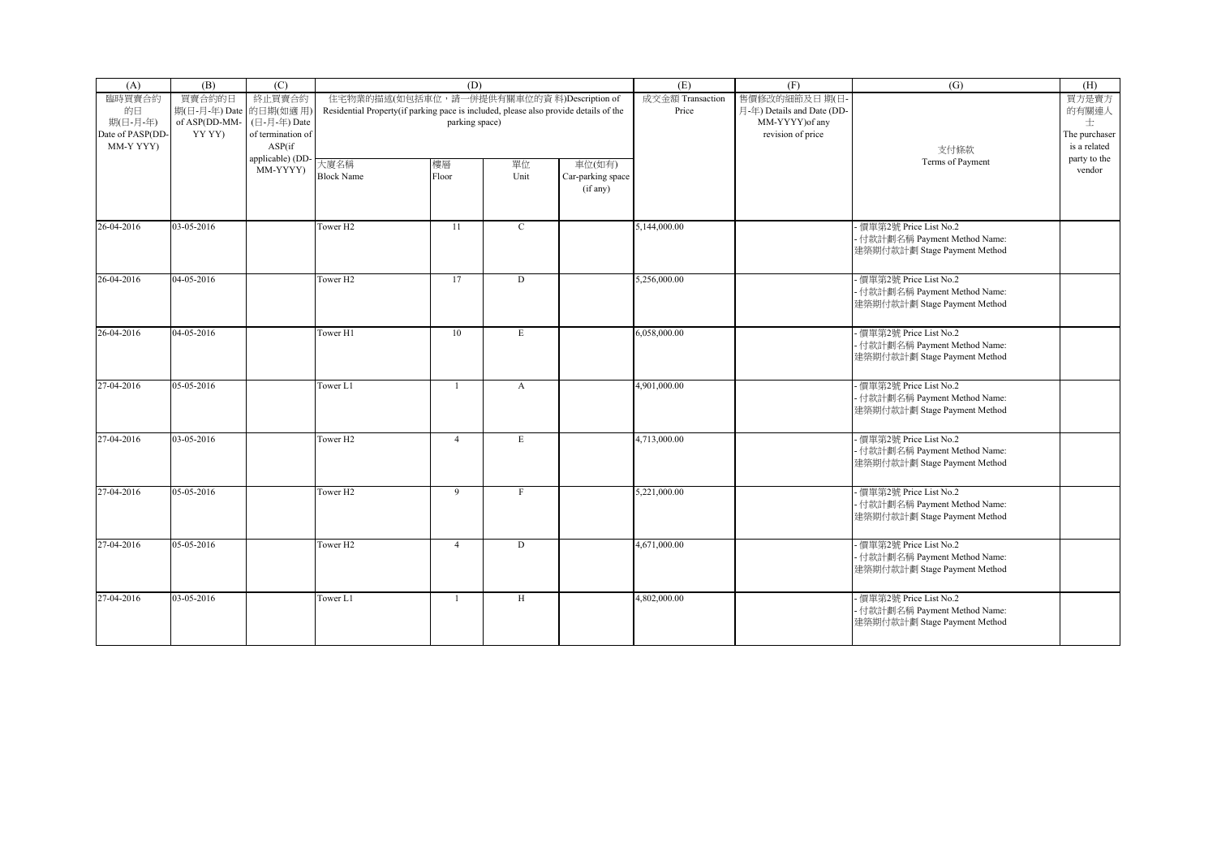| (A) | (B) | (C) | (D) | | | | (E) | (F) | (G) | (H) |
|---|---|---|---|---|---|---|---|---|---|---|
| 臨時買賣合約的日期(日-月-年) Date of PASP(DD-MM-YYYY) | 買賣合約的日期(日-月-年) Date of ASP(DD-MM-YYYY) | 終止買賣合約的日期(如適用)(日-月-年) Date of termination of ASP(if applicable) (DD-MM-YYYY) | 住宅物業的描述(如包括車位，請一併提供有關車位的資料)Description of Residential Property(if parking pace is included, please also provide details of the parking space) | | | | 成交金額 Transaction Price | 售價修改的細節及日期(日-月-年) Details and Date (DD-MM-YYYY)of any revision of price | 支付條款 Terms of Payment | 買方是賣方的有關連人士 The purchaser is a related party to the vendor |
| | | | 大廈名稱 Block Name | 樓層 Floor | 單位 Unit | 車位(如有) Car-parking space (if any) | | | | |
| 26-04-2016 | 03-05-2016 | | Tower H2 | 11 | C | | 5,144,000.00 | | - 價單第2號 Price List No.2<br>- 付款計劃名稱 Payment Method Name:<br>建築期付款計劃 Stage Payment Method | |
| 26-04-2016 | 04-05-2016 | | Tower H2 | 17 | D | | 5,256,000.00 | | - 價單第2號 Price List No.2<br>- 付款計劃名稱 Payment Method Name:<br>建築期付款計劃 Stage Payment Method | |
| 26-04-2016 | 04-05-2016 | | Tower H1 | 10 | E | | 6,058,000.00 | | - 價單第2號 Price List No.2<br>- 付款計劃名稱 Payment Method Name:<br>建築期付款計劃 Stage Payment Method | |
| 27-04-2016 | 05-05-2016 | | Tower L1 | 1 | A | | 4,901,000.00 | | - 價單第2號 Price List No.2<br>- 付款計劃名稱 Payment Method Name:<br>建築期付款計劃 Stage Payment Method | |
| 27-04-2016 | 03-05-2016 | | Tower H2 | 4 | E | | 4,713,000.00 | | - 價單第2號 Price List No.2<br>- 付款計劃名稱 Payment Method Name:<br>建築期付款計劃 Stage Payment Method | |
| 27-04-2016 | 05-05-2016 | | Tower H2 | 9 | F | | 5,221,000.00 | | - 價單第2號 Price List No.2<br>- 付款計劃名稱 Payment Method Name:<br>建築期付款計劃 Stage Payment Method | |
| 27-04-2016 | 05-05-2016 | | Tower H2 | 4 | D | | 4,671,000.00 | | - 價單第2號 Price List No.2<br>- 付款計劃名稱 Payment Method Name:<br>建築期付款計劃 Stage Payment Method | |
| 27-04-2016 | 03-05-2016 | | Tower L1 | 1 | H | | 4,802,000.00 | | - 價單第2號 Price List No.2<br>- 付款計劃名稱 Payment Method Name:<br>建築期付款計劃 Stage Payment Method | |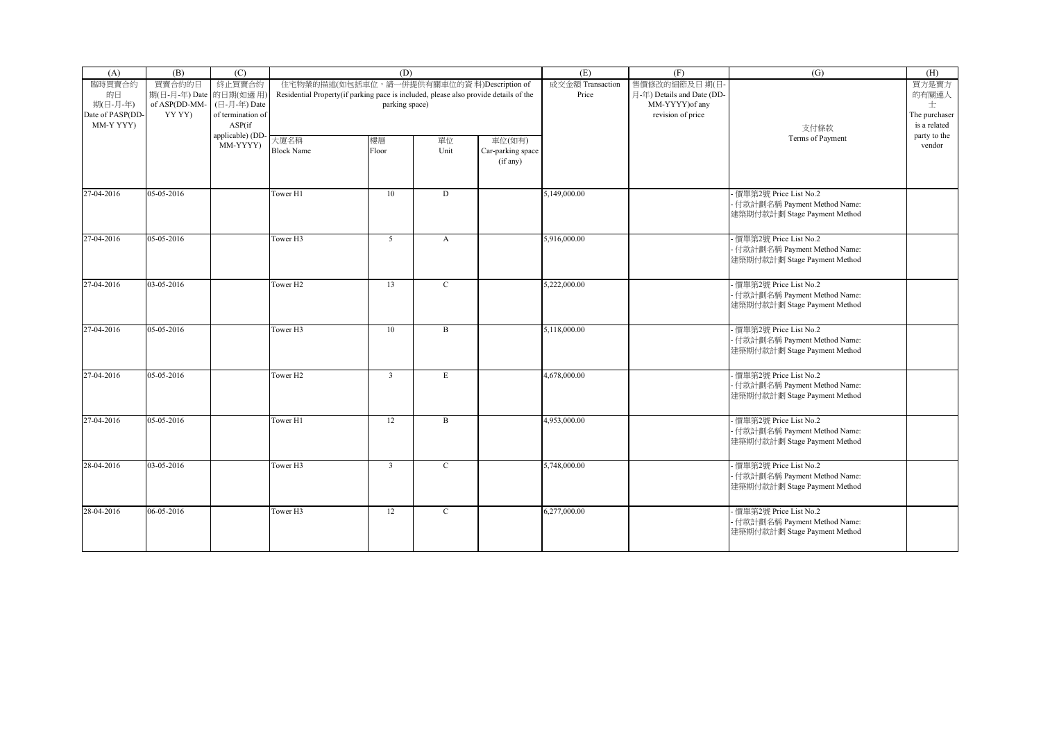| (A) | (B) | (C) | (D) | | | | (E) | (F) | (G) | (H) |
|---|---|---|---|---|---|---|---|---|---|---|
| 臨時買賣合約的日期(日-月-年) Date of PASP(DD-MM-Y YYY) | 買賣合約的日期(日-月-年) Date of ASP(DD-MM-YY YY) | 終止買賣合約的日期(如適用)(日-月-年) Date of termination of ASP(if applicable) (DD-MM-YYYY) | 住宅物業的描述(如包括車位，請一併提供有關車位的資料)Description of Residential Property(if parking pace is included, please also provide details of the parking space) | | | | 成交金額 Transaction Price | 售價修改的細節及日期(日-月-年) Details and Date (DD-MM-YYYY)of any revision of price | 支付條款 Terms of Payment | 買方是賣方的有關連人士 The purchaser is a related party to the vendor |
| | | | 大廈名稱 Block Name | 樓層 Floor | 單位 Unit | 車位(如有) Car-parking space (if any) | | | | |
| 27-04-2016 | 05-05-2016 | | Tower H1 | 10 | D | | 5,149,000.00 | | - 價單第2號 Price List No.2<br>- 付款計劃名稱 Payment Method Name:<br>建築期付款計劃 Stage Payment Method | |
| 27-04-2016 | 05-05-2016 | | Tower H3 | 5 | A | | 5,916,000.00 | | - 價單第2號 Price List No.2<br>- 付款計劃名稱 Payment Method Name:<br>建築期付款計劃 Stage Payment Method | |
| 27-04-2016 | 03-05-2016 | | Tower H2 | 13 | C | | 5,222,000.00 | | - 價單第2號 Price List No.2<br>- 付款計劃名稱 Payment Method Name:<br>建築期付款計劃 Stage Payment Method | |
| 27-04-2016 | 05-05-2016 | | Tower H3 | 10 | B | | 5,118,000.00 | | - 價單第2號 Price List No.2<br>- 付款計劃名稱 Payment Method Name:<br>建築期付款計劃 Stage Payment Method | |
| 27-04-2016 | 05-05-2016 | | Tower H2 | 3 | E | | 4,678,000.00 | | - 價單第2號 Price List No.2<br>- 付款計劃名稱 Payment Method Name:<br>建築期付款計劃 Stage Payment Method | |
| 27-04-2016 | 05-05-2016 | | Tower H1 | 12 | B | | 4,953,000.00 | | - 價單第2號 Price List No.2<br>- 付款計劃名稱 Payment Method Name:<br>建築期付款計劃 Stage Payment Method | |
| 28-04-2016 | 03-05-2016 | | Tower H3 | 3 | C | | 5,748,000.00 | | - 價單第2號 Price List No.2<br>- 付款計劃名稱 Payment Method Name:<br>建築期付款計劃 Stage Payment Method | |
| 28-04-2016 | 06-05-2016 | | Tower H3 | 12 | C | | 6,277,000.00 | | - 價單第2號 Price List No.2<br>- 付款計劃名稱 Payment Method Name:<br>建築期付款計劃 Stage Payment Method | |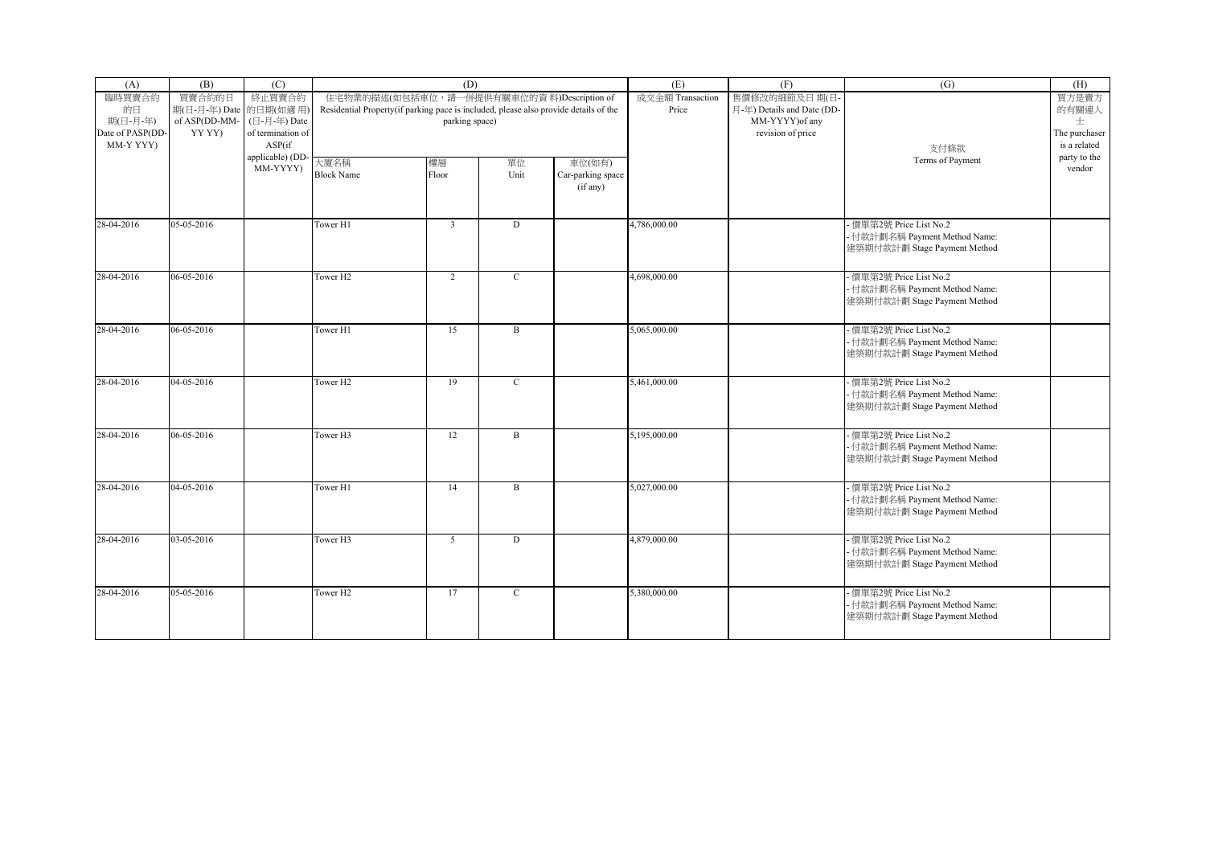| (A) | (B) | (C) | (D) | | | | (E) | (F) | (G) | (H) |
|---|---|---|---|---|---|---|---|---|---|---|
| 臨時買賣合約的日期(日-月-年) Date of PASP(DD-MM-Y YYY) | 買賣合約的日期(日-月-年) Date of ASP(DD-MM-YY YY) | 終止買賣合約的日期(如適用)(日-月-年) Date of termination of ASP(if applicable) (DD-MM-YYYY) | 住宅物業的描述(如包括車位，請一併提供有關車位的資料)Description of Residential Property(if parking pace is included, please also provide details of the parking space) | | | | 成交金額 Transaction Price | 售價修改的細節及日期(日-月-年) Details and Date (DD-MM-YYYY)of any revision of price | 支付條款 Terms of Payment | 買方是賣方的有關連人士 The purchaser is a related party to the vendor |
| | | | 大廈名稱 Block Name | 樓層 Floor | 單位 Unit | 車位(如有) Car-parking space (if any) | | | | |
| 28-04-2016 | 05-05-2016 | | Tower H1 | 3 | D | | 4,786,000.00 | | - 價單第2號 Price List No.2<br>- 付款計劃名稱 Payment Method Name:<br>建築期付款計劃 Stage Payment Method | |
| 28-04-2016 | 06-05-2016 | | Tower H2 | 2 | C | | 4,698,000.00 | | - 價單第2號 Price List No.2<br>- 付款計劃名稱 Payment Method Name:<br>建築期付款計劃 Stage Payment Method | |
| 28-04-2016 | 06-05-2016 | | Tower H1 | 15 | B | | 5,065,000.00 | | - 價單第2號 Price List No.2<br>- 付款計劃名稱 Payment Method Name:<br>建築期付款計劃 Stage Payment Method | |
| 28-04-2016 | 04-05-2016 | | Tower H2 | 19 | C | | 5,461,000.00 | | - 價單第2號 Price List No.2<br>- 付款計劃名稱 Payment Method Name:<br>建築期付款計劃 Stage Payment Method | |
| 28-04-2016 | 06-05-2016 | | Tower H3 | 12 | B | | 5,195,000.00 | | - 價單第2號 Price List No.2<br>- 付款計劃名稱 Payment Method Name:<br>建築期付款計劃 Stage Payment Method | |
| 28-04-2016 | 04-05-2016 | | Tower H1 | 14 | B | | 5,027,000.00 | | - 價單第2號 Price List No.2<br>- 付款計劃名稱 Payment Method Name:<br>建築期付款計劃 Stage Payment Method | |
| 28-04-2016 | 03-05-2016 | | Tower H3 | 5 | D | | 4,879,000.00 | | - 價單第2號 Price List No.2<br>- 付款計劃名稱 Payment Method Name:<br>建築期付款計劃 Stage Payment Method | |
| 28-04-2016 | 05-05-2016 | | Tower H2 | 17 | C | | 5,380,000.00 | | - 價單第2號 Price List No.2<br>- 付款計劃名稱 Payment Method Name:<br>建築期付款計劃 Stage Payment Method | |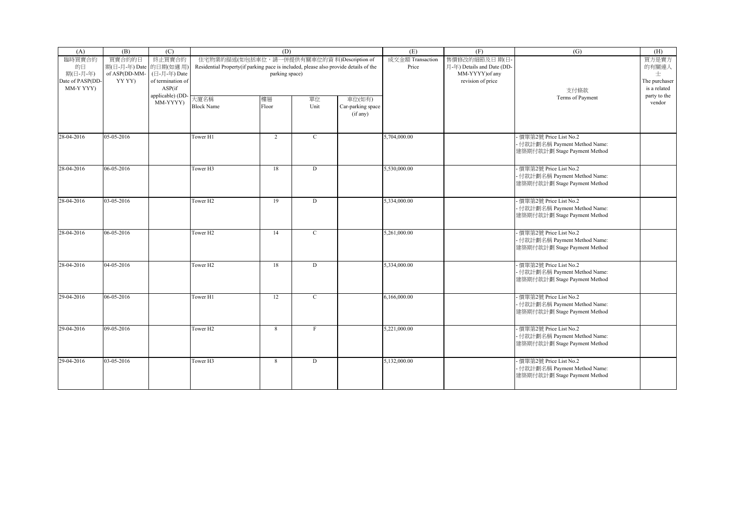| (A) | (B) | (C) | (D) | | | | (E) | (F) | (G) | (H) |
|---|---|---|---|---|---|---|---|---|---|---|
| 臨時買賣合約的日期(日-月-年) Date of PASP(DD-MM-Y YYY) | 買賣合約的日期(日-月-年) Date of ASP(DD-MM-YY YY) | 終止買賣合約的日期(如適用)(日-月-年) Date of termination of ASP(if applicable) (DD-MM-YYYY) | 住宅物業的描述(如包括車位，請一併提供有關車位的資料)Description of Residential Property(if parking pace is included, please also provide details of the parking space) | | | | 成交金額 Transaction Price | 售價修改的細節及日期(日-月-年) Details and Date (DD-MM-YYYY)of any revision of price | 支付條款 Terms of Payment | 買方是賣方的有關連人士 The purchaser is a related party to the vendor |
| | | | 大廈名稱 Block Name | 樓層 Floor | 單位 Unit | 車位(如有) Car-parking space (if any) | | | | |
| 28-04-2016 | 05-05-2016 | | Tower H1 | 2 | C | | 5,704,000.00 | | - 價單第2號 Price List No.2<br>- 付款計劃名稱 Payment Method Name: 建築期付款計劃 Stage Payment Method | |
| 28-04-2016 | 06-05-2016 | | Tower H3 | 18 | D | | 5,530,000.00 | | - 價單第2號 Price List No.2<br>- 付款計劃名稱 Payment Method Name: 建築期付款計劃 Stage Payment Method | |
| 28-04-2016 | 03-05-2016 | | Tower H2 | 19 | D | | 5,334,000.00 | | - 價單第2號 Price List No.2<br>- 付款計劃名稱 Payment Method Name: 建築期付款計劃 Stage Payment Method | |
| 28-04-2016 | 06-05-2016 | | Tower H2 | 14 | C | | 5,261,000.00 | | - 價單第2號 Price List No.2<br>- 付款計劃名稱 Payment Method Name: 建築期付款計劃 Stage Payment Method | |
| 28-04-2016 | 04-05-2016 | | Tower H2 | 18 | D | | 5,334,000.00 | | - 價單第2號 Price List No.2<br>- 付款計劃名稱 Payment Method Name: 建築期付款計劃 Stage Payment Method | |
| 29-04-2016 | 06-05-2016 | | Tower H1 | 12 | C | | 6,166,000.00 | | - 價單第2號 Price List No.2<br>- 付款計劃名稱 Payment Method Name: 建築期付款計劃 Stage Payment Method | |
| 29-04-2016 | 09-05-2016 | | Tower H2 | 8 | F | | 5,221,000.00 | | - 價單第2號 Price List No.2<br>- 付款計劃名稱 Payment Method Name: 建築期付款計劃 Stage Payment Method | |
| 29-04-2016 | 03-05-2016 | | Tower H3 | 8 | D | | 5,132,000.00 | | - 價單第2號 Price List No.2<br>- 付款計劃名稱 Payment Method Name: 建築期付款計劃 Stage Payment Method | |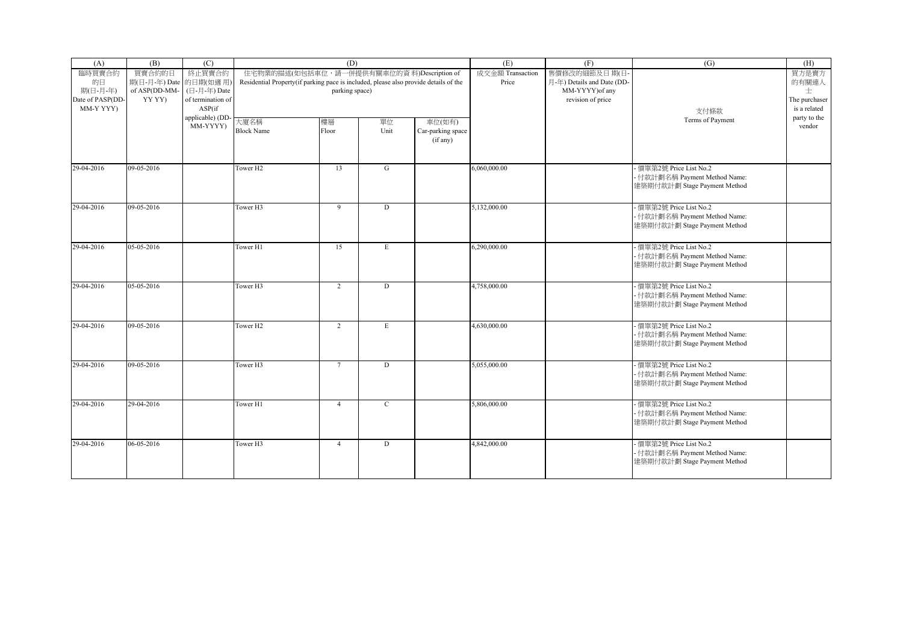| (A) | (B) | (C) | (D) | | | | (E) | (F) | (G) | (H) |
|---|---|---|---|---|---|---|---|---|---|---|
| 臨時買賣合約的日期(日-月-年) Date of PASP(DD-MM-YYYY) | 買賣合約的日期(日-月-年) Date of ASP(DD-MM-YYYY) | 終止買賣合約的日期(如適用)(日-月-年) Date of termination of ASP(if applicable)(DD-MM-YYYY) | 住宅物業的描述(如包括車位，請一併提供有關車位的資料)Description of Residential Property(if parking pace is included, please also provide details of the parking space) | | | | 成交金額 Transaction Price | 售價修改的細節及日期(日-月-年) Details and Date (DD-MM-YYYY)of any revision of price | 支付條款 Terms of Payment | 買方是賣方的有關連人士 The purchaser is a related party to the vendor |
| | | | 大廈名稱 Block Name | 樓層 Floor | 單位 Unit | 車位(如有) Car-parking space (if any) | | | | |
| 29-04-2016 | 09-05-2016 | | Tower H2 | 13 | G | | 6,060,000.00 | | - 價單第2號 Price List No.2<br>- 付款計劃名稱 Payment Method Name: 建築期付款計劃 Stage Payment Method | |
| 29-04-2016 | 09-05-2016 | | Tower H3 | 9 | D | | 5,132,000.00 | | - 價單第2號 Price List No.2<br>- 付款計劃名稱 Payment Method Name: 建築期付款計劃 Stage Payment Method | |
| 29-04-2016 | 05-05-2016 | | Tower H1 | 15 | E | | 6,290,000.00 | | - 價單第2號 Price List No.2<br>- 付款計劃名稱 Payment Method Name: 建築期付款計劃 Stage Payment Method | |
| 29-04-2016 | 05-05-2016 | | Tower H3 | 2 | D | | 4,758,000.00 | | - 價單第2號 Price List No.2<br>- 付款計劃名稱 Payment Method Name: 建築期付款計劃 Stage Payment Method | |
| 29-04-2016 | 09-05-2016 | | Tower H2 | 2 | E | | 4,630,000.00 | | - 價單第2號 Price List No.2<br>- 付款計劃名稱 Payment Method Name: 建築期付款計劃 Stage Payment Method | |
| 29-04-2016 | 09-05-2016 | | Tower H3 | 7 | D | | 5,055,000.00 | | - 價單第2號 Price List No.2<br>- 付款計劃名稱 Payment Method Name: 建築期付款計劃 Stage Payment Method | |
| 29-04-2016 | 29-04-2016 | | Tower H1 | 4 | C | | 5,806,000.00 | | - 價單第2號 Price List No.2<br>- 付款計劃名稱 Payment Method Name: 建築期付款計劃 Stage Payment Method | |
| 29-04-2016 | 06-05-2016 | | Tower H3 | 4 | D | | 4,842,000.00 | | - 價單第2號 Price List No.2<br>- 付款計劃名稱 Payment Method Name: 建築期付款計劃 Stage Payment Method | |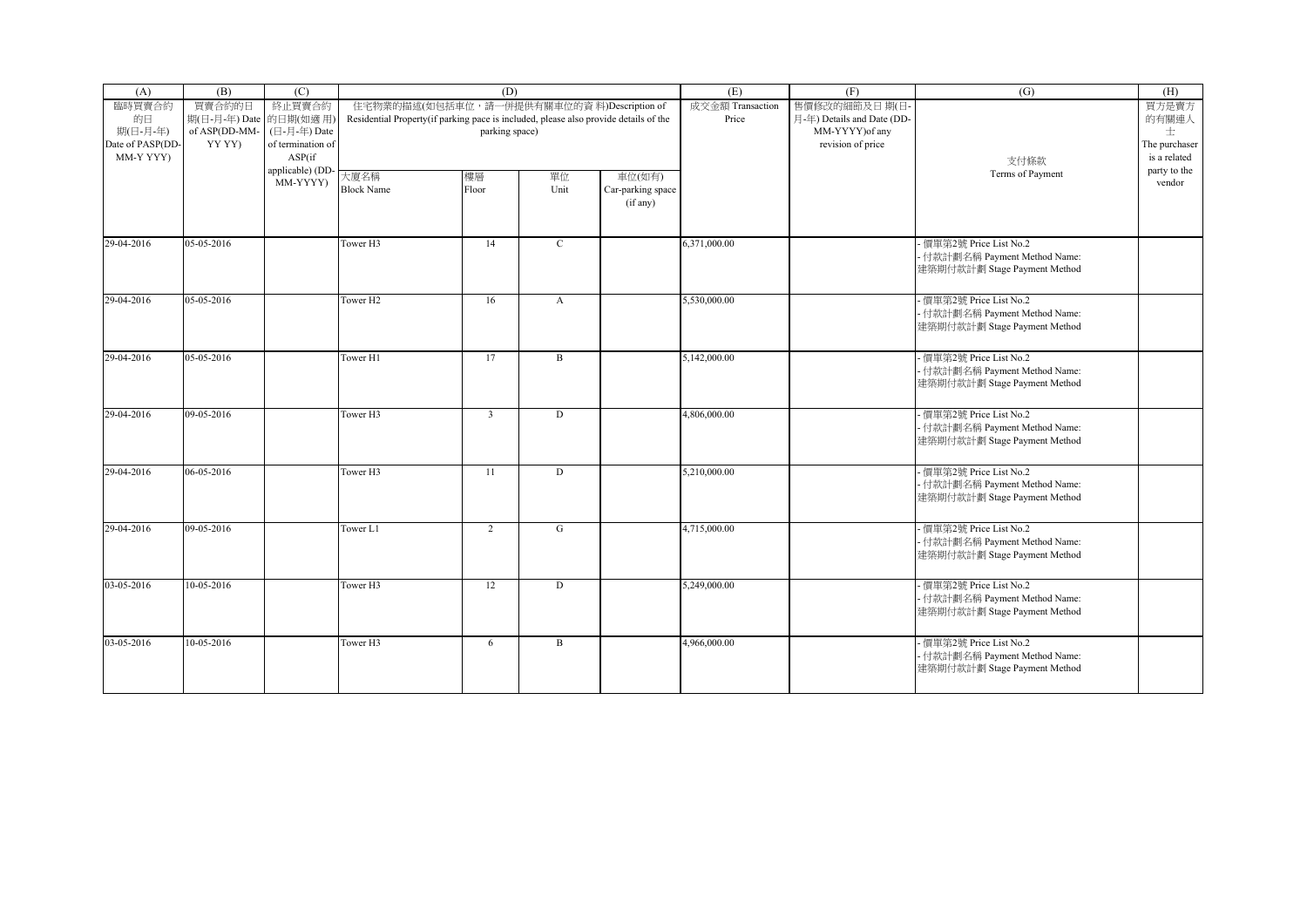| (A) | (B) | (C) | (D) | | | | (E) | (F) | (G) | (H) |
|---|---|---|---|---|---|---|---|---|---|---|
| 臨時買賣合約的日期(日-月-年) Date of PASP(DD-MM-Y YYY) | 買賣合約的日期(日-月-年) Date of ASP(DD-MM-YY YY) | 終止買賣合約的日期(如適用)(日-月-年) Date of termination of ASP(if applicable) (DD-MM-YYYY) | 住宅物業的描述(如包括車位，請一併提供有關車位的資料)Description of Residential Property(if parking pace is included, please also provide details of the parking space) | | | | 成交金額 Transaction Price | 售價修改的細節及日期(日-月-年) Details and Date (DD-MM-YYYY)of any revision of price | 支付條款 Terms of Payment | 買方是賣方的有關連人士 The purchaser is a related party to the vendor |
| | | | 大廈名稱 Block Name | 樓層 Floor | 單位 Unit | 車位(如有) Car-parking space (if any) | | | | |
| 29-04-2016 | 05-05-2016 | | Tower H3 | 14 | C | | 6,371,000.00 | | - 價單第2號 Price List No.2<br>- 付款計劃名稱 Payment Method Name:<br>建築期付款計劃 Stage Payment Method | |
| 29-04-2016 | 05-05-2016 | | Tower H2 | 16 | A | | 5,530,000.00 | | - 價單第2號 Price List No.2<br>- 付款計劃名稱 Payment Method Name:<br>建築期付款計劃 Stage Payment Method | |
| 29-04-2016 | 05-05-2016 | | Tower H1 | 17 | B | | 5,142,000.00 | | - 價單第2號 Price List No.2<br>- 付款計劃名稱 Payment Method Name:<br>建築期付款計劃 Stage Payment Method | |
| 29-04-2016 | 09-05-2016 | | Tower H3 | 3 | D | | 4,806,000.00 | | - 價單第2號 Price List No.2<br>- 付款計劃名稱 Payment Method Name:<br>建築期付款計劃 Stage Payment Method | |
| 29-04-2016 | 06-05-2016 | | Tower H3 | 11 | D | | 5,210,000.00 | | - 價單第2號 Price List No.2<br>- 付款計劃名稱 Payment Method Name:<br>建築期付款計劃 Stage Payment Method | |
| 29-04-2016 | 09-05-2016 | | Tower L1 | 2 | G | | 4,715,000.00 | | - 價單第2號 Price List No.2<br>- 付款計劃名稱 Payment Method Name:<br>建築期付款計劃 Stage Payment Method | |
| 03-05-2016 | 10-05-2016 | | Tower H3 | 12 | D | | 5,249,000.00 | | - 價單第2號 Price List No.2<br>- 付款計劃名稱 Payment Method Name:<br>建築期付款計劃 Stage Payment Method | |
| 03-05-2016 | 10-05-2016 | | Tower H3 | 6 | B | | 4,966,000.00 | | - 價單第2號 Price List No.2<br>- 付款計劃名稱 Payment Method Name:<br>建築期付款計劃 Stage Payment Method | |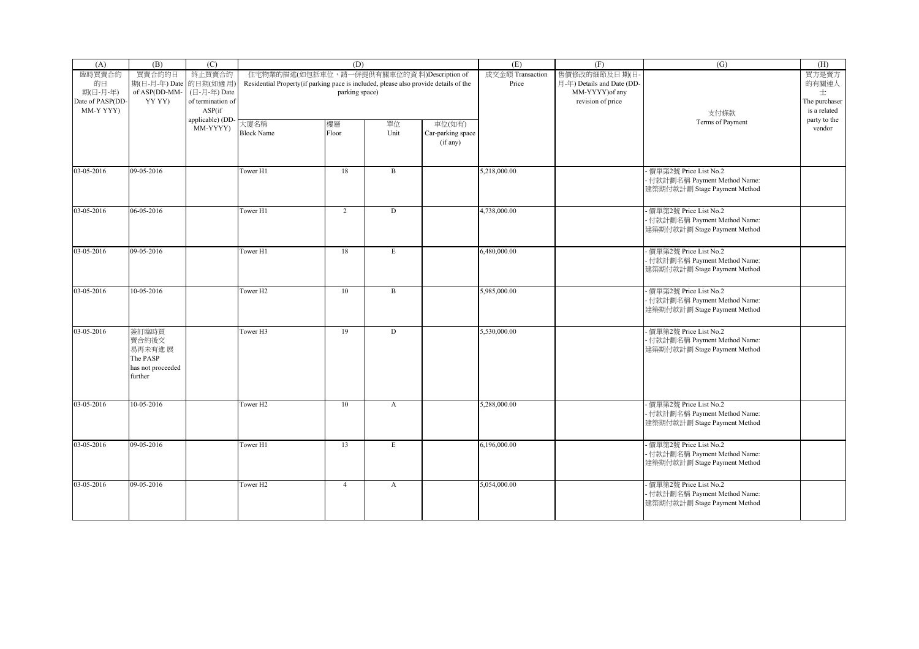| (A) | (B) | (C) | (D) | | | | (E) | (F) | (G) | (H) |
|---|---|---|---|---|---|---|---|---|---|---|
| 臨時買賣合約的日期(日-月-年) Date of PASP(DD-MM-Y YYY) | 買賣合約的日期(日-月-年) Date of ASP(DD-MM-YY YY) | 終止買賣合約的日期(如適用)(日-月-年) Date of termination of ASP(if applicable) (DD-MM-YYYY) | 住宅物業的描述(如包括車位，請一併提供有關車位的資料)Description of Residential Property(if parking pace is included, please also provide details of the parking space) | | | | 成交金額 Transaction Price | 售價修改的細節及日期(日-月-年) Details and Date (DD-MM-YYYY)of any revision of price | 支付條款 Terms of Payment | 買方是賣方的有關連人士 The purchaser is a related party to the vendor |
| | | | 大廈名稱 Block Name | 樓層 Floor | 單位 Unit | 車位(如有) Car-parking space (if any) | | | | |
| 03-05-2016 | 09-05-2016 | | Tower H1 | 18 | B | | 5,218,000.00 | | - 價單第2號 Price List No.2<br>- 付款計劃名稱 Payment Method Name: 建築期付款計劃 Stage Payment Method | |
| 03-05-2016 | 06-05-2016 | | Tower H1 | 2 | D | | 4,738,000.00 | | - 價單第2號 Price List No.2<br>- 付款計劃名稱 Payment Method Name: 建築期付款計劃 Stage Payment Method | |
| 03-05-2016 | 09-05-2016 | | Tower H1 | 18 | E | | 6,480,000.00 | | - 價單第2號 Price List No.2<br>- 付款計劃名稱 Payment Method Name: 建築期付款計劃 Stage Payment Method | |
| 03-05-2016 | 10-05-2016 | | Tower H2 | 10 | B | | 5,985,000.00 | | - 價單第2號 Price List No.2<br>- 付款計劃名稱 Payment Method Name: 建築期付款計劃 Stage Payment Method | |
| 03-05-2016 | 簽訂臨時買賣合約後交易再未有進展 The PASP has not proceeded further | | Tower H3 | 19 | D | | 5,530,000.00 | | - 價單第2號 Price List No.2<br>- 付款計劃名稱 Payment Method Name: 建築期付款計劃 Stage Payment Method | |
| 03-05-2016 | 10-05-2016 | | Tower H2 | 10 | A | | 5,288,000.00 | | - 價單第2號 Price List No.2<br>- 付款計劃名稱 Payment Method Name: 建築期付款計劃 Stage Payment Method | |
| 03-05-2016 | 09-05-2016 | | Tower H1 | 13 | E | | 6,196,000.00 | | - 價單第2號 Price List No.2<br>- 付款計劃名稱 Payment Method Name: 建築期付款計劃 Stage Payment Method | |
| 03-05-2016 | 09-05-2016 | | Tower H2 | 4 | A | | 5,054,000.00 | | - 價單第2號 Price List No.2<br>- 付款計劃名稱 Payment Method Name: 建築期付款計劃 Stage Payment Method | |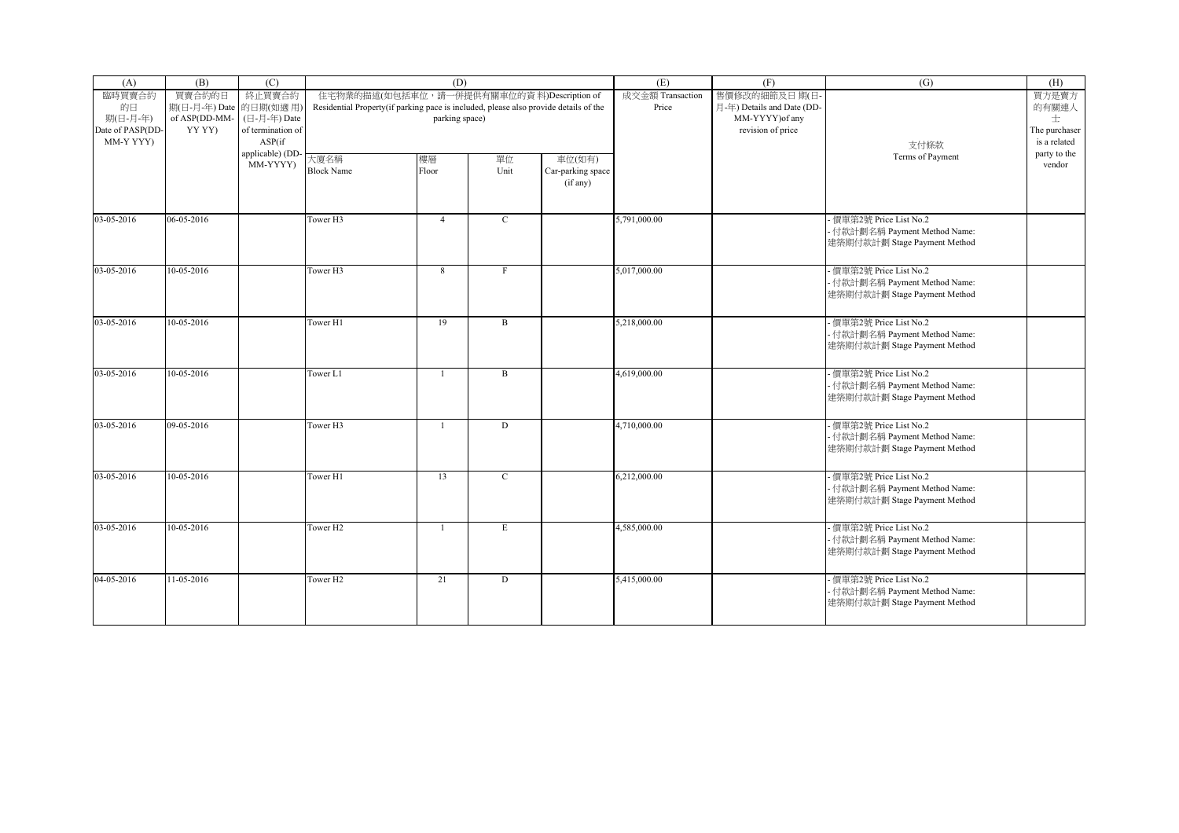| (A) | (B) | (C) | (D) | | | | (E) | (F) | (G) | (H) |
|---|---|---|---|---|---|---|---|---|---|---|
| 臨時買賣合約的日期(日-月-年) Date of PASP(DD-MM-Y YYY) | 買賣合約的日期(日-月-年) Date of ASP(DD-MM-YY YY) | 終止買賣合約的日期(如適用)(日-月-年) Date of termination of ASP(if applicable) (DD-MM-YYYY) | 住宅物業的描述(如包括車位，請一併提供有關車位的資料)Description of Residential Property(if parking pace is included, please also provide details of the parking space) | | | | 成交金額 Transaction Price | 售價修改的細節及日期(日-月-年) Details and Date (DD-MM-YYYY)of any revision of price | 支付條款 Terms of Payment | 買方是賣方的有關連人士 The purchaser is a related party to the vendor |
| | | | 大廈名稱 Block Name | 樓層 Floor | 單位 Unit | 車位(如有) Car-parking space (if any) | | | | |
| 03-05-2016 | 06-05-2016 | | Tower H3 | 4 | C | | 5,791,000.00 | | - 價單第2號 Price List No.2<br>- 付款計劃名稱 Payment Method Name: 建築期付款計劃 Stage Payment Method | |
| 03-05-2016 | 10-05-2016 | | Tower H3 | 8 | F | | 5,017,000.00 | | - 價單第2號 Price List No.2<br>- 付款計劃名稱 Payment Method Name: 建築期付款計劃 Stage Payment Method | |
| 03-05-2016 | 10-05-2016 | | Tower H1 | 19 | B | | 5,218,000.00 | | - 價單第2號 Price List No.2<br>- 付款計劃名稱 Payment Method Name: 建築期付款計劃 Stage Payment Method | |
| 03-05-2016 | 10-05-2016 | | Tower L1 | 1 | B | | 4,619,000.00 | | - 價單第2號 Price List No.2<br>- 付款計劃名稱 Payment Method Name: 建築期付款計劃 Stage Payment Method | |
| 03-05-2016 | 09-05-2016 | | Tower H3 | 1 | D | | 4,710,000.00 | | - 價單第2號 Price List No.2<br>- 付款計劃名稱 Payment Method Name: 建築期付款計劃 Stage Payment Method | |
| 03-05-2016 | 10-05-2016 | | Tower H1 | 13 | C | | 6,212,000.00 | | - 價單第2號 Price List No.2<br>- 付款計劃名稱 Payment Method Name: 建築期付款計劃 Stage Payment Method | |
| 03-05-2016 | 10-05-2016 | | Tower H2 | 1 | E | | 4,585,000.00 | | - 價單第2號 Price List No.2<br>- 付款計劃名稱 Payment Method Name: 建築期付款計劃 Stage Payment Method | |
| 04-05-2016 | 11-05-2016 | | Tower H2 | 21 | D | | 5,415,000.00 | | - 價單第2號 Price List No.2<br>- 付款計劃名稱 Payment Method Name: 建築期付款計劃 Stage Payment Method | |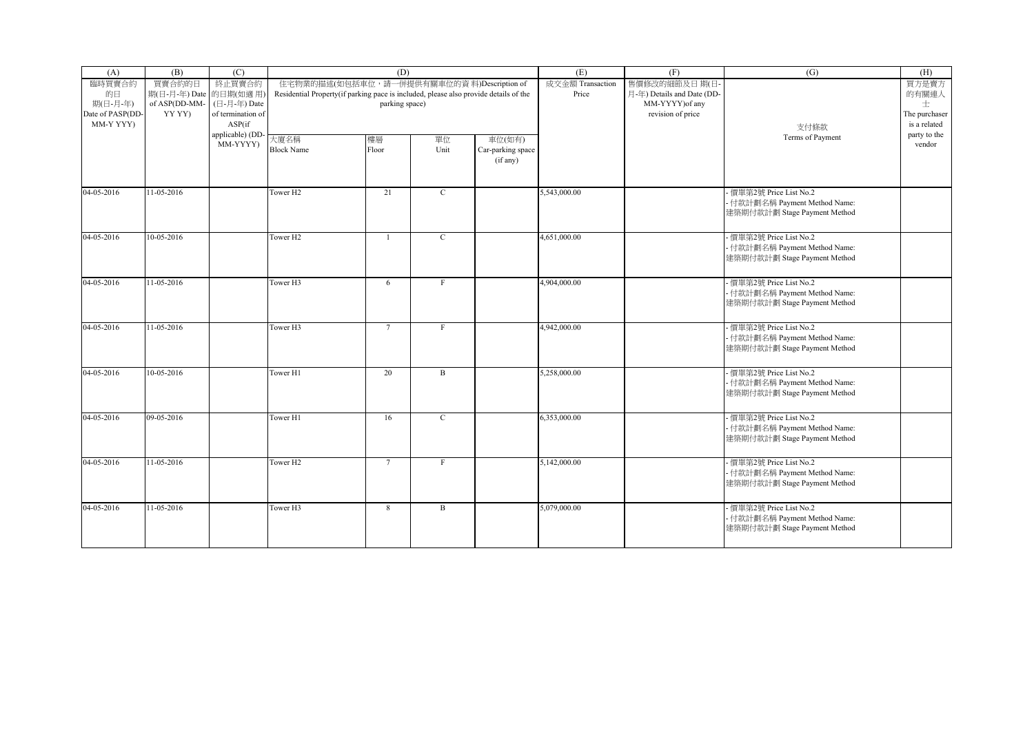| (A) | (B) | (C) | (D) | | | | (E) | (F) | (G) | (H) |
|---|---|---|---|---|---|---|---|---|---|---|
| 臨時買賣合約的日期(日-月-年) Date of PASP(DD-MM-Y YYY) | 買賣合約的日期(日-月-年) Date of ASP(DD-MM-YY YY) | 終止買賣合約的日期(如適用)(日-月-年) Date of termination of ASP(if applicable) (DD-MM-YYYY) | 住宅物業的描述(如包括車位，請一併提供有關車位的資料)Description of Residential Property(if parking pace is included, please also provide details of the parking space) | | | | 成交金額 Transaction Price | 售價修改的細節及日期(日-月-年) Details and Date (DD-MM-YYYY)of any revision of price | 支付條款 Terms of Payment | 買方是賣方的有關連人士 The purchaser is a related party to the vendor |
| | | | 大廈名稱 Block Name | 樓層 Floor | 單位 Unit | 車位(如有) Car-parking space (if any) | | | | |
| 04-05-2016 | 11-05-2016 | | Tower H2 | 21 | C | | 5,543,000.00 | | - 價單第2號 Price List No.2<br>- 付款計劃名稱 Payment Method Name:<br>建築期付款計劃 Stage Payment Method | |
| 04-05-2016 | 10-05-2016 | | Tower H2 | 1 | C | | 4,651,000.00 | | - 價單第2號 Price List No.2<br>- 付款計劃名稱 Payment Method Name:<br>建築期付款計劃 Stage Payment Method | |
| 04-05-2016 | 11-05-2016 | | Tower H3 | 6 | F | | 4,904,000.00 | | - 價單第2號 Price List No.2<br>- 付款計劃名稱 Payment Method Name:<br>建築期付款計劃 Stage Payment Method | |
| 04-05-2016 | 11-05-2016 | | Tower H3 | 7 | F | | 4,942,000.00 | | - 價單第2號 Price List No.2<br>- 付款計劃名稱 Payment Method Name:<br>建築期付款計劃 Stage Payment Method | |
| 04-05-2016 | 10-05-2016 | | Tower H1 | 20 | B | | 5,258,000.00 | | - 價單第2號 Price List No.2<br>- 付款計劃名稱 Payment Method Name:<br>建築期付款計劃 Stage Payment Method | |
| 04-05-2016 | 09-05-2016 | | Tower H1 | 16 | C | | 6,353,000.00 | | - 價單第2號 Price List No.2<br>- 付款計劃名稱 Payment Method Name:<br>建築期付款計劃 Stage Payment Method | |
| 04-05-2016 | 11-05-2016 | | Tower H2 | 7 | F | | 5,142,000.00 | | - 價單第2號 Price List No.2<br>- 付款計劃名稱 Payment Method Name:<br>建築期付款計劃 Stage Payment Method | |
| 04-05-2016 | 11-05-2016 | | Tower H3 | 8 | B | | 5,079,000.00 | | - 價單第2號 Price List No.2<br>- 付款計劃名稱 Payment Method Name:<br>建築期付款計劃 Stage Payment Method | |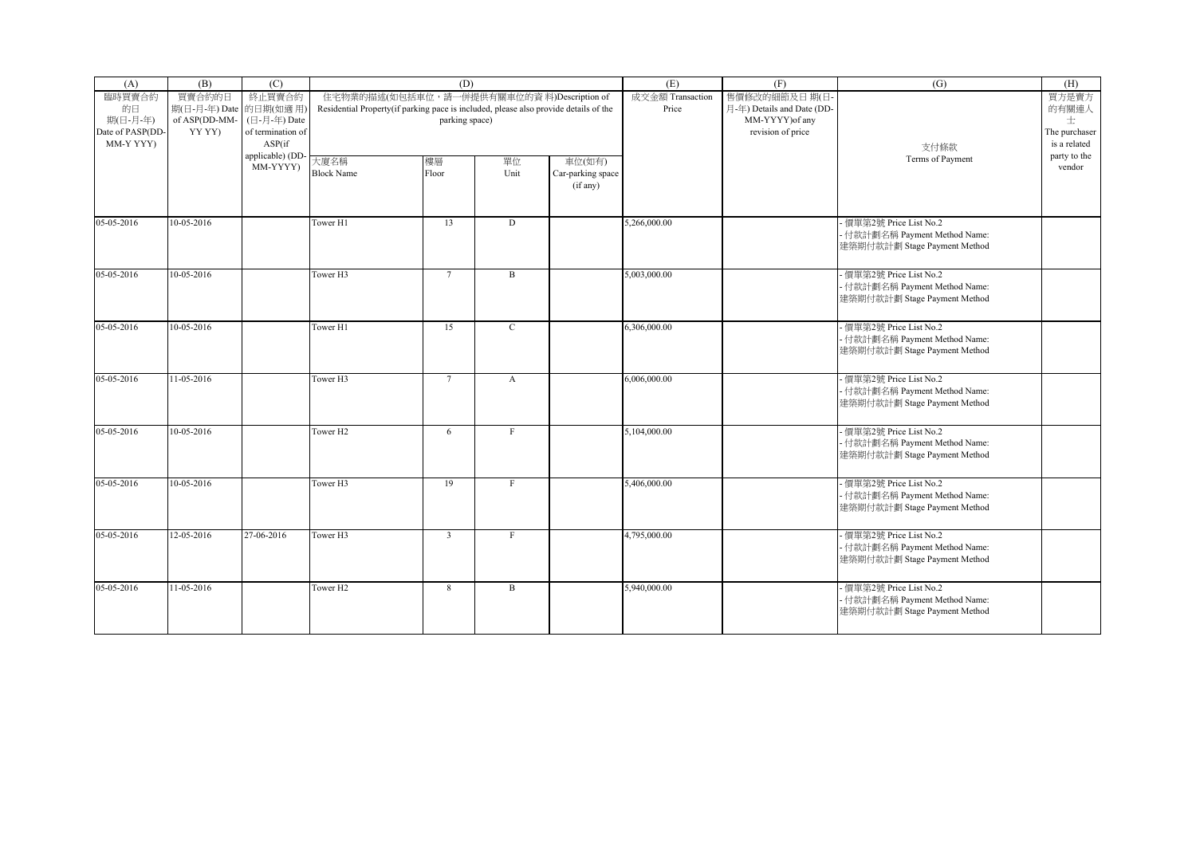| (A) | (B) | (C) | (D) | | | | (E) | (F) | (G) | (H) |
|---|---|---|---|---|---|---|---|---|---|---|
| 臨時買賣合約的日期(日-月-年) Date of PASP(DD-MM-Y YYY) | 買賣合約的日期(日-月-年) Date of ASP(DD-MM-YY YY) | 終止買賣合約的日期(如適用)(日-月-年) Date of termination of ASP(if applicable) (DD-MM-YYYY) | 住宅物業的描述(如包括車位，請一併提供有關車位的資料)Description of Residential Property(if parking pace is included, please also provide details of the parking space) | | | | 成交金額 Transaction Price | 售價修改的細節及日期(日-月-年) Details and Date (DD-MM-YYYY)of any revision of price | 支付條款 Terms of Payment | 買方是賣方的有關連人士 The purchaser is a related party to the vendor |
| | | | 大廈名稱 Block Name | 樓層 Floor | 單位 Unit | 車位(如有) Car-parking space (if any) | | | | |
| 05-05-2016 | 10-05-2016 | | Tower H1 | 13 | D | | 5,266,000.00 | | - 價單第2號 Price List No.2<br>- 付款計劃名稱 Payment Method Name:<br>建築期付款計劃 Stage Payment Method | |
| 05-05-2016 | 10-05-2016 | | Tower H3 | 7 | B | | 5,003,000.00 | | - 價單第2號 Price List No.2<br>- 付款計劃名稱 Payment Method Name:<br>建築期付款計劃 Stage Payment Method | |
| 05-05-2016 | 10-05-2016 | | Tower H1 | 15 | C | | 6,306,000.00 | | - 價單第2號 Price List No.2<br>- 付款計劃名稱 Payment Method Name:<br>建築期付款計劃 Stage Payment Method | |
| 05-05-2016 | 11-05-2016 | | Tower H3 | 7 | A | | 6,006,000.00 | | - 價單第2號 Price List No.2<br>- 付款計劃名稱 Payment Method Name:<br>建築期付款計劃 Stage Payment Method | |
| 05-05-2016 | 10-05-2016 | | Tower H2 | 6 | F | | 5,104,000.00 | | - 價單第2號 Price List No.2<br>- 付款計劃名稱 Payment Method Name:<br>建築期付款計劃 Stage Payment Method | |
| 05-05-2016 | 10-05-2016 | | Tower H3 | 19 | F | | 5,406,000.00 | | - 價單第2號 Price List No.2<br>- 付款計劃名稱 Payment Method Name:<br>建築期付款計劃 Stage Payment Method | |
| 05-05-2016 | 12-05-2016 | 27-06-2016 | Tower H3 | 3 | F | | 4,795,000.00 | | - 價單第2號 Price List No.2<br>- 付款計劃名稱 Payment Method Name:<br>建築期付款計劃 Stage Payment Method | |
| 05-05-2016 | 11-05-2016 | | Tower H2 | 8 | B | | 5,940,000.00 | | - 價單第2號 Price List No.2<br>- 付款計劃名稱 Payment Method Name:<br>建築期付款計劃 Stage Payment Method | |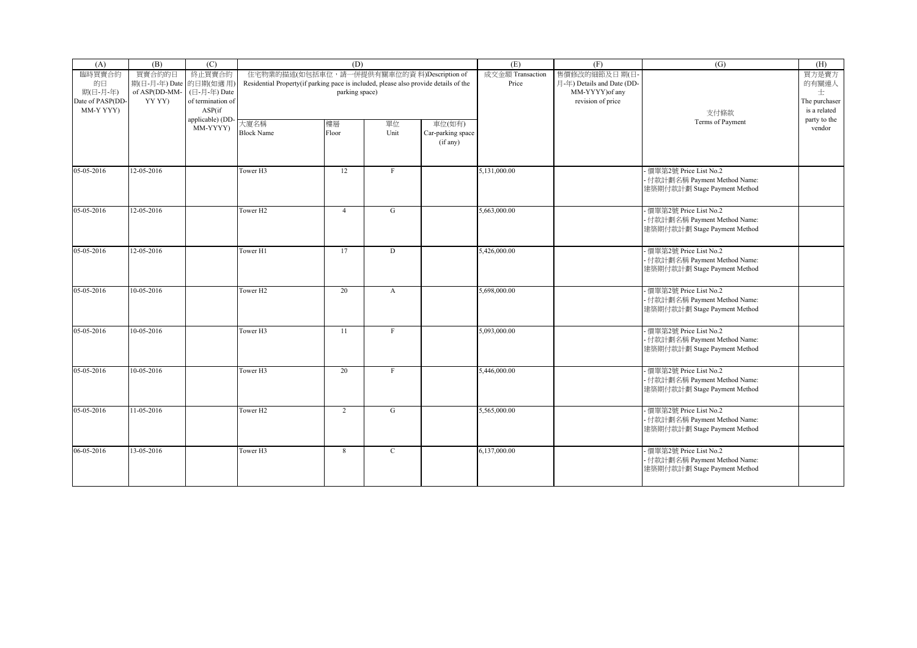| (A) | (B) | (C) | (D) | | | | (E) | (F) | (G) | (H) |
|---|---|---|---|---|---|---|---|---|---|---|
| 臨時買賣合約的日期(日-月-年) Date of PASP(DD-MM-Y YYY) | 買賣合約的日期(日-月-年) Date of ASP(DD-MM-YY YY) | 終止買賣合約的日期(如適用)(日-月-年) Date of termination of ASP(if applicable) (DD-MM-YYYY) | 住宅物業的描述(如包括車位，請一併提供有關車位的資料)Description of Residential Property(if parking pace is included, please also provide details of the parking space) | | | | 成交金額 Transaction Price | 售價修改的細節及日期(日-月-年) Details and Date (DD-MM-YYYY)of any revision of price | 支付條款 Terms of Payment | 買方是賣方的有關連人士 The purchaser is a related party to the vendor |
| | | | 大廈名稱 Block Name | 樓層 Floor | 單位 Unit | 車位(如有) Car-parking space (if any) | | | | |
| 05-05-2016 | 12-05-2016 | | Tower H3 | 12 | F | | 5,131,000.00 | | - 價單第2號 Price List No.2<br>- 付款計劃名稱 Payment Method Name: 建築期付款計劃 Stage Payment Method | |
| 05-05-2016 | 12-05-2016 | | Tower H2 | 4 | G | | 5,663,000.00 | | - 價單第2號 Price List No.2<br>- 付款計劃名稱 Payment Method Name: 建築期付款計劃 Stage Payment Method | |
| 05-05-2016 | 12-05-2016 | | Tower H1 | 17 | D | | 5,426,000.00 | | - 價單第2號 Price List No.2<br>- 付款計劃名稱 Payment Method Name: 建築期付款計劃 Stage Payment Method | |
| 05-05-2016 | 10-05-2016 | | Tower H2 | 20 | A | | 5,698,000.00 | | - 價單第2號 Price List No.2<br>- 付款計劃名稱 Payment Method Name: 建築期付款計劃 Stage Payment Method | |
| 05-05-2016 | 10-05-2016 | | Tower H3 | 11 | F | | 5,093,000.00 | | - 價單第2號 Price List No.2<br>- 付款計劃名稱 Payment Method Name: 建築期付款計劃 Stage Payment Method | |
| 05-05-2016 | 10-05-2016 | | Tower H3 | 20 | F | | 5,446,000.00 | | - 價單第2號 Price List No.2<br>- 付款計劃名稱 Payment Method Name: 建築期付款計劃 Stage Payment Method | |
| 05-05-2016 | 11-05-2016 | | Tower H2 | 2 | G | | 5,565,000.00 | | - 價單第2號 Price List No.2<br>- 付款計劃名稱 Payment Method Name: 建築期付款計劃 Stage Payment Method | |
| 06-05-2016 | 13-05-2016 | | Tower H3 | 8 | C | | 6,137,000.00 | | - 價單第2號 Price List No.2<br>- 付款計劃名稱 Payment Method Name: 建築期付款計劃 Stage Payment Method | |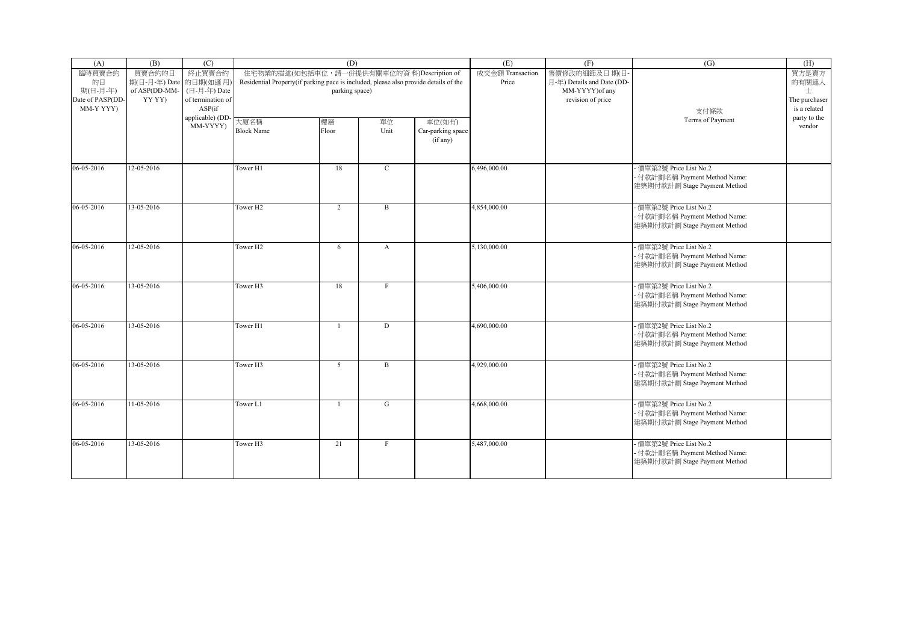| (A) | (B) | (C) | (D) | | | | (E) | (F) | (G) | (H) |
|---|---|---|---|---|---|---|---|---|---|---|
| 臨時買賣合約的日期(日-月-年) Date of PASP(DD-MM-Y YYY) | 買賣合約的日期(日-月-年) Date of ASP(DD-MM-YY YY) | 終止買賣合約的日期(如適用)(日-月-年) Date of termination of ASP(if applicable) (DD-MM-YYYY) | 住宅物業的描述(如包括車位，請一併提供有關車位的資料)Description of Residential Property(if parking pace is included, please also provide details of the parking space) | | | | 成交金額 Transaction Price | 售價修改的細節及日期(日-月-年) Details and Date (DD-MM-YYYY)of any revision of price | 支付條款 Terms of Payment | 買方是賣方的有關連人士 The purchaser is a related party to the vendor |
| | | | 大廈名稱 Block Name | 樓層 Floor | 單位 Unit | 車位(如有) Car-parking space (if any) | | | | |
| 06-05-2016 | 12-05-2016 | | Tower H1 | 18 | C | | 6,496,000.00 | | - 價單第2號 Price List No.2<br>- 付款計劃名稱 Payment Method Name:<br>建築期付款計劃 Stage Payment Method | |
| 06-05-2016 | 13-05-2016 | | Tower H2 | 2 | B | | 4,854,000.00 | | - 價單第2號 Price List No.2<br>- 付款計劃名稱 Payment Method Name:<br>建築期付款計劃 Stage Payment Method | |
| 06-05-2016 | 12-05-2016 | | Tower H2 | 6 | A | | 5,130,000.00 | | - 價單第2號 Price List No.2<br>- 付款計劃名稱 Payment Method Name:<br>建築期付款計劃 Stage Payment Method | |
| 06-05-2016 | 13-05-2016 | | Tower H3 | 18 | F | | 5,406,000.00 | | - 價單第2號 Price List No.2<br>- 付款計劃名稱 Payment Method Name:<br>建築期付款計劃 Stage Payment Method | |
| 06-05-2016 | 13-05-2016 | | Tower H1 | 1 | D | | 4,690,000.00 | | - 價單第2號 Price List No.2<br>- 付款計劃名稱 Payment Method Name:<br>建築期付款計劃 Stage Payment Method | |
| 06-05-2016 | 13-05-2016 | | Tower H3 | 5 | B | | 4,929,000.00 | | - 價單第2號 Price List No.2<br>- 付款計劃名稱 Payment Method Name:<br>建築期付款計劃 Stage Payment Method | |
| 06-05-2016 | 11-05-2016 | | Tower L1 | 1 | G | | 4,668,000.00 | | - 價單第2號 Price List No.2<br>- 付款計劃名稱 Payment Method Name:<br>建築期付款計劃 Stage Payment Method | |
| 06-05-2016 | 13-05-2016 | | Tower H3 | 21 | F | | 5,487,000.00 | | - 價單第2號 Price List No.2<br>- 付款計劃名稱 Payment Method Name:<br>建築期付款計劃 Stage Payment Method | |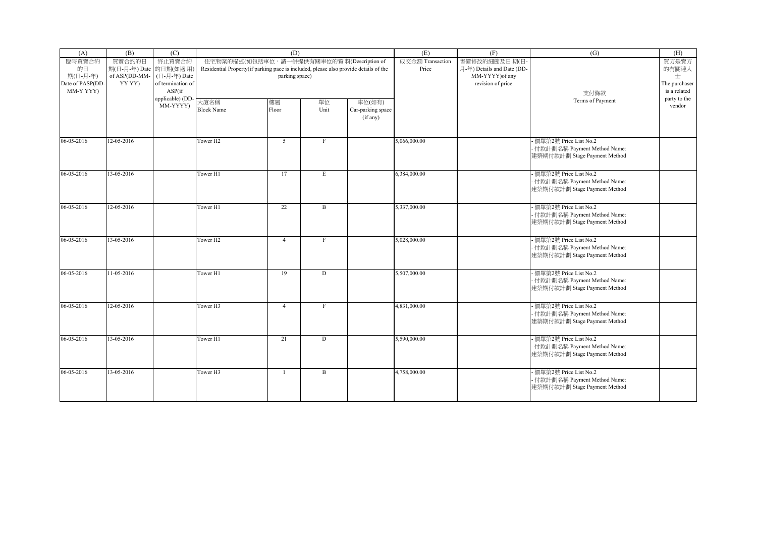| (A) | (B) | (C) | (D) | | | | (E) | (F) | (G) | (H) |
|---|---|---|---|---|---|---|---|---|---|---|
| 臨時買賣合約的日期(日-月-年) Date of PASP(DD-MM-Y YYY) | 買賣合約的日期(日-月-年) Date of ASP(DD-MM-YY YY) | 終止買賣合約的日期(如適用)(日-月-年) Date of termination of ASP(if applicable) (DD-MM-YYYY) | 住宅物業的描述(如包括車位，請一併提供有關車位的資料)Description of Residential Property(if parking pace is included, please also provide details of the parking space) | | | | 成交金額 Transaction Price | 售價修改的細節及日期(日-月-年) Details and Date (DD-MM-YYYY)of any revision of price | 支付條款 Terms of Payment | 買方是賣方的有關連人士 The purchaser is a related party to the vendor |
| | | | 大廈名稱 Block Name | 樓層 Floor | 單位 Unit | 車位(如有) Car-parking space (if any) | | | | |
| 06-05-2016 | 12-05-2016 | | Tower H2 | 5 | F | | 5,066,000.00 | | - 價單第2號 Price List No.2<br>- 付款計劃名稱 Payment Method Name:<br>建築期付款計劃 Stage Payment Method | |
| 06-05-2016 | 13-05-2016 | | Tower H1 | 17 | E | | 6,384,000.00 | | - 價單第2號 Price List No.2<br>- 付款計劃名稱 Payment Method Name:<br>建築期付款計劃 Stage Payment Method | |
| 06-05-2016 | 12-05-2016 | | Tower H1 | 22 | B | | 5,337,000.00 | | - 價單第2號 Price List No.2<br>- 付款計劃名稱 Payment Method Name:<br>建築期付款計劃 Stage Payment Method | |
| 06-05-2016 | 13-05-2016 | | Tower H2 | 4 | F | | 5,028,000.00 | | - 價單第2號 Price List No.2<br>- 付款計劃名稱 Payment Method Name:<br>建築期付款計劃 Stage Payment Method | |
| 06-05-2016 | 11-05-2016 | | Tower H1 | 19 | D | | 5,507,000.00 | | - 價單第2號 Price List No.2<br>- 付款計劃名稱 Payment Method Name:<br>建築期付款計劃 Stage Payment Method | |
| 06-05-2016 | 12-05-2016 | | Tower H3 | 4 | F | | 4,831,000.00 | | - 價單第2號 Price List No.2<br>- 付款計劃名稱 Payment Method Name:<br>建築期付款計劃 Stage Payment Method | |
| 06-05-2016 | 13-05-2016 | | Tower H1 | 21 | D | | 5,590,000.00 | | - 價單第2號 Price List No.2<br>- 付款計劃名稱 Payment Method Name:<br>建築期付款計劃 Stage Payment Method | |
| 06-05-2016 | 13-05-2016 | | Tower H3 | 1 | B | | 4,758,000.00 | | - 價單第2號 Price List No.2<br>- 付款計劃名稱 Payment Method Name:<br>建築期付款計劃 Stage Payment Method | |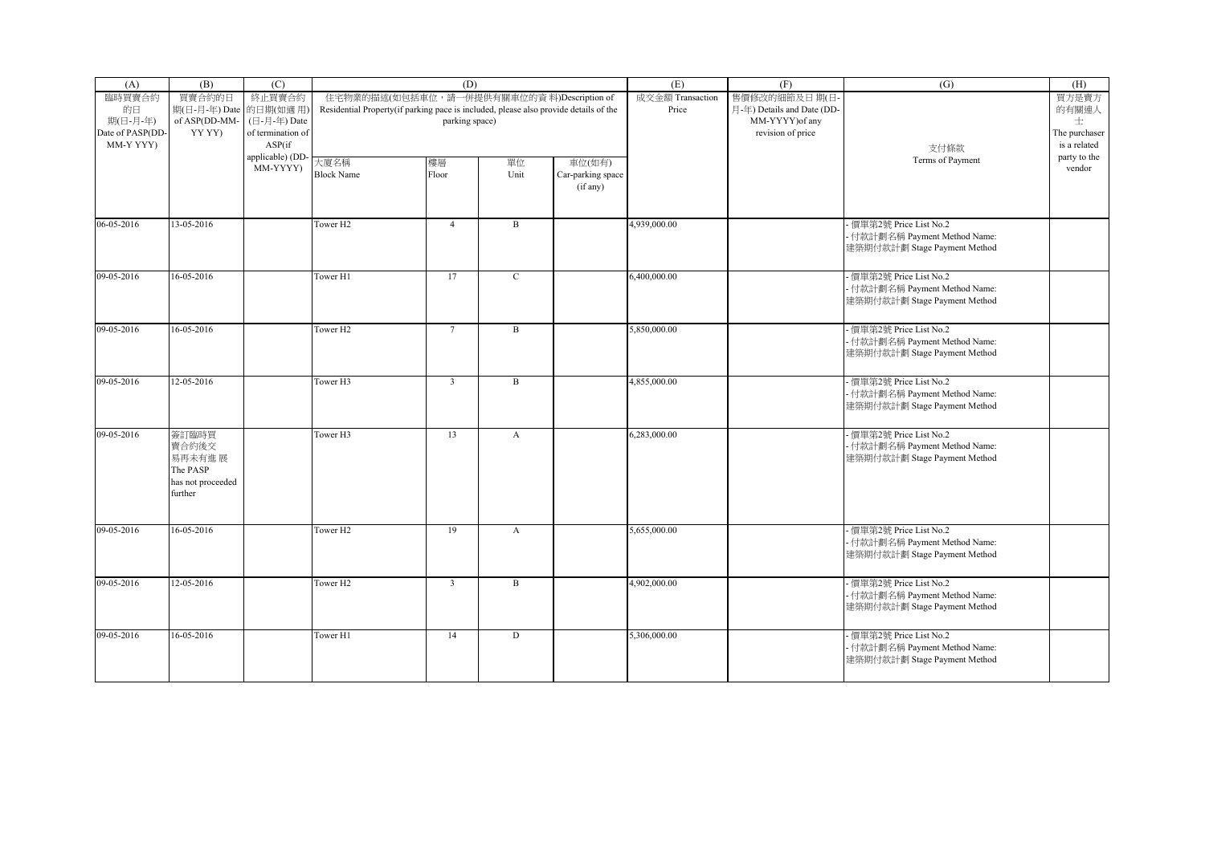| (A) | (B) | (C) | (D) | | | | (E) | (F) | (G) | (H) |
|---|---|---|---|---|---|---|---|---|---|---|
| 臨時買賣合約的日期(日-月-年) Date of PASP(DD-MM-Y YYY) | 買賣合約的日期(日-月-年) Date of ASP(DD-MM-YY YY) | 終止買賣合約的日期(如適用)(日-月-年) Date of termination of ASP(if applicable) (DD-MM-YYYY) | 住宅物業的描述(如包括車位，請一併提供有關車位的資料)Description of Residential Property(if parking pace is included, please also provide details of the parking space) | | | | 成交金額 Transaction Price | 售價修改的細節及日期(日-月-年) Details and Date (DD-MM-YYYY)of any revision of price | 支付條款 Terms of Payment | 買方是賣方的有關連人士 The purchaser is a related party to the vendor |
| | | | 大廈名稱 Block Name | 樓層 Floor | 單位 Unit | 車位(如有) Car-parking space (if any) | | | | |
| 06-05-2016 | 13-05-2016 | | Tower H2 | 4 | B | | 4,939,000.00 | | - 價單第2號 Price List No.2<br>- 付款計劃名稱 Payment Method Name: 建築期付款計劃 Stage Payment Method | |
| 09-05-2016 | 16-05-2016 | | Tower H1 | 17 | C | | 6,400,000.00 | | - 價單第2號 Price List No.2<br>- 付款計劃名稱 Payment Method Name: 建築期付款計劃 Stage Payment Method | |
| 09-05-2016 | 16-05-2016 | | Tower H2 | 7 | B | | 5,850,000.00 | | - 價單第2號 Price List No.2<br>- 付款計劃名稱 Payment Method Name: 建築期付款計劃 Stage Payment Method | |
| 09-05-2016 | 12-05-2016 | | Tower H3 | 3 | B | | 4,855,000.00 | | - 價單第2號 Price List No.2<br>- 付款計劃名稱 Payment Method Name: 建築期付款計劃 Stage Payment Method | |
| 09-05-2016 | 簽訂臨時買賣合約後交易再未有進展 The PASP has not proceeded further | | Tower H3 | 13 | A | | 6,283,000.00 | | - 價單第2號 Price List No.2<br>- 付款計劃名稱 Payment Method Name: 建築期付款計劃 Stage Payment Method | |
| 09-05-2016 | 16-05-2016 | | Tower H2 | 19 | A | | 5,655,000.00 | | - 價單第2號 Price List No.2<br>- 付款計劃名稱 Payment Method Name: 建築期付款計劃 Stage Payment Method | |
| 09-05-2016 | 12-05-2016 | | Tower H2 | 3 | B | | 4,902,000.00 | | - 價單第2號 Price List No.2<br>- 付款計劃名稱 Payment Method Name: 建築期付款計劃 Stage Payment Method | |
| 09-05-2016 | 16-05-2016 | | Tower H1 | 14 | D | | 5,306,000.00 | | - 價單第2號 Price List No.2<br>- 付款計劃名稱 Payment Method Name: 建築期付款計劃 Stage Payment Method | |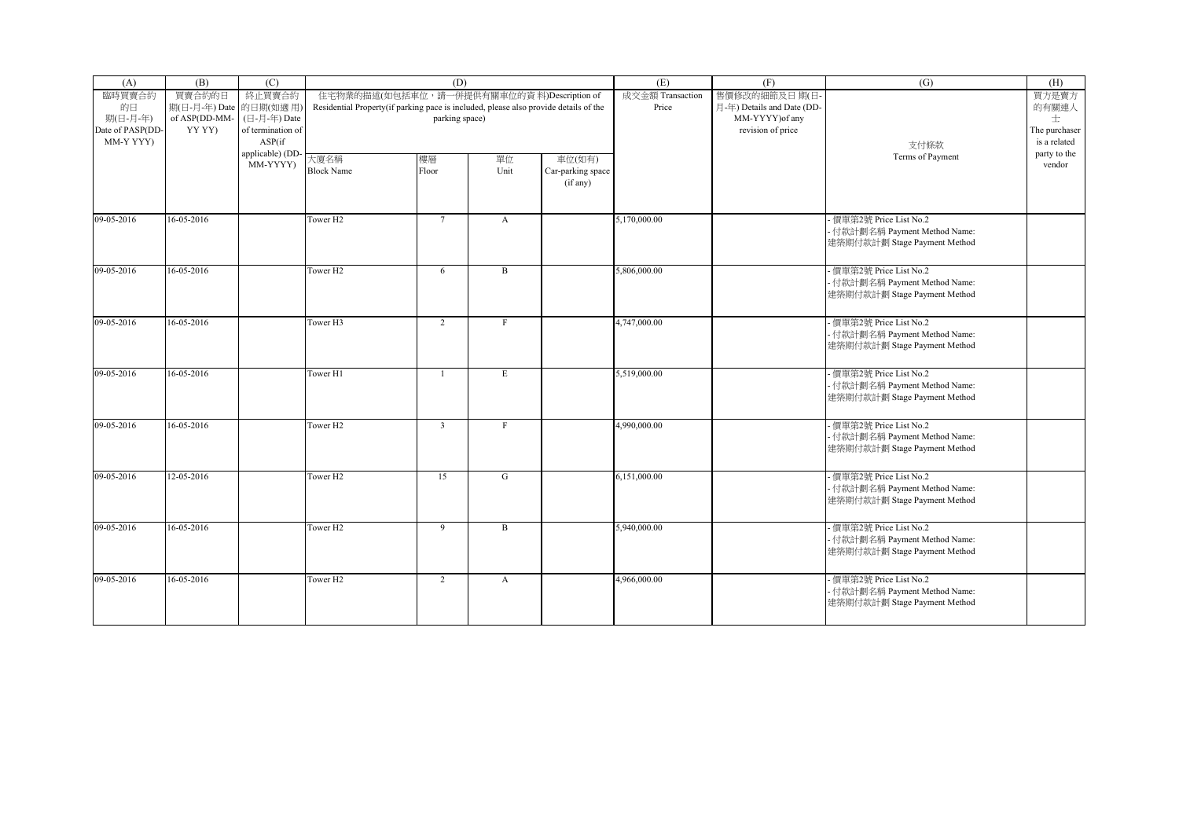| (A) | (B) | (C) | (D) | | | | (E) | (F) | (G) | (H) |
|---|---|---|---|---|---|---|---|---|---|---|
| 臨時買賣合約的日期(日-月-年) Date of PASP(DD-MM-YYYY) | 買賣合約的日期(日-月-年) Date of ASP(DD-MM-YYYY) | 終止買賣合約的日期(如適用)(日-月-年) Date of termination of ASP(if applicable) (DD-MM-YYYY) | 住宅物業的描述(如包括車位，請一併提供有關車位的資料)Description of Residential Property(if parking pace is included, please also provide details of the parking space) | | | | 成交金額 Transaction Price | 售價修改的細節及日期(日-月-年) Details and Date (DD-MM-YYYY)of any revision of price | 支付條款 Terms of Payment | 買方是賣方的有關連人士 The purchaser is a related party to the vendor |
| | | | 大廈名稱 Block Name | 樓層 Floor | 單位 Unit | 車位(如有) Car-parking space (if any) | | | | |
| 09-05-2016 | 16-05-2016 | | Tower H2 | 7 | A | | 5,170,000.00 | | - 價單第2號 Price List No.2<br>- 付款計劃名稱 Payment Method Name:<br>建築期付款計劃 Stage Payment Method | |
| 09-05-2016 | 16-05-2016 | | Tower H2 | 6 | B | | 5,806,000.00 | | - 價單第2號 Price List No.2<br>- 付款計劃名稱 Payment Method Name:<br>建築期付款計劃 Stage Payment Method | |
| 09-05-2016 | 16-05-2016 | | Tower H3 | 2 | F | | 4,747,000.00 | | - 價單第2號 Price List No.2<br>- 付款計劃名稱 Payment Method Name:<br>建築期付款計劃 Stage Payment Method | |
| 09-05-2016 | 16-05-2016 | | Tower H1 | 1 | E | | 5,519,000.00 | | - 價單第2號 Price List No.2<br>- 付款計劃名稱 Payment Method Name:<br>建築期付款計劃 Stage Payment Method | |
| 09-05-2016 | 16-05-2016 | | Tower H2 | 3 | F | | 4,990,000.00 | | - 價單第2號 Price List No.2<br>- 付款計劃名稱 Payment Method Name:<br>建築期付款計劃 Stage Payment Method | |
| 09-05-2016 | 12-05-2016 | | Tower H2 | 15 | G | | 6,151,000.00 | | - 價單第2號 Price List No.2<br>- 付款計劃名稱 Payment Method Name:<br>建築期付款計劃 Stage Payment Method | |
| 09-05-2016 | 16-05-2016 | | Tower H2 | 9 | B | | 5,940,000.00 | | - 價單第2號 Price List No.2<br>- 付款計劃名稱 Payment Method Name:<br>建築期付款計劃 Stage Payment Method | |
| 09-05-2016 | 16-05-2016 | | Tower H2 | 2 | A | | 4,966,000.00 | | - 價單第2號 Price List No.2<br>- 付款計劃名稱 Payment Method Name:<br>建築期付款計劃 Stage Payment Method | |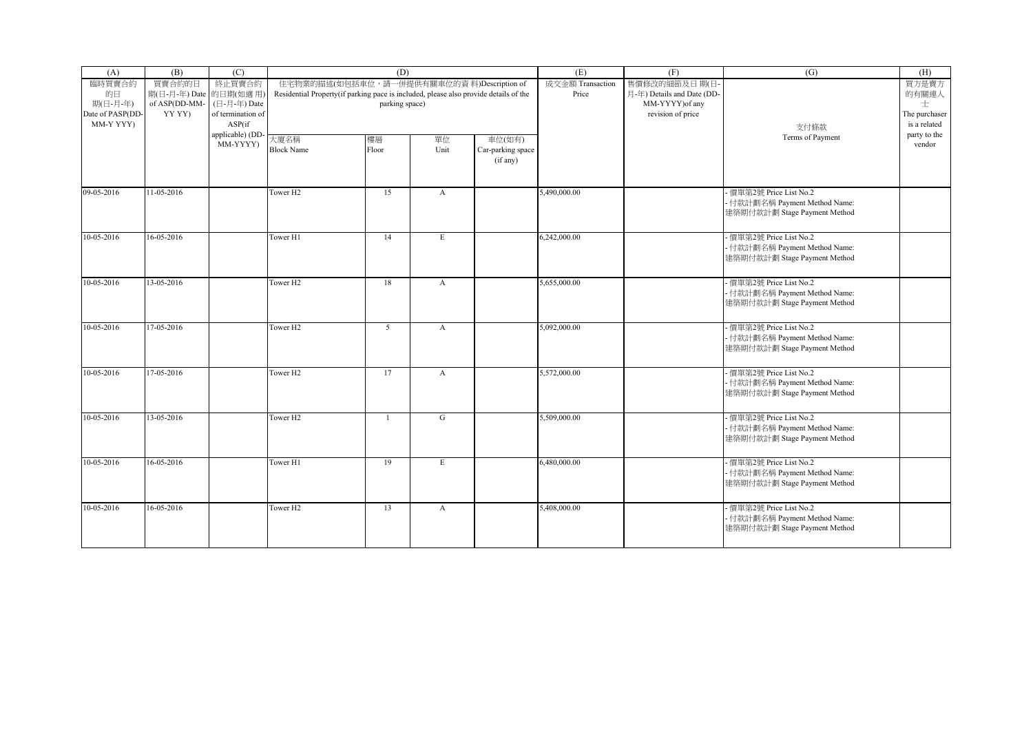| (A) | (B) | (C) | (D) | | | | (E) | (F) | (G) | (H) |
|---|---|---|---|---|---|---|---|---|---|---|
| 臨時買賣合約的日期(日-月-年) Date of PASP(DD-MM-Y YYY) | 買賣合約的日期(日-月-年) Date of ASP(DD-MM-YY YY) | 終止買賣合約的日期(如適用)(日-月-年) Date of termination of ASP(if applicable) (DD-MM-YYYY) | 住宅物業的描述(如包括車位，請一併提供有關車位的資料)Description of Residential Property(if parking pace is included, please also provide details of the parking space) | | | | 成交金額 Transaction Price | 售價修改的細節及日期(日-月-年) Details and Date (DD-MM-YYYY)of any revision of price | 支付條款 Terms of Payment | 買方是賣方的有關連人士 The purchaser is a related party to the vendor |
| | | | 大廈名稱 Block Name | 樓層 Floor | 單位 Unit | 車位(如有) Car-parking space (if any) | | | | |
| 09-05-2016 | 11-05-2016 | | Tower H2 | 15 | A | | 5,490,000.00 | | - 價單第2號 Price List No.2<br>- 付款計劃名稱 Payment Method Name:<br>建築期付款計劃 Stage Payment Method | |
| 10-05-2016 | 16-05-2016 | | Tower H1 | 14 | E | | 6,242,000.00 | | - 價單第2號 Price List No.2<br>- 付款計劃名稱 Payment Method Name:<br>建築期付款計劃 Stage Payment Method | |
| 10-05-2016 | 13-05-2016 | | Tower H2 | 18 | A | | 5,655,000.00 | | - 價單第2號 Price List No.2<br>- 付款計劃名稱 Payment Method Name:<br>建築期付款計劃 Stage Payment Method | |
| 10-05-2016 | 17-05-2016 | | Tower H2 | 5 | A | | 5,092,000.00 | | - 價單第2號 Price List No.2<br>- 付款計劃名稱 Payment Method Name:<br>建築期付款計劃 Stage Payment Method | |
| 10-05-2016 | 17-05-2016 | | Tower H2 | 17 | A | | 5,572,000.00 | | - 價單第2號 Price List No.2<br>- 付款計劃名稱 Payment Method Name:<br>建築期付款計劃 Stage Payment Method | |
| 10-05-2016 | 13-05-2016 | | Tower H2 | 1 | G | | 5,509,000.00 | | - 價單第2號 Price List No.2<br>- 付款計劃名稱 Payment Method Name:<br>建築期付款計劃 Stage Payment Method | |
| 10-05-2016 | 16-05-2016 | | Tower H1 | 19 | E | | 6,480,000.00 | | - 價單第2號 Price List No.2<br>- 付款計劃名稱 Payment Method Name:<br>建築期付款計劃 Stage Payment Method | |
| 10-05-2016 | 16-05-2016 | | Tower H2 | 13 | A | | 5,408,000.00 | | - 價單第2號 Price List No.2<br>- 付款計劃名稱 Payment Method Name:<br>建築期付款計劃 Stage Payment Method | |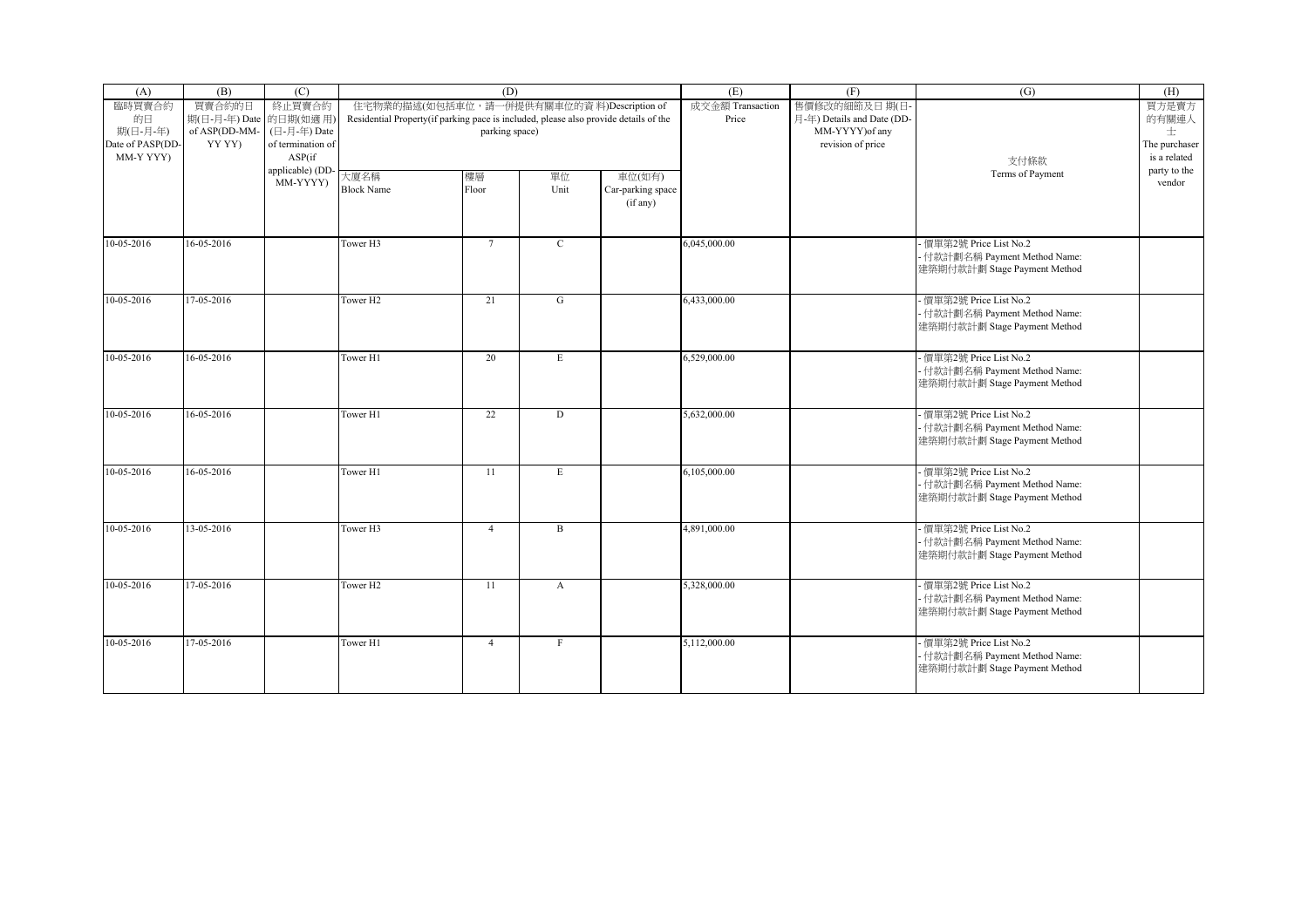| (A) | (B) | (C) | (D) | | | | (E) | (F) | (G) | (H) |
|---|---|---|---|---|---|---|---|---|---|---|
| 臨時買賣合約的日期(日-月-年) Date of PASP(DD-MM-Y YYY) | 買賣合約的日期(日-月-年) Date of ASP(DD-MM-YY YY) | 終止買賣合約的日期(如適用)(日-月-年) Date of termination of ASP(if applicable) (DD-MM-YYYY) | 住宅物業的描述(如包括車位，請一併提供有關車位的資料)Description of Residential Property(if parking pace is included, please also provide details of the parking space) | | | | 成交金額 Transaction Price | 售價修改的細節及日期(日-月-年) Details and Date (DD-MM-YYYY)of any revision of price | 支付條款 Terms of Payment | 買方是賣方的有關連人士 The purchaser is a related party to the vendor |
| | | | 大廈名稱 Block Name | 樓層 Floor | 單位 Unit | 車位(如有) Car-parking space (if any) | | | | |
| 10-05-2016 | 16-05-2016 | | Tower H3 | 7 | C | | 6,045,000.00 | | - 價單第2號 Price List No.2<br>- 付款計劃名稱 Payment Method Name:<br>建築期付款計劃 Stage Payment Method | |
| 10-05-2016 | 17-05-2016 | | Tower H2 | 21 | G | | 6,433,000.00 | | - 價單第2號 Price List No.2<br>- 付款計劃名稱 Payment Method Name:<br>建築期付款計劃 Stage Payment Method | |
| 10-05-2016 | 16-05-2016 | | Tower H1 | 20 | E | | 6,529,000.00 | | - 價單第2號 Price List No.2<br>- 付款計劃名稱 Payment Method Name:<br>建築期付款計劃 Stage Payment Method | |
| 10-05-2016 | 16-05-2016 | | Tower H1 | 22 | D | | 5,632,000.00 | | - 價單第2號 Price List No.2<br>- 付款計劃名稱 Payment Method Name:<br>建築期付款計劃 Stage Payment Method | |
| 10-05-2016 | 16-05-2016 | | Tower H1 | 11 | E | | 6,105,000.00 | | - 價單第2號 Price List No.2<br>- 付款計劃名稱 Payment Method Name:<br>建築期付款計劃 Stage Payment Method | |
| 10-05-2016 | 13-05-2016 | | Tower H3 | 4 | B | | 4,891,000.00 | | - 價單第2號 Price List No.2<br>- 付款計劃名稱 Payment Method Name:<br>建築期付款計劃 Stage Payment Method | |
| 10-05-2016 | 17-05-2016 | | Tower H2 | 11 | A | | 5,328,000.00 | | - 價單第2號 Price List No.2<br>- 付款計劃名稱 Payment Method Name:<br>建築期付款計劃 Stage Payment Method | |
| 10-05-2016 | 17-05-2016 | | Tower H1 | 4 | F | | 5,112,000.00 | | - 價單第2號 Price List No.2<br>- 付款計劃名稱 Payment Method Name:<br>建築期付款計劃 Stage Payment Method | |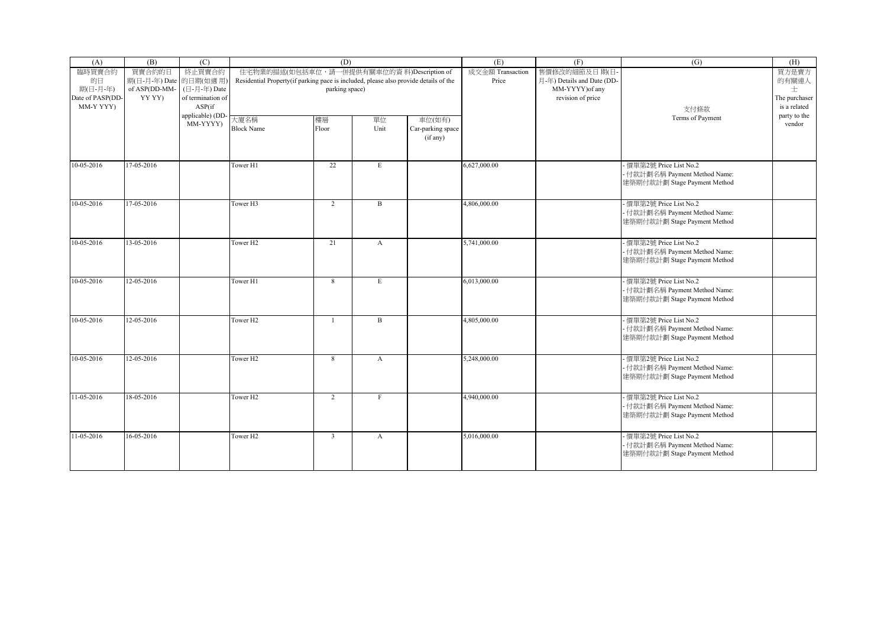| (A) | (B) | (C) | (D) | | | | (E) | (F) | (G) | (H) |
|---|---|---|---|---|---|---|---|---|---|---|
| 臨時買賣合約的日期(日-月-年) Date of PASP(DD-MM-Y YYY) | 買賣合約的日期(日-月-年) Date of ASP(DD-MM-YY YY) | 終止買賣合約的日期(如適用)(日-月-年) Date of termination of ASP(if applicable) (DD-MM-YYYY) | 住宅物業的描述(如包括車位，請一併提供有關車位的資料)Description of Residential Property(if parking pace is included, please also provide details of the parking space) | | | | 成交金額 Transaction Price | 售價修改的細節及日期(日-月-年) Details and Date (DD-MM-YYYY)of any revision of price | 支付條款 Terms of Payment | 買方是賣方的有關連人士 The purchaser is a related party to the vendor |
| | | | 大廈名稱 Block Name | 樓層 Floor | 單位 Unit | 車位(如有) Car-parking space (if any) | | | | |
| 10-05-2016 | 17-05-2016 | | Tower H1 | 22 | E | | 6,627,000.00 | | - 價單第2號 Price List No.2<br>- 付款計劃名稱 Payment Method Name:<br>建築期付款計劃 Stage Payment Method | |
| 10-05-2016 | 17-05-2016 | | Tower H3 | 2 | B | | 4,806,000.00 | | - 價單第2號 Price List No.2<br>- 付款計劃名稱 Payment Method Name:<br>建築期付款計劃 Stage Payment Method | |
| 10-05-2016 | 13-05-2016 | | Tower H2 | 21 | A | | 5,741,000.00 | | - 價單第2號 Price List No.2<br>- 付款計劃名稱 Payment Method Name:<br>建築期付款計劃 Stage Payment Method | |
| 10-05-2016 | 12-05-2016 | | Tower H1 | 8 | E | | 6,013,000.00 | | - 價單第2號 Price List No.2<br>- 付款計劃名稱 Payment Method Name:<br>建築期付款計劃 Stage Payment Method | |
| 10-05-2016 | 12-05-2016 | | Tower H2 | 1 | B | | 4,805,000.00 | | - 價單第2號 Price List No.2<br>- 付款計劃名稱 Payment Method Name:<br>建築期付款計劃 Stage Payment Method | |
| 10-05-2016 | 12-05-2016 | | Tower H2 | 8 | A | | 5,248,000.00 | | - 價單第2號 Price List No.2<br>- 付款計劃名稱 Payment Method Name:<br>建築期付款計劃 Stage Payment Method | |
| 11-05-2016 | 18-05-2016 | | Tower H2 | 2 | F | | 4,940,000.00 | | - 價單第2號 Price List No.2<br>- 付款計劃名稱 Payment Method Name:<br>建築期付款計劃 Stage Payment Method | |
| 11-05-2016 | 16-05-2016 | | Tower H2 | 3 | A | | 5,016,000.00 | | - 價單第2號 Price List No.2<br>- 付款計劃名稱 Payment Method Name:<br>建築期付款計劃 Stage Payment Method | |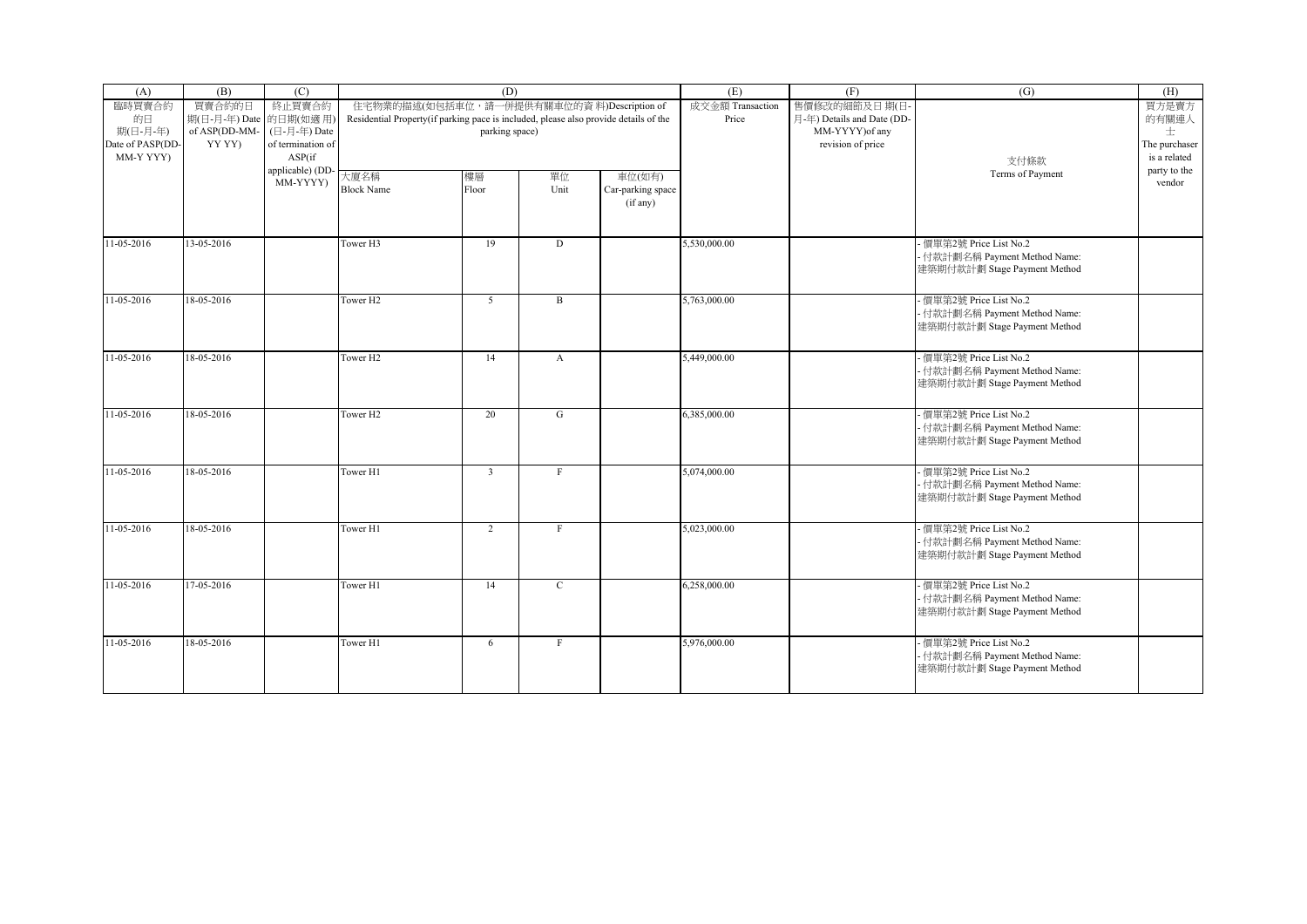| (A) | (B) | (C) | (D) | | | | (E) | (F) | (G) | (H) |
|---|---|---|---|---|---|---|---|---|---|---|
| 臨時買賣合約的日期(日-月-年) Date of PASP(DD-MM-YYYY) | 買賣合約的日期(日-月-年) Date of ASP(DD-MM-YYYY) | 終止買賣合約的日期(如適用)(日-月-年) Date of termination of ASP(if applicable) (DD-MM-YYYY) | 住宅物業的描述(如包括車位，請一併提供有關車位的資料)Description of Residential Property(if parking pace is included, please also provide details of the parking space) | | | | 成交金額 Transaction Price | 售價修改的細節及日期(日-月-年) Details and Date (DD-MM-YYYY)of any revision of price | 支付條款 Terms of Payment | 買方是賣方的有關連人士 The purchaser is a related party to the vendor |
| | | | 大廈名稱 Block Name | 樓層 Floor | 單位 Unit | 車位(如有) Car-parking space (if any) | | | | |
| 11-05-2016 | 13-05-2016 | | Tower H3 | 19 | D | | 5,530,000.00 | | - 價單第2號 Price List No.2<br>- 付款計劃名稱 Payment Method Name: 建築期付款計劃 Stage Payment Method | |
| 11-05-2016 | 18-05-2016 | | Tower H2 | 5 | B | | 5,763,000.00 | | - 價單第2號 Price List No.2<br>- 付款計劃名稱 Payment Method Name: 建築期付款計劃 Stage Payment Method | |
| 11-05-2016 | 18-05-2016 | | Tower H2 | 14 | A | | 5,449,000.00 | | - 價單第2號 Price List No.2<br>- 付款計劃名稱 Payment Method Name: 建築期付款計劃 Stage Payment Method | |
| 11-05-2016 | 18-05-2016 | | Tower H2 | 20 | G | | 6,385,000.00 | | - 價單第2號 Price List No.2<br>- 付款計劃名稱 Payment Method Name: 建築期付款計劃 Stage Payment Method | |
| 11-05-2016 | 18-05-2016 | | Tower H1 | 3 | F | | 5,074,000.00 | | - 價單第2號 Price List No.2<br>- 付款計劃名稱 Payment Method Name: 建築期付款計劃 Stage Payment Method | |
| 11-05-2016 | 18-05-2016 | | Tower H1 | 2 | F | | 5,023,000.00 | | - 價單第2號 Price List No.2<br>- 付款計劃名稱 Payment Method Name: 建築期付款計劃 Stage Payment Method | |
| 11-05-2016 | 17-05-2016 | | Tower H1 | 14 | C | | 6,258,000.00 | | - 價單第2號 Price List No.2<br>- 付款計劃名稱 Payment Method Name: 建築期付款計劃 Stage Payment Method | |
| 11-05-2016 | 18-05-2016 | | Tower H1 | 6 | F | | 5,976,000.00 | | - 價單第2號 Price List No.2<br>- 付款計劃名稱 Payment Method Name: 建築期付款計劃 Stage Payment Method | |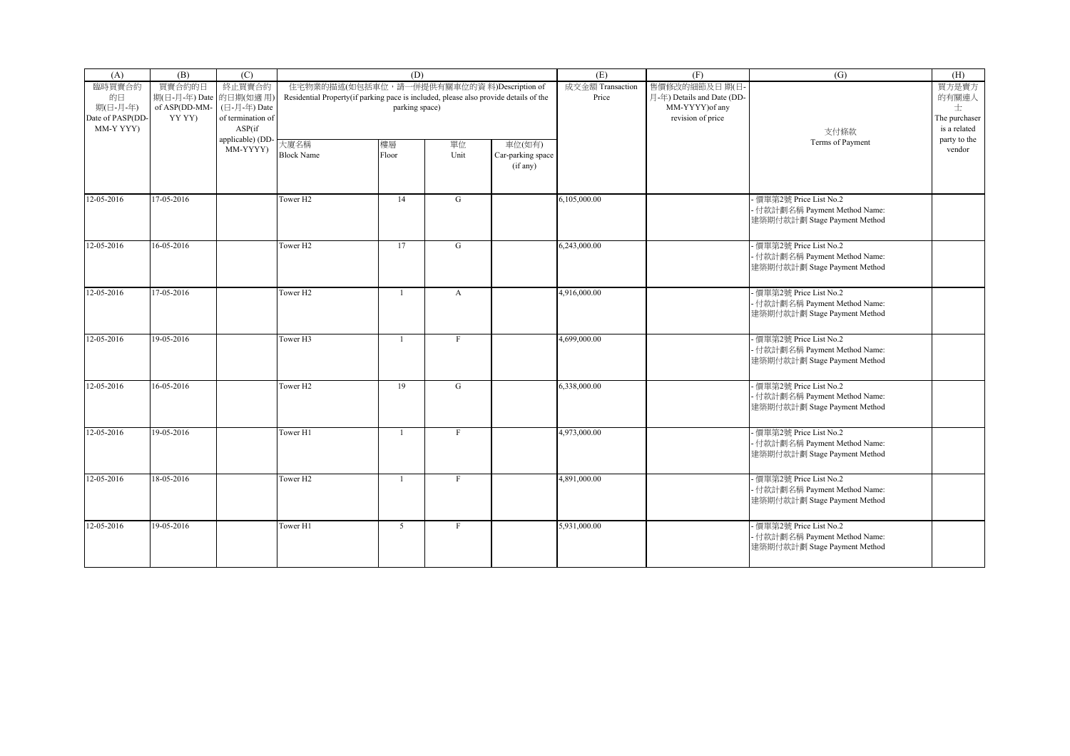| (A) | (B) | (C) | (D) | | | | (E) | (F) | (G) | (H) |
|---|---|---|---|---|---|---|---|---|---|---|
| 臨時買賣合約的日期(日-月-年) Date of PASP(DD-MM-Y YYY) | 買賣合約的日期(日-月-年) Date of ASP(DD-MM-YY YY) | 終止買賣合約的日期(如適用)(日-月-年) Date of termination of ASP(if applicable) (DD-MM-YYYY) | 住宅物業的描述(如包括車位，請一併提供有關車位的資料)Description of Residential Property(if parking pace is included, please also provide details of the parking space) | | | | 成交金額 Transaction Price | 售價修改的細節及日期(日-月-年) Details and Date (DD-MM-YYYY)of any revision of price | 支付條款 Terms of Payment | 買方是賣方的有關連人士 The purchaser is a related party to the vendor |
| | | | 大廈名稱 Block Name | 樓層 Floor | 單位 Unit | 車位(如有) Car-parking space (if any) | | | | |
| 12-05-2016 | 17-05-2016 | | Tower H2 | 14 | G | | 6,105,000.00 | | - 價單第2號 Price List No.2<br>- 付款計劃名稱 Payment Method Name:<br>建築期付款計劃 Stage Payment Method | |
| 12-05-2016 | 16-05-2016 | | Tower H2 | 17 | G | | 6,243,000.00 | | - 價單第2號 Price List No.2<br>- 付款計劃名稱 Payment Method Name:<br>建築期付款計劃 Stage Payment Method | |
| 12-05-2016 | 17-05-2016 | | Tower H2 | 1 | A | | 4,916,000.00 | | - 價單第2號 Price List No.2<br>- 付款計劃名稱 Payment Method Name:<br>建築期付款計劃 Stage Payment Method | |
| 12-05-2016 | 19-05-2016 | | Tower H3 | 1 | F | | 4,699,000.00 | | - 價單第2號 Price List No.2<br>- 付款計劃名稱 Payment Method Name:<br>建築期付款計劃 Stage Payment Method | |
| 12-05-2016 | 16-05-2016 | | Tower H2 | 19 | G | | 6,338,000.00 | | - 價單第2號 Price List No.2<br>- 付款計劃名稱 Payment Method Name:<br>建築期付款計劃 Stage Payment Method | |
| 12-05-2016 | 19-05-2016 | | Tower H1 | 1 | F | | 4,973,000.00 | | - 價單第2號 Price List No.2<br>- 付款計劃名稱 Payment Method Name:<br>建築期付款計劃 Stage Payment Method | |
| 12-05-2016 | 18-05-2016 | | Tower H2 | 1 | F | | 4,891,000.00 | | - 價單第2號 Price List No.2<br>- 付款計劃名稱 Payment Method Name:<br>建築期付款計劃 Stage Payment Method | |
| 12-05-2016 | 19-05-2016 | | Tower H1 | 5 | F | | 5,931,000.00 | | - 價單第2號 Price List No.2<br>- 付款計劃名稱 Payment Method Name:<br>建築期付款計劃 Stage Payment Method | |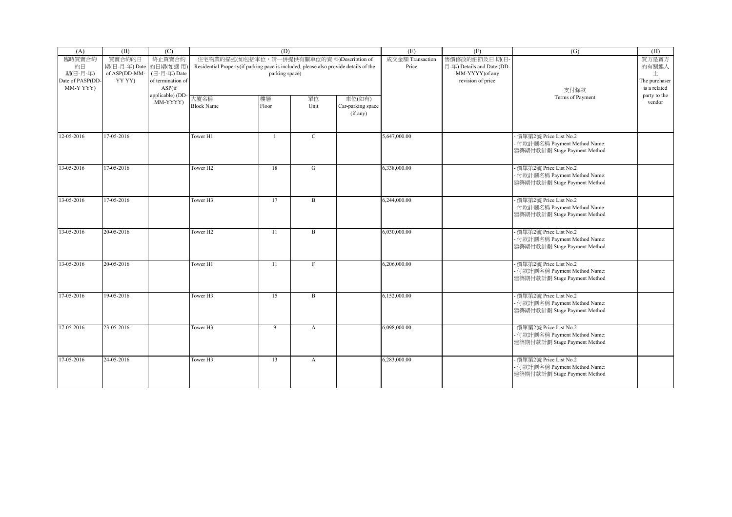| (A) | (B) | (C) | (D) | | | | (E) | (F) | (G) | (H) |
|---|---|---|---|---|---|---|---|---|---|---|
| 臨時買賣合約的日期(日-月-年) Date of PASP(DD-MM-YYYY) | 買賣合約的日期(日-月-年) Date of ASP(DD-MM-YYYY) | 終止買賣合約的日期(如適用)(日-月-年) Date of termination of ASP(if applicable) (DD-MM-YYYY) | 住宅物業的描述(如包括車位，請一併提供有關車位的資料)Description of Residential Property(if parking pace is included, please also provide details of the parking space) | | | | 成交金額 Transaction Price | 售價修改的細節及日期(日-月-年) Details and Date (DD-MM-YYYY)of any revision of price | 支付條款 Terms of Payment | 買方是賣方的有關連人士 The purchaser is a related party to the vendor |
| | | | 大廈名稱 Block Name | 樓層 Floor | 單位 Unit | 車位(如有) Car-parking space (if any) | | | | |
| 12-05-2016 | 17-05-2016 | | Tower H1 | 1 | C | | 5,647,000.00 | | - 價單第2號 Price List No.2<br>- 付款計劃名稱 Payment Method Name:<br>建築期付款計劃 Stage Payment Method | |
| 13-05-2016 | 17-05-2016 | | Tower H2 | 18 | G | | 6,338,000.00 | | - 價單第2號 Price List No.2<br>- 付款計劃名稱 Payment Method Name:<br>建築期付款計劃 Stage Payment Method | |
| 13-05-2016 | 17-05-2016 | | Tower H3 | 17 | B | | 6,244,000.00 | | - 價單第2號 Price List No.2<br>- 付款計劃名稱 Payment Method Name:<br>建築期付款計劃 Stage Payment Method | |
| 13-05-2016 | 20-05-2016 | | Tower H2 | 11 | B | | 6,030,000.00 | | - 價單第2號 Price List No.2<br>- 付款計劃名稱 Payment Method Name:<br>建築期付款計劃 Stage Payment Method | |
| 13-05-2016 | 20-05-2016 | | Tower H1 | 11 | F | | 6,206,000.00 | | - 價單第2號 Price List No.2<br>- 付款計劃名稱 Payment Method Name:<br>建築期付款計劃 Stage Payment Method | |
| 17-05-2016 | 19-05-2016 | | Tower H3 | 15 | B | | 6,152,000.00 | | - 價單第2號 Price List No.2<br>- 付款計劃名稱 Payment Method Name:<br>建築期付款計劃 Stage Payment Method | |
| 17-05-2016 | 23-05-2016 | | Tower H3 | 9 | A | | 6,098,000.00 | | - 價單第2號 Price List No.2<br>- 付款計劃名稱 Payment Method Name:<br>建築期付款計劃 Stage Payment Method | |
| 17-05-2016 | 24-05-2016 | | Tower H3 | 13 | A | | 6,283,000.00 | | - 價單第2號 Price List No.2<br>- 付款計劃名稱 Payment Method Name:<br>建築期付款計劃 Stage Payment Method | |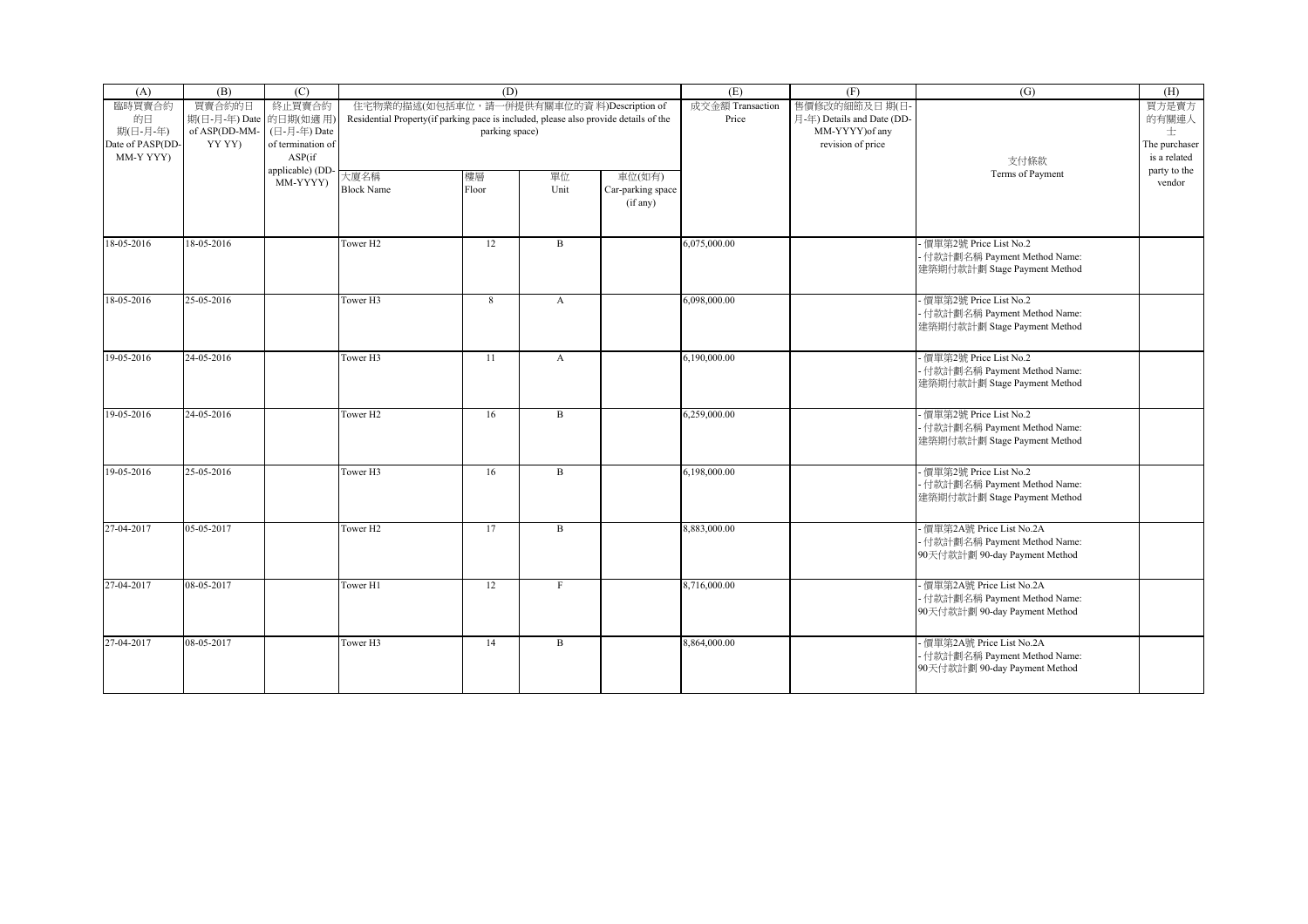| (A) | (B) | (C) | (D) | | | | (E) | (F) | (G) | (H) |
|---|---|---|---|---|---|---|---|---|---|---|
| 臨時買賣合約的日期(日-月-年) Date of PASP(DD-MM-Y YYY) | 買賣合約的日期(日-月-年) Date of ASP(DD-MM-YY YY) | 終止買賣合約的日期(如適用)(日-月-年) Date of termination of ASP(if applicable) (DD-MM-YYYY) | 住宅物業的描述(如包括車位，請一併提供有關車位的資料)Description of Residential Property(if parking pace is included, please also provide details of the parking space) | | | | 成交金額 Transaction Price | 售價修改的細節及日期(日-月-年) Details and Date (DD-MM-YYYY)of any revision of price | 支付條款 Terms of Payment | 買方是賣方的有關連人士 The purchaser is a related party to the vendor |
| | | | 大廈名稱 Block Name | 樓層 Floor | 單位 Unit | 車位(如有) Car-parking space (if any) | | | | |
| 18-05-2016 | 18-05-2016 | | Tower H2 | 12 | B | | 6,075,000.00 | | - 價單第2號 Price List No.2<br>- 付款計劃名稱 Payment Method Name:<br>建築期付款計劃 Stage Payment Method | |
| 18-05-2016 | 25-05-2016 | | Tower H3 | 8 | A | | 6,098,000.00 | | - 價單第2號 Price List No.2<br>- 付款計劃名稱 Payment Method Name:<br>建築期付款計劃 Stage Payment Method | |
| 19-05-2016 | 24-05-2016 | | Tower H3 | 11 | A | | 6,190,000.00 | | - 價單第2號 Price List No.2<br>- 付款計劃名稱 Payment Method Name:<br>建築期付款計劃 Stage Payment Method | |
| 19-05-2016 | 24-05-2016 | | Tower H2 | 16 | B | | 6,259,000.00 | | - 價單第2號 Price List No.2<br>- 付款計劃名稱 Payment Method Name:<br>建築期付款計劃 Stage Payment Method | |
| 19-05-2016 | 25-05-2016 | | Tower H3 | 16 | B | | 6,198,000.00 | | - 價單第2號 Price List No.2<br>- 付款計劃名稱 Payment Method Name:<br>建築期付款計劃 Stage Payment Method | |
| 27-04-2017 | 05-05-2017 | | Tower H2 | 17 | B | | 8,883,000.00 | | - 價單第2A號 Price List No.2A<br>- 付款計劃名稱 Payment Method Name:<br>90天付款計劃 90-day Payment Method | |
| 27-04-2017 | 08-05-2017 | | Tower H1 | 12 | F | | 8,716,000.00 | | - 價單第2A號 Price List No.2A<br>- 付款計劃名稱 Payment Method Name:<br>90天付款計劃 90-day Payment Method | |
| 27-04-2017 | 08-05-2017 | | Tower H3 | 14 | B | | 8,864,000.00 | | - 價單第2A號 Price List No.2A<br>- 付款計劃名稱 Payment Method Name:<br>90天付款計劃 90-day Payment Method | |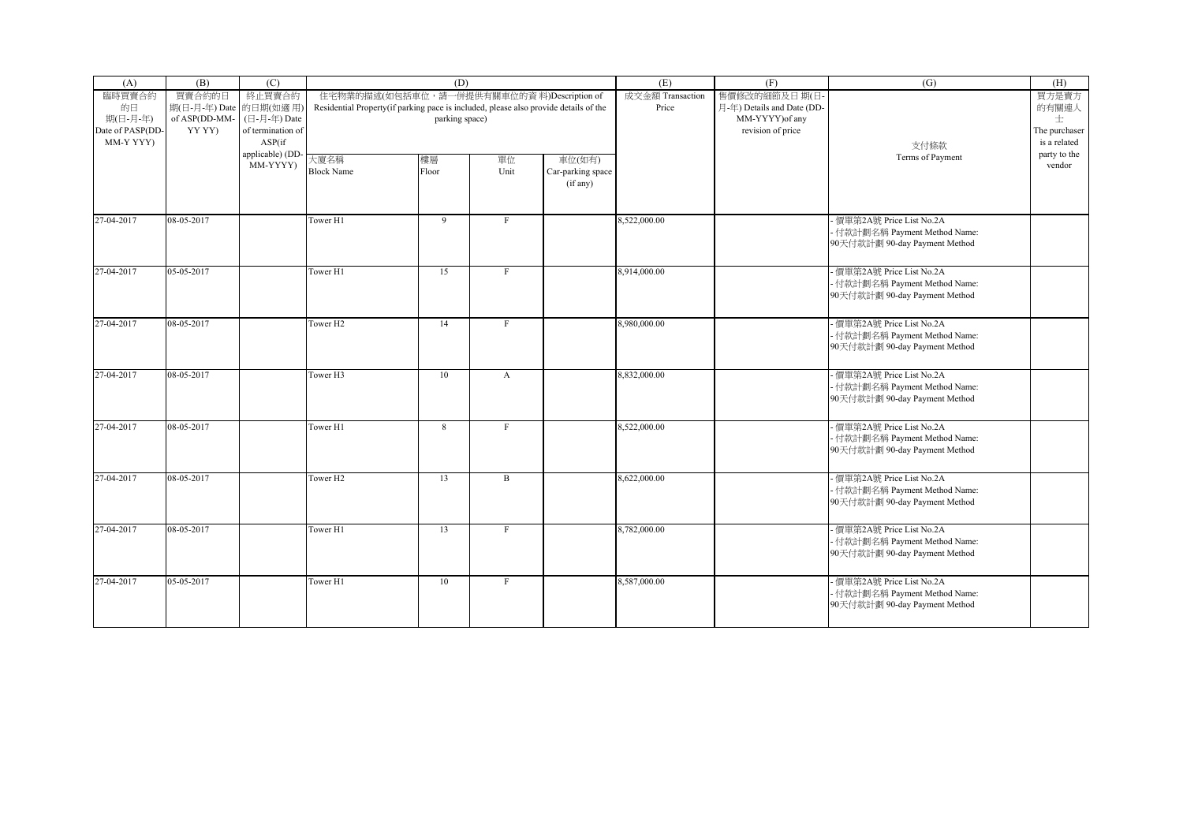| (A) | (B) | (C) | (D) | | | | (E) | (F) | (G) | (H) |
|---|---|---|---|---|---|---|---|---|---|---|
| 臨時買賣合約的日期(日-月-年) Date of PASP(DD-MM-YYYY) | 買賣合約的日期(日-月-年) Date of ASP(DD-MM-YYYY) | 終止買賣合約的日期(如適用)(日-月-年) Date of termination of ASP(if applicable) (DD-MM-YYYY) | 住宅物業的描述(如包括車位，請一併提供有關車位的資料)Description of Residential Property(if parking pace is included, please also provide details of the parking space) | | | | 成交金額 Transaction Price | 售價修改的細節及日期(日-月-年) Details and Date (DD-MM-YYYY)of any revision of price | 支付條款 Terms of Payment | 買方是賣方的有關連人士 The purchaser is a related party to the vendor |
| | | | 大廈名稱 Block Name | 樓層 Floor | 單位 Unit | 車位(如有) Car-parking space (if any) | | | | |
| 27-04-2017 | 08-05-2017 | | Tower H1 | 9 | F | | 8,522,000.00 | | - 價單第2A號 Price List No.2A<br>- 付款計劃名稱 Payment Method Name:<br>90天付款計劃 90-day Payment Method | |
| 27-04-2017 | 05-05-2017 | | Tower H1 | 15 | F | | 8,914,000.00 | | - 價單第2A號 Price List No.2A<br>- 付款計劃名稱 Payment Method Name:<br>90天付款計劃 90-day Payment Method | |
| 27-04-2017 | 08-05-2017 | | Tower H2 | 14 | F | | 8,980,000.00 | | - 價單第2A號 Price List No.2A<br>- 付款計劃名稱 Payment Method Name:<br>90天付款計劃 90-day Payment Method | |
| 27-04-2017 | 08-05-2017 | | Tower H3 | 10 | A | | 8,832,000.00 | | - 價單第2A號 Price List No.2A<br>- 付款計劃名稱 Payment Method Name:<br>90天付款計劃 90-day Payment Method | |
| 27-04-2017 | 08-05-2017 | | Tower H1 | 8 | F | | 8,522,000.00 | | - 價單第2A號 Price List No.2A<br>- 付款計劃名稱 Payment Method Name:<br>90天付款計劃 90-day Payment Method | |
| 27-04-2017 | 08-05-2017 | | Tower H2 | 13 | B | | 8,622,000.00 | | - 價單第2A號 Price List No.2A<br>- 付款計劃名稱 Payment Method Name:<br>90天付款計劃 90-day Payment Method | |
| 27-04-2017 | 08-05-2017 | | Tower H1 | 13 | F | | 8,782,000.00 | | - 價單第2A號 Price List No.2A<br>- 付款計劃名稱 Payment Method Name:<br>90天付款計劃 90-day Payment Method | |
| 27-04-2017 | 05-05-2017 | | Tower H1 | 10 | F | | 8,587,000.00 | | - 價單第2A號 Price List No.2A<br>- 付款計劃名稱 Payment Method Name:<br>90天付款計劃 90-day Payment Method | |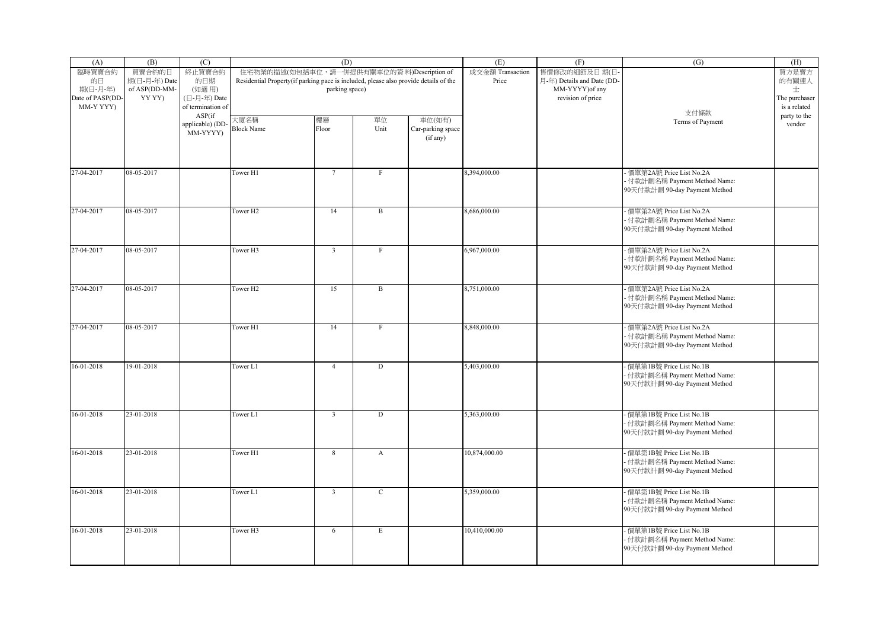| (A) | (B) | (C) | (D) | | | | (E) | (F) | (G) | (H) |
|---|---|---|---|---|---|---|---|---|---|---|
| 臨時買賣合約的日期(日-月-年) Date of PASP(DD-MM-YYYY) | 買賣合約的日期(日-月-年) Date of ASP(DD-MM-YYYY) | 終止買賣合約的日期(如適用)(日-月-年) Date of termination of ASP(if applicable) (DD-MM-YYYY) | 住宅物業的描述(如包括車位，請一併提供有關車位的資料)Description of Residential Property(if parking pace is included, please also provide details of the parking space) | | | | 成交金額 Transaction Price | 售價修改的細節及日期(日-月-年) Details and Date (DD-MM-YYYY)of any revision of price | 支付條款 Terms of Payment | 買方是賣方的有關連人士 The purchaser is a related party to the vendor |
| | | | 大廈名稱 Block Name | 樓層 Floor | 單位 Unit | 車位(如有) Car-parking space (if any) | | | | |
| 27-04-2017 | 08-05-2017 | | Tower H1 | 7 | F | | 8,394,000.00 | | - 價單第2A號 Price List No.2A<br>- 付款計劃名稱 Payment Method Name: 90天付款計劃 90-day Payment Method | |
| 27-04-2017 | 08-05-2017 | | Tower H2 | 14 | B | | 8,686,000.00 | | - 價單第2A號 Price List No.2A<br>- 付款計劃名稱 Payment Method Name: 90天付款計劃 90-day Payment Method | |
| 27-04-2017 | 08-05-2017 | | Tower H3 | 3 | F | | 6,967,000.00 | | - 價單第2A號 Price List No.2A<br>- 付款計劃名稱 Payment Method Name: 90天付款計劃 90-day Payment Method | |
| 27-04-2017 | 08-05-2017 | | Tower H2 | 15 | B | | 8,751,000.00 | | - 價單第2A號 Price List No.2A<br>- 付款計劃名稱 Payment Method Name: 90天付款計劃 90-day Payment Method | |
| 27-04-2017 | 08-05-2017 | | Tower H1 | 14 | F | | 8,848,000.00 | | - 價單第2A號 Price List No.2A<br>- 付款計劃名稱 Payment Method Name: 90天付款計劃 90-day Payment Method | |
| 16-01-2018 | 19-01-2018 | | Tower L1 | 4 | D | | 5,403,000.00 | | - 價單第1B號 Price List No.1B<br>- 付款計劃名稱 Payment Method Name: 90天付款計劃 90-day Payment Method | |
| 16-01-2018 | 23-01-2018 | | Tower L1 | 3 | D | | 5,363,000.00 | | - 價單第1B號 Price List No.1B<br>- 付款計劃名稱 Payment Method Name: 90天付款計劃 90-day Payment Method | |
| 16-01-2018 | 23-01-2018 | | Tower H1 | 8 | A | | 10,874,000.00 | | - 價單第1B號 Price List No.1B<br>- 付款計劃名稱 Payment Method Name: 90天付款計劃 90-day Payment Method | |
| 16-01-2018 | 23-01-2018 | | Tower L1 | 3 | C | | 5,359,000.00 | | - 價單第1B號 Price List No.1B<br>- 付款計劃名稱 Payment Method Name: 90天付款計劃 90-day Payment Method | |
| 16-01-2018 | 23-01-2018 | | Tower H3 | 6 | E | | 10,410,000.00 | | - 價單第1B號 Price List No.1B<br>- 付款計劃名稱 Payment Method Name: 90天付款計劃 90-day Payment Method | |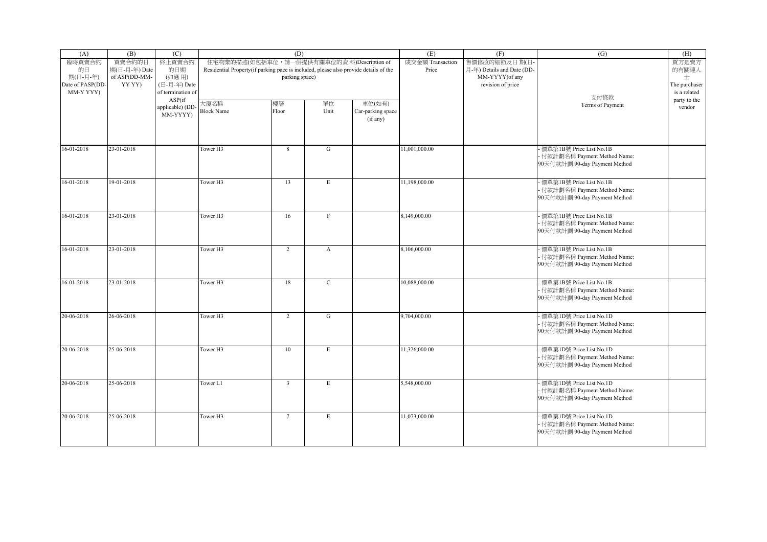| (A) | (B) | (C) | (D) | | | | (E) | (F) | (G) | (H) |
|---|---|---|---|---|---|---|---|---|---|---|
| 臨時買賣合約的日期(日-月-年) Date of PASP(DD-MM-YYYY) | 買賣合約的日期(日-月-年) Date of ASP(DD-MM-YYYY) | 終止買賣合約的日期(如適用)(日-月-年) Date of termination of ASP(if applicable) (DD-MM-YYYY) | 住宅物業的描述(如包括車位，請一併提供有關車位的資料)Description of Residential Property(if parking pace is included, please also provide details of the parking space) | | | | 成交金額 Transaction Price | 售價修改的細節及日期(日-月-年) Details and Date (DD-MM-YYYY)of any revision of price | 支付條款 Terms of Payment | 買方是賣方的有關連人士 The purchaser is a related party to the vendor |
| | | | 大廈名稱 Block Name | 樓層 Floor | 單位 Unit | 車位(如有) Car-parking space (if any) | | | | |
| 16-01-2018 | 23-01-2018 | | Tower H3 | 8 | G | | 11,001,000.00 | | - 價單第1B號 Price List No.1B<br>- 付款計劃名稱 Payment Method Name:<br>90天付款計劃 90-day Payment Method | |
| 16-01-2018 | 19-01-2018 | | Tower H3 | 13 | E | | 11,198,000.00 | | - 價單第1B號 Price List No.1B<br>- 付款計劃名稱 Payment Method Name:<br>90天付款計劃 90-day Payment Method | |
| 16-01-2018 | 23-01-2018 | | Tower H3 | 16 | F | | 8,149,000.00 | | - 價單第1B號 Price List No.1B<br>- 付款計劃名稱 Payment Method Name:<br>90天付款計劃 90-day Payment Method | |
| 16-01-2018 | 23-01-2018 | | Tower H3 | 2 | A | | 8,106,000.00 | | - 價單第1B號 Price List No.1B<br>- 付款計劃名稱 Payment Method Name:<br>90天付款計劃 90-day Payment Method | |
| 16-01-2018 | 23-01-2018 | | Tower H3 | 18 | C | | 10,088,000.00 | | - 價單第1B號 Price List No.1B<br>- 付款計劃名稱 Payment Method Name:<br>90天付款計劃 90-day Payment Method | |
| 20-06-2018 | 26-06-2018 | | Tower H3 | 2 | G | | 9,704,000.00 | | - 價單第1D號 Price List No.1D<br>- 付款計劃名稱 Payment Method Name:<br>90天付款計劃 90-day Payment Method | |
| 20-06-2018 | 25-06-2018 | | Tower H3 | 10 | E | | 11,326,000.00 | | - 價單第1D號 Price List No.1D<br>- 付款計劃名稱 Payment Method Name:<br>90天付款計劃 90-day Payment Method | |
| 20-06-2018 | 25-06-2018 | | Tower L1 | 3 | E | | 5,548,000.00 | | - 價單第1D號 Price List No.1D<br>- 付款計劃名稱 Payment Method Name:<br>90天付款計劃 90-day Payment Method | |
| 20-06-2018 | 25-06-2018 | | Tower H3 | 7 | E | | 11,073,000.00 | | - 價單第1D號 Price List No.1D<br>- 付款計劃名稱 Payment Method Name:<br>90天付款計劃 90-day Payment Method | |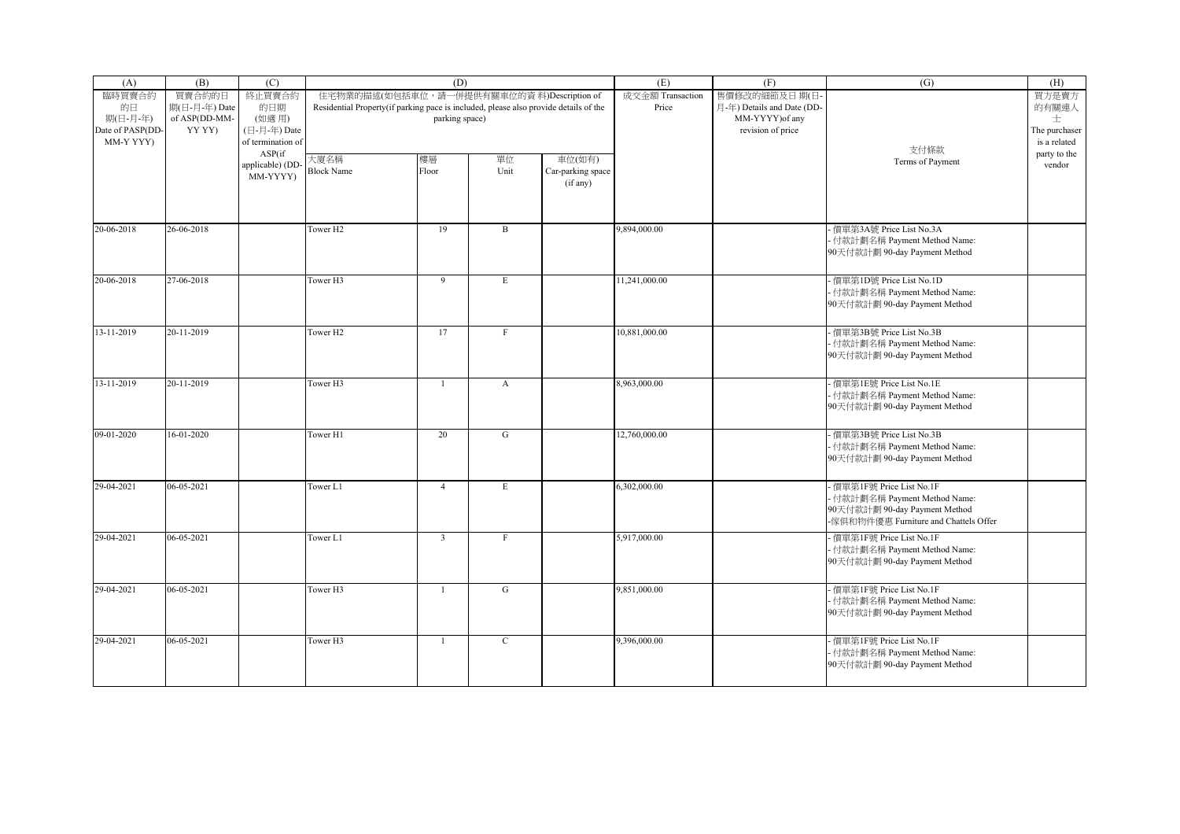| (A) | (B) | (C) | (D) | | | | (E) | (F) | (G) | (H) |
|---|---|---|---|---|---|---|---|---|---|---|
| 臨時買賣合約的日期(日-月-年) Date of PASP(DD-MM-Y YYY) | 買賣合約的日期(日-月-年) Date of ASP(DD-MM-YY YY) | 終止買賣合約的日期(如適用)(日-月-年) Date of termination of ASP(if applicable) (DD-MM-YYYY) | 住宅物業的描述(如包括車位，請一併提供有關車位的資料)Description of Residential Property(if parking pace is included, please also provide details of the parking space) | | | | 成交金額 Transaction Price | 售價修改的細節及日期(日-月-年) Details and Date (DD-MM-YYYY)of any revision of price | 支付條款 Terms of Payment | 買方是賣方的有關連人士 The purchaser is a related party to the vendor |
| | | | 大廈名稱 Block Name | 樓層 Floor | 單位 Unit | 車位(如有) Car-parking space (if any) | | | | |
| 20-06-2018 | 26-06-2018 | | Tower H2 | 19 | B | | 9,894,000.00 | | - 價單第3A號 Price List No.3A<br>- 付款計劃名稱 Payment Method Name:<br>90天付款計劃 90-day Payment Method | |
| 20-06-2018 | 27-06-2018 | | Tower H3 | 9 | E | | 11,241,000.00 | | - 價單第1D號 Price List No.1D<br>- 付款計劃名稱 Payment Method Name:<br>90天付款計劃 90-day Payment Method | |
| 13-11-2019 | 20-11-2019 | | Tower H2 | 17 | F | | 10,881,000.00 | | - 價單第3B號 Price List No.3B<br>- 付款計劃名稱 Payment Method Name:<br>90天付款計劃 90-day Payment Method | |
| 13-11-2019 | 20-11-2019 | | Tower H3 | 1 | A | | 8,963,000.00 | | - 價單第1E號 Price List No.1E<br>- 付款計劃名稱 Payment Method Name:<br>90天付款計劃 90-day Payment Method | |
| 09-01-2020 | 16-01-2020 | | Tower H1 | 20 | G | | 12,760,000.00 | | - 價單第3B號 Price List No.3B<br>- 付款計劃名稱 Payment Method Name:<br>90天付款計劃 90-day Payment Method | |
| 29-04-2021 | 06-05-2021 | | Tower L1 | 4 | E | | 6,302,000.00 | | - 價單第1F號 Price List No.1F<br>- 付款計劃名稱 Payment Method Name:<br>90天付款計劃 90-day Payment Method<br>-傢俱和物件優惠 Furniture and Chattels Offer | |
| 29-04-2021 | 06-05-2021 | | Tower L1 | 3 | F | | 5,917,000.00 | | - 價單第1F號 Price List No.1F<br>- 付款計劃名稱 Payment Method Name:<br>90天付款計劃 90-day Payment Method | |
| 29-04-2021 | 06-05-2021 | | Tower H3 | 1 | G | | 9,851,000.00 | | - 價單第1F號 Price List No.1F<br>- 付款計劃名稱 Payment Method Name:<br>90天付款計劃 90-day Payment Method | |
| 29-04-2021 | 06-05-2021 | | Tower H3 | 1 | C | | 9,396,000.00 | | - 價單第1F號 Price List No.1F<br>- 付款計劃名稱 Payment Method Name:<br>90天付款計劃 90-day Payment Method | |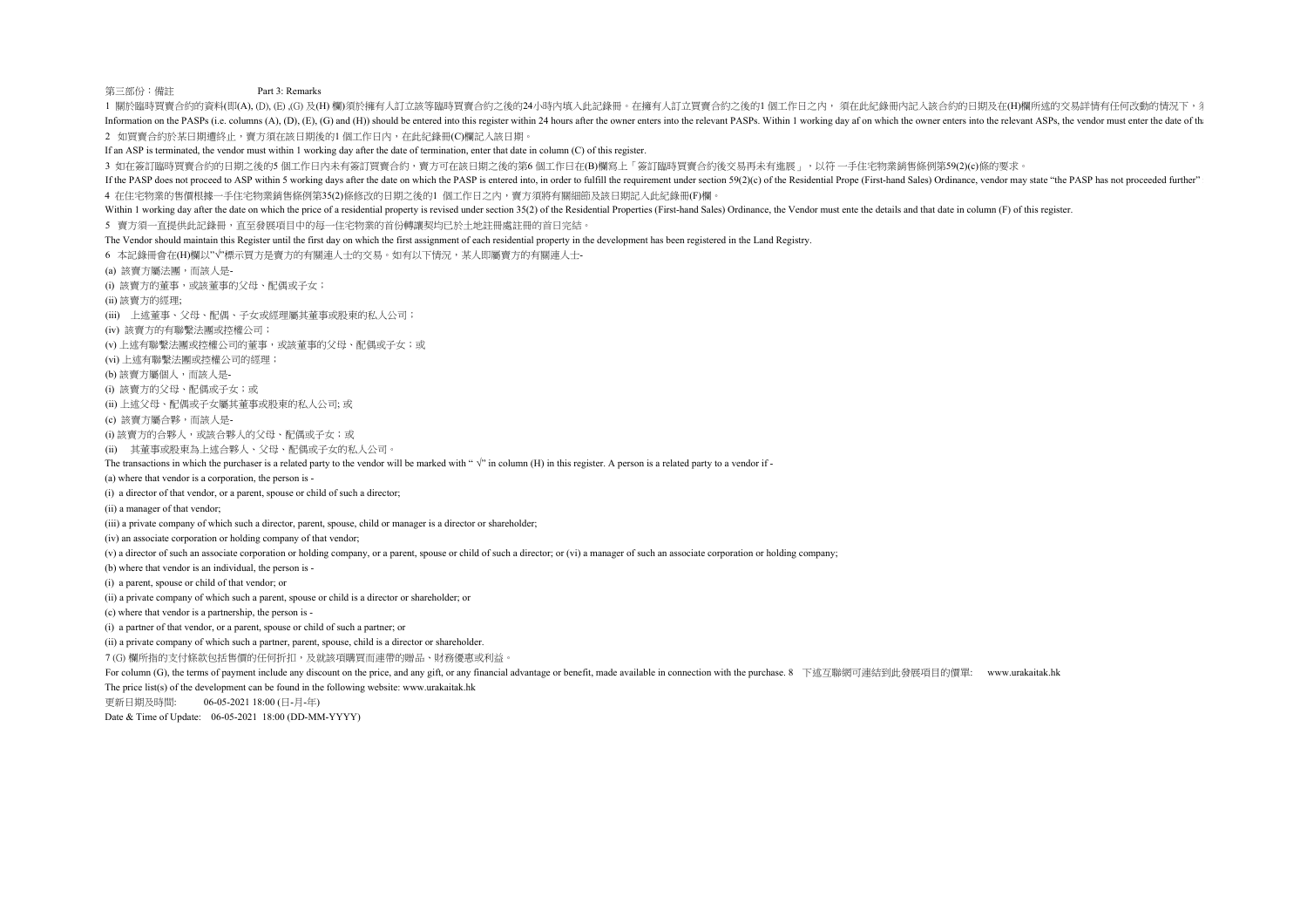第三部份：備註　　　　　　Part 3: Remarks

1 關於臨時買賣合約的資料(即(A), (D), (E) ,(G) 及(H) 欄)須於擁有人訂立該等臨時買賣合約之後的24小時內填入此紀錄冊。在擁有人訂立買賣合約之後的1 個工作日之內， 須在此紀錄冊內記入該合約的日期及在(H)欄所述的交易詳情有任何改動的情況下，須

Information on the PASPs (i.e. columns (A), (D), (E), (G) and (H)) should be entered into this register within 24 hours after the owner enters into the relevant PASPs. Within 1 working day af on which the owner enters into the relevant ASPs, the vendor must enter the date of th

2 如買賣合約於某日期遭終止，賣方須在該日期後的1 個工作日內，在此紀錄冊(C)欄記入該日期。

If an ASP is terminated, the vendor must within 1 working day after the date of termination, enter that date in column (C) of this register.

3 如在簽訂臨時買賣合約的日期之後的5 個工作日內未有簽訂買賣合約，賣方可在該日期之後的第6 個工作日在(B)欄寫上「簽訂臨時買賣合約後交易再未有進展」，以符 一手住宅物業銷售條例第59(2)(c)條的要求。

If the PASP does not proceed to ASP within 5 working days after the date on which the PASP is entered into, in order to fulfill the requirement under section 59(2)(c) of the Residential Prope (First-hand Sales) Ordinance, vendor may state "the PASP has not proceeded further"

4 在住宅物業的售價根據一手住宅物業銷售條例第35(2)條修改的日期之後的1 個工作日之內，賣方須將有關細節及該日期記入此紀錄冊(F)欄。

Within 1 working day after the date on which the price of a residential property is revised under section 35(2) of the Residential Properties (First-hand Sales) Ordinance, the Vendor must ente the details and that date in column (F) of this register.

5 賣方須一直提供此紀錄冊，直至發展項目中的每一住宅物業的首份轉讓契均已於土地註冊處註冊的首日完結。

The Vendor should maintain this Register until the first day on which the first assignment of each residential property in the development has been registered in the Land Registry.

6 本記錄冊會在(H)欄以"√"標示買方是賣方的有關連人士的交易。如有以下情況，某人即屬賣方的有關連人士:-

(a) 該賣方屬法團，而該人是-

(i) 該賣方的董事，或該董事的父母、配偶或子女；

(ii) 該賣方的經理;

(iii) 上述董事、父母、配偶、子女或經理屬其董事或股東的私人公司；

(iv) 該賣方的有聯繫法團或控權公司；

(v) 上述有聯繫法團或控權公司的董事，或該董事的父母、配偶或子女；或

(vi) 上述有聯繫法團或控權公司的經理；

(b) 該賣方屬個人，而該人是-

(i) 該賣方的父母、配偶或子女；或

(ii) 上述父母、配偶或子女屬其董事或股東的私人公司; 或

(c) 該賣方屬合夥，而該人是-

(i) 該賣方的合夥人，或該合夥人的父母、配偶或子女；或

(ii) 其董事或股東為上述合夥人、父母、配偶或子女的私人公司。

The transactions in which the purchaser is a related party to the vendor will be marked with " √" in column (H) in this register. A person is a related party to a vendor if -

(a) where that vendor is a corporation, the person is -

(i) a director of that vendor, or a parent, spouse or child of such a director;

(ii) a manager of that vendor;

(iii) a private company of which such a director, parent, spouse, child or manager is a director or shareholder;

(iv) an associate corporation or holding company of that vendor;

(v) a director of such an associate corporation or holding company, or a parent, spouse or child of such a director; or (vi) a manager of such an associate corporation or holding company;

(b) where that vendor is an individual, the person is -

(i) a parent, spouse or child of that vendor; or

(ii) a private company of which such a parent, spouse or child is a director or shareholder; or

(c) where that vendor is a partnership, the person is -

(i) a partner of that vendor, or a parent, spouse or child of such a partner; or

(ii) a private company of which such a partner, parent, spouse, child is a director or shareholder.

7 (G) 欄所指的支付條款包括售價的任何折扣，及就該項購買而連帶的贈品、財務優惠或利益。

For column (G), the terms of payment include any discount on the price, and any gift, or any financial advantage or benefit, made available in connection with the purchase. 8 下述互聯網可連結到此發展項目的價單: www.urakaitak.hk

The price list(s) of the development can be found in the following website: www.urakaitak.hk

更新日期及時間:　　06-05-2021 18:00 (日-月-年)

Date & Time of Update:　06-05-2021 18:00 (DD-MM-YYYY)